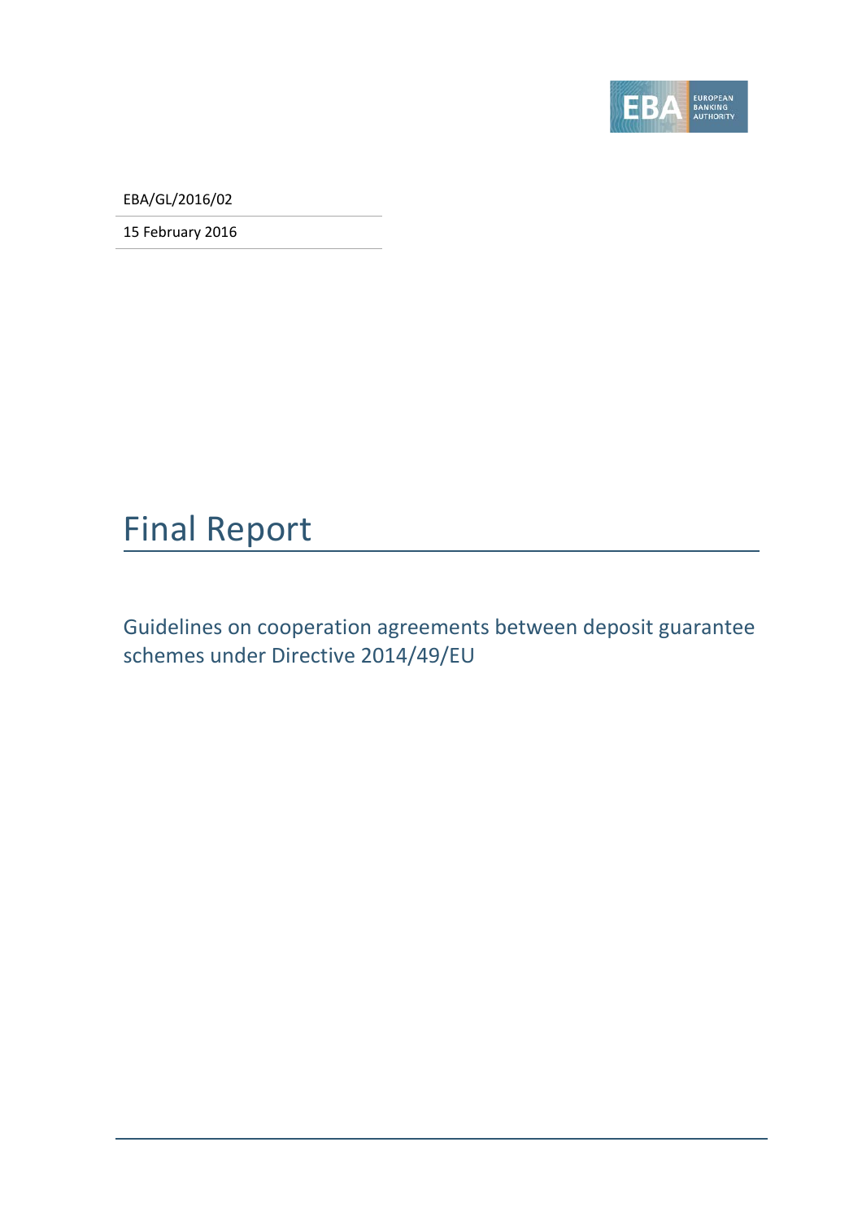EBA/GL/2016/02

15 February 2016

# Final Report

## Guidelines on cooperation agreements between deposit guarantee schemes under Directive 2014/49/EU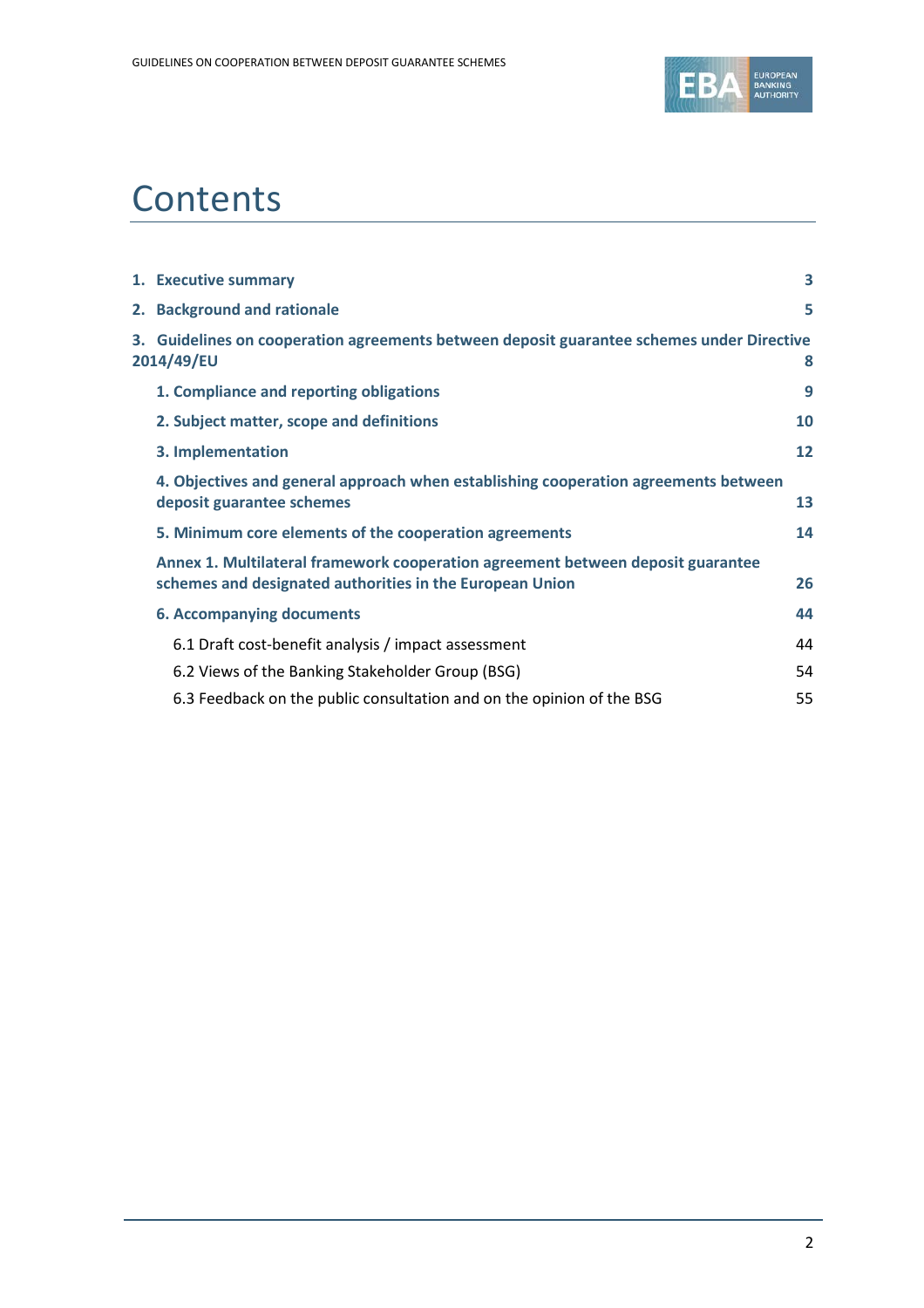# Contents

| | |
|---|---|
| **1. Executive summary** | **3** |
| **2. Background and rationale** | **5** |
| **3. Guidelines on cooperation agreements between deposit guarantee schemes under Directive 2014/49/EU** | **8** |
| **1. Compliance and reporting obligations** | **9** |
| **2. Subject matter, scope and definitions** | **10** |
| **3. Implementation** | **12** |
| **4. Objectives and general approach when establishing cooperation agreements between deposit guarantee schemes** | **13** |
| **5. Minimum core elements of the cooperation agreements** | **14** |
| **Annex 1. Multilateral framework cooperation agreement between deposit guarantee schemes and designated authorities in the European Union** | **26** |
| **6. Accompanying documents** | **44** |
| 6.1 Draft cost-benefit analysis / impact assessment | 44 |
| 6.2 Views of the Banking Stakeholder Group (BSG) | 54 |
| 6.3 Feedback on the public consultation and on the opinion of the BSG | 55 |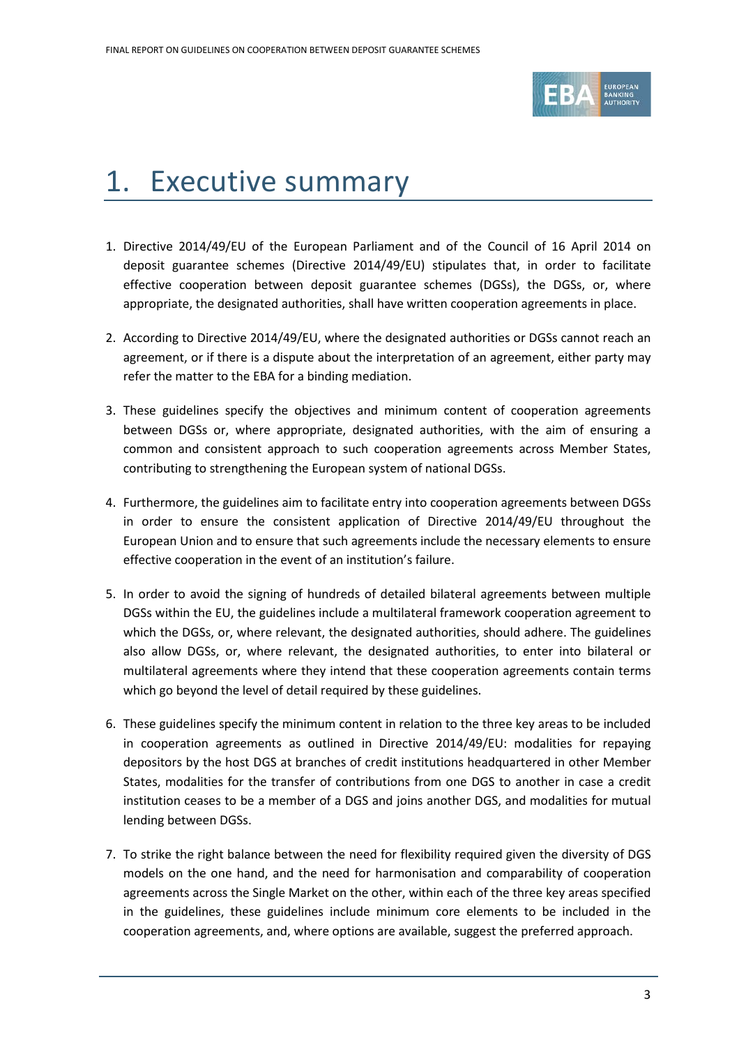# 1. Executive summary

1. Directive 2014/49/EU of the European Parliament and of the Council of 16 April 2014 on deposit guarantee schemes (Directive 2014/49/EU) stipulates that, in order to facilitate effective cooperation between deposit guarantee schemes (DGSs), the DGSs, or, where appropriate, the designated authorities, shall have written cooperation agreements in place.

2. According to Directive 2014/49/EU, where the designated authorities or DGSs cannot reach an agreement, or if there is a dispute about the interpretation of an agreement, either party may refer the matter to the EBA for a binding mediation.

3. These guidelines specify the objectives and minimum content of cooperation agreements between DGSs or, where appropriate, designated authorities, with the aim of ensuring a common and consistent approach to such cooperation agreements across Member States, contributing to strengthening the European system of national DGSs.

4. Furthermore, the guidelines aim to facilitate entry into cooperation agreements between DGSs in order to ensure the consistent application of Directive 2014/49/EU throughout the European Union and to ensure that such agreements include the necessary elements to ensure effective cooperation in the event of an institution's failure.

5. In order to avoid the signing of hundreds of detailed bilateral agreements between multiple DGSs within the EU, the guidelines include a multilateral framework cooperation agreement to which the DGSs, or, where relevant, the designated authorities, should adhere. The guidelines also allow DGSs, or, where relevant, the designated authorities, to enter into bilateral or multilateral agreements where they intend that these cooperation agreements contain terms which go beyond the level of detail required by these guidelines.

6. These guidelines specify the minimum content in relation to the three key areas to be included in cooperation agreements as outlined in Directive 2014/49/EU: modalities for repaying depositors by the host DGS at branches of credit institutions headquartered in other Member States, modalities for the transfer of contributions from one DGS to another in case a credit institution ceases to be a member of a DGS and joins another DGS, and modalities for mutual lending between DGSs.

7. To strike the right balance between the need for flexibility required given the diversity of DGS models on the one hand, and the need for harmonisation and comparability of cooperation agreements across the Single Market on the other, within each of the three key areas specified in the guidelines, these guidelines include minimum core elements to be included in the cooperation agreements, and, where options are available, suggest the preferred approach.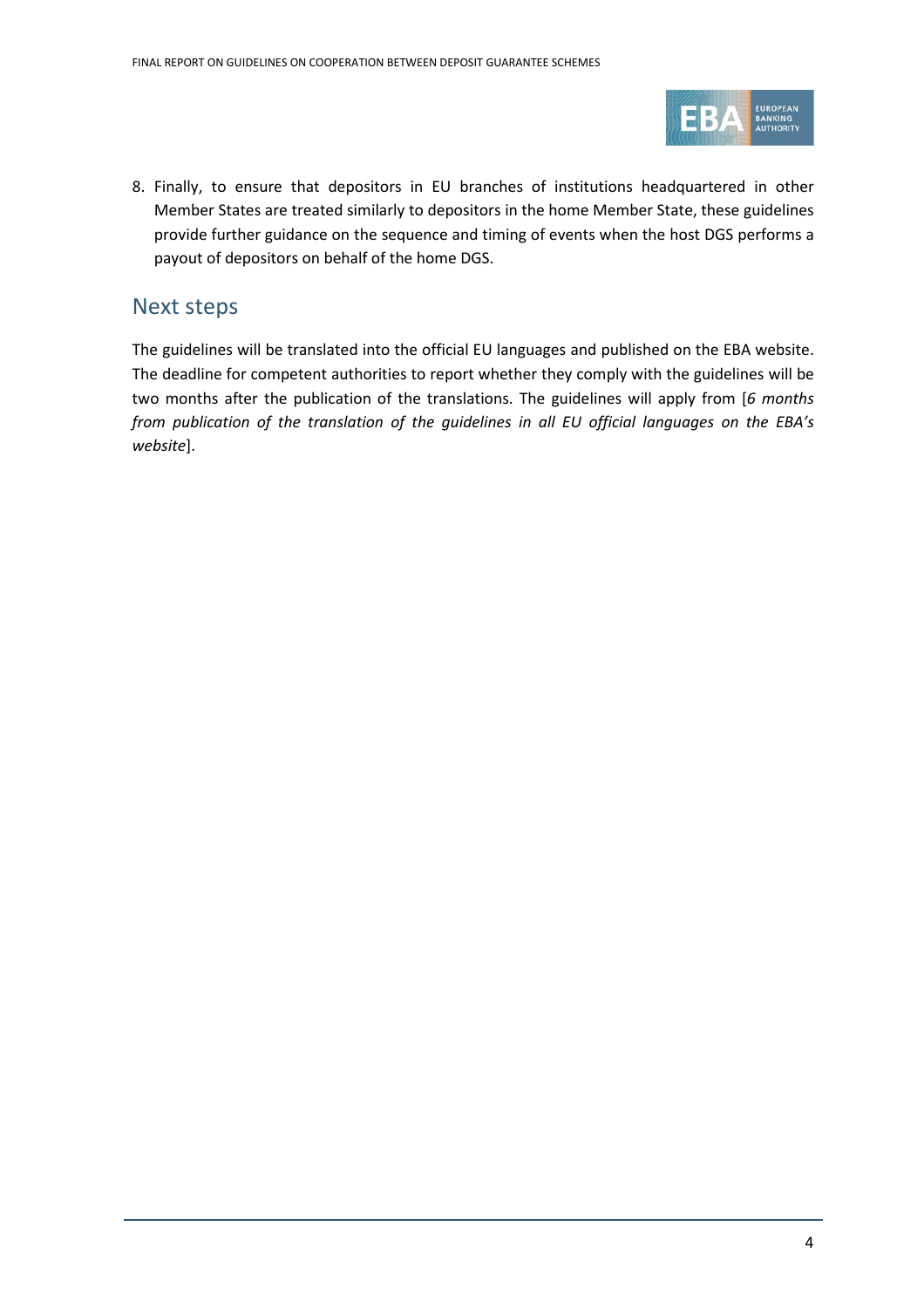8. Finally, to ensure that depositors in EU branches of institutions headquartered in other Member States are treated similarly to depositors in the home Member State, these guidelines provide further guidance on the sequence and timing of events when the host DGS performs a payout of depositors on behalf of the home DGS.

## Next steps

The guidelines will be translated into the official EU languages and published on the EBA website. The deadline for competent authorities to report whether they comply with the guidelines will be two months after the publication of the translations. The guidelines will apply from [*6 months from publication of the translation of the guidelines in all EU official languages on the EBA's website*].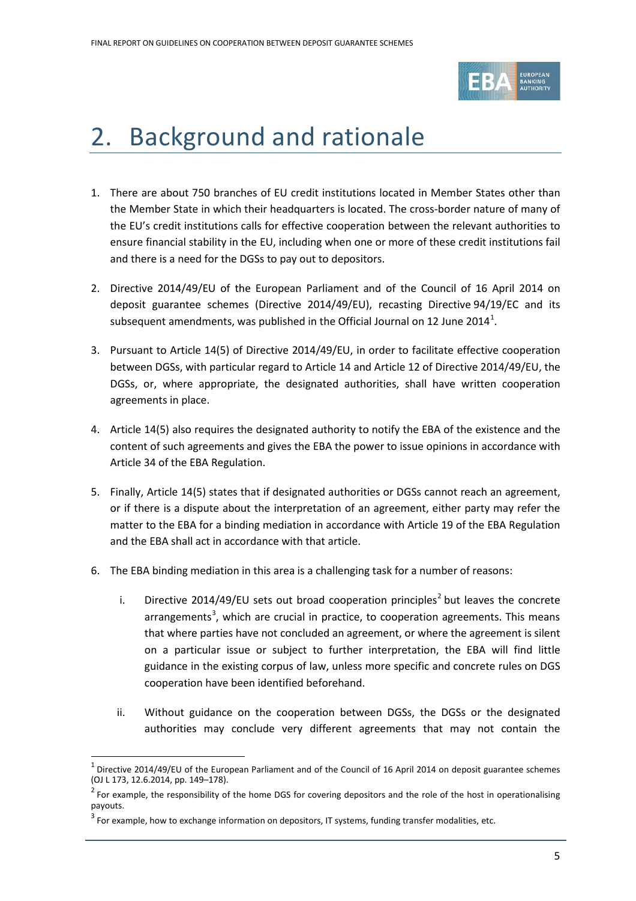# 2. Background and rationale

1. There are about 750 branches of EU credit institutions located in Member States other than the Member State in which their headquarters is located. The cross-border nature of many of the EU's credit institutions calls for effective cooperation between the relevant authorities to ensure financial stability in the EU, including when one or more of these credit institutions fail and there is a need for the DGSs to pay out to depositors.

2. Directive 2014/49/EU of the European Parliament and of the Council of 16 April 2014 on deposit guarantee schemes (Directive 2014/49/EU), recasting Directive 94/19/EC and its subsequent amendments, was published in the Official Journal on 12 June 2014[1].

3. Pursuant to Article 14(5) of Directive 2014/49/EU, in order to facilitate effective cooperation between DGSs, with particular regard to Article 14 and Article 12 of Directive 2014/49/EU, the DGSs, or, where appropriate, the designated authorities, shall have written cooperation agreements in place.

4. Article 14(5) also requires the designated authority to notify the EBA of the existence and the content of such agreements and gives the EBA the power to issue opinions in accordance with Article 34 of the EBA Regulation.

5. Finally, Article 14(5) states that if designated authorities or DGSs cannot reach an agreement, or if there is a dispute about the interpretation of an agreement, either party may refer the matter to the EBA for a binding mediation in accordance with Article 19 of the EBA Regulation and the EBA shall act in accordance with that article.

6. The EBA binding mediation in this area is a challenging task for a number of reasons:

   i. Directive 2014/49/EU sets out broad cooperation principles[2] but leaves the concrete arrangements[3], which are crucial in practice, to cooperation agreements. This means that where parties have not concluded an agreement, or where the agreement is silent on a particular issue or subject to further interpretation, the EBA will find little guidance in the existing corpus of law, unless more specific and concrete rules on DGS cooperation have been identified beforehand.

   ii. Without guidance on the cooperation between DGSs, the DGSs or the designated authorities may conclude very different agreements that may not contain the

[1] Directive 2014/49/EU of the European Parliament and of the Council of 16 April 2014 on deposit guarantee schemes (OJ L 173, 12.6.2014, pp. 149–178).

[2] For example, the responsibility of the home DGS for covering depositors and the role of the host in operationalising payouts.

[3] For example, how to exchange information on depositors, IT systems, funding transfer modalities, etc.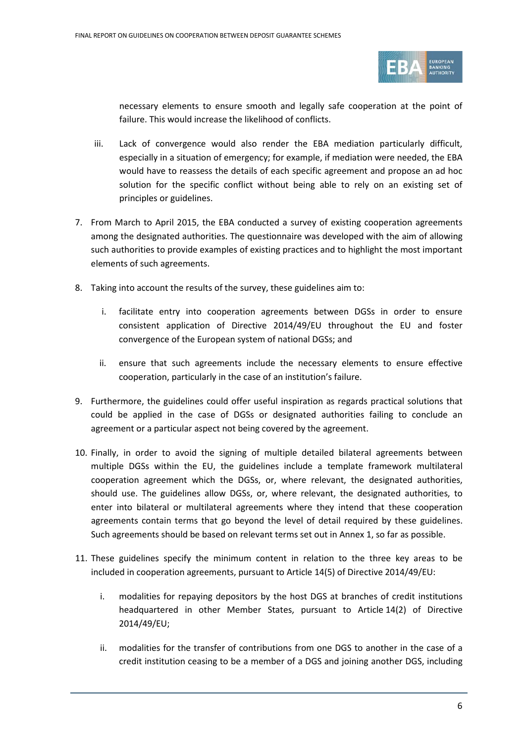necessary elements to ensure smooth and legally safe cooperation at the point of failure. This would increase the likelihood of conflicts.

iii. Lack of convergence would also render the EBA mediation particularly difficult, especially in a situation of emergency; for example, if mediation were needed, the EBA would have to reassess the details of each specific agreement and propose an ad hoc solution for the specific conflict without being able to rely on an existing set of principles or guidelines.

7. From March to April 2015, the EBA conducted a survey of existing cooperation agreements among the designated authorities. The questionnaire was developed with the aim of allowing such authorities to provide examples of existing practices and to highlight the most important elements of such agreements.

8. Taking into account the results of the survey, these guidelines aim to:

   i. facilitate entry into cooperation agreements between DGSs in order to ensure consistent application of Directive 2014/49/EU throughout the EU and foster convergence of the European system of national DGSs; and

   ii. ensure that such agreements include the necessary elements to ensure effective cooperation, particularly in the case of an institution's failure.

9. Furthermore, the guidelines could offer useful inspiration as regards practical solutions that could be applied in the case of DGSs or designated authorities failing to conclude an agreement or a particular aspect not being covered by the agreement.

10. Finally, in order to avoid the signing of multiple detailed bilateral agreements between multiple DGSs within the EU, the guidelines include a template framework multilateral cooperation agreement which the DGSs, or, where relevant, the designated authorities, should use. The guidelines allow DGSs, or, where relevant, the designated authorities, to enter into bilateral or multilateral agreements where they intend that these cooperation agreements contain terms that go beyond the level of detail required by these guidelines. Such agreements should be based on relevant terms set out in Annex 1, so far as possible.

11. These guidelines specify the minimum content in relation to the three key areas to be included in cooperation agreements, pursuant to Article 14(5) of Directive 2014/49/EU:

   i. modalities for repaying depositors by the host DGS at branches of credit institutions headquartered in other Member States, pursuant to Article 14(2) of Directive 2014/49/EU;

   ii. modalities for the transfer of contributions from one DGS to another in the case of a credit institution ceasing to be a member of a DGS and joining another DGS, including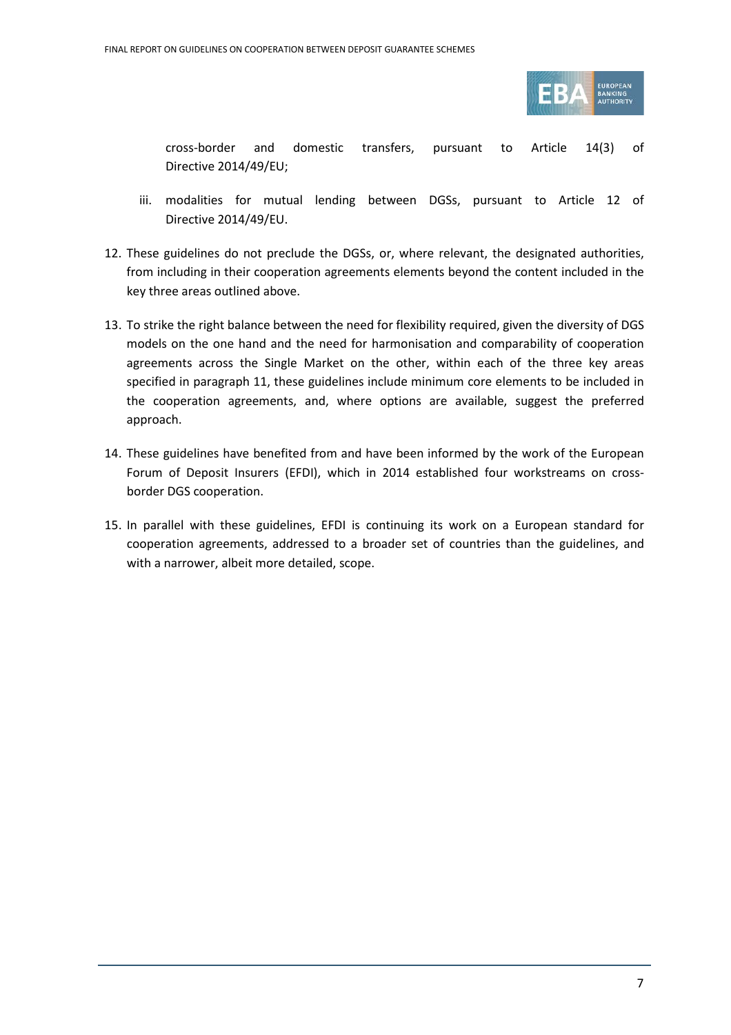cross-border and domestic transfers, pursuant to Article 14(3) of Directive 2014/49/EU;

iii. modalities for mutual lending between DGSs, pursuant to Article 12 of Directive 2014/49/EU.

12. These guidelines do not preclude the DGSs, or, where relevant, the designated authorities, from including in their cooperation agreements elements beyond the content included in the key three areas outlined above.

13. To strike the right balance between the need for flexibility required, given the diversity of DGS models on the one hand and the need for harmonisation and comparability of cooperation agreements across the Single Market on the other, within each of the three key areas specified in paragraph 11, these guidelines include minimum core elements to be included in the cooperation agreements, and, where options are available, suggest the preferred approach.

14. These guidelines have benefited from and have been informed by the work of the European Forum of Deposit Insurers (EFDI), which in 2014 established four workstreams on cross-border DGS cooperation.

15. In parallel with these guidelines, EFDI is continuing its work on a European standard for cooperation agreements, addressed to a broader set of countries than the guidelines, and with a narrower, albeit more detailed, scope.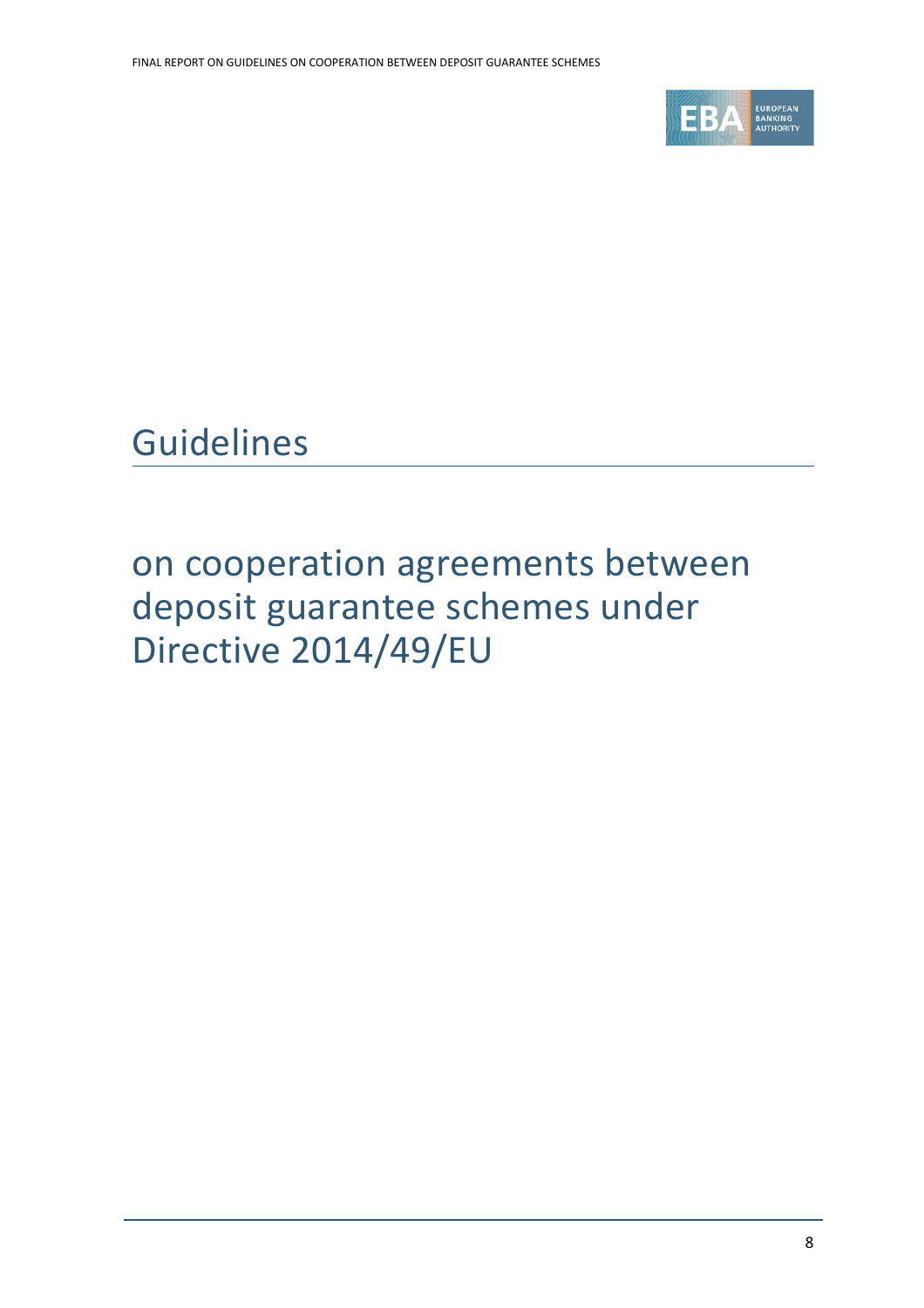# Guidelines

## on cooperation agreements between deposit guarantee schemes under Directive 2014/49/EU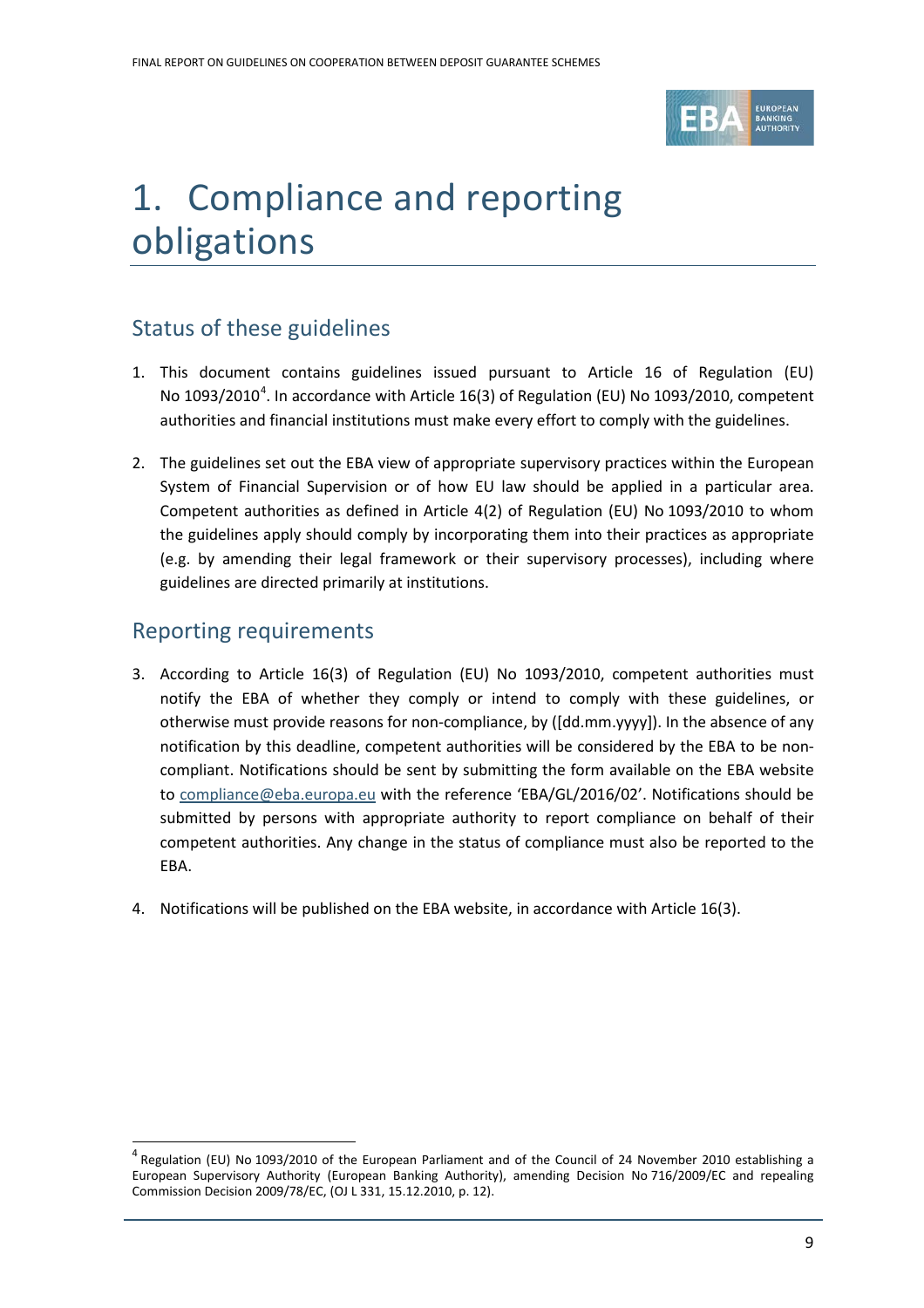# 1. Compliance and reporting obligations

## Status of these guidelines

1. This document contains guidelines issued pursuant to Article 16 of Regulation (EU) No 1093/2010[4]. In accordance with Article 16(3) of Regulation (EU) No 1093/2010, competent authorities and financial institutions must make every effort to comply with the guidelines.

2. The guidelines set out the EBA view of appropriate supervisory practices within the European System of Financial Supervision or of how EU law should be applied in a particular area. Competent authorities as defined in Article 4(2) of Regulation (EU) No 1093/2010 to whom the guidelines apply should comply by incorporating them into their practices as appropriate (e.g. by amending their legal framework or their supervisory processes), including where guidelines are directed primarily at institutions.

## Reporting requirements

3. According to Article 16(3) of Regulation (EU) No 1093/2010, competent authorities must notify the EBA of whether they comply or intend to comply with these guidelines, or otherwise must provide reasons for non-compliance, by ([dd.mm.yyyy]). In the absence of any notification by this deadline, competent authorities will be considered by the EBA to be non-compliant. Notifications should be sent by submitting the form available on the EBA website to compliance@eba.europa.eu with the reference 'EBA/GL/2016/02'. Notifications should be submitted by persons with appropriate authority to report compliance on behalf of their competent authorities. Any change in the status of compliance must also be reported to the EBA.

4. Notifications will be published on the EBA website, in accordance with Article 16(3).

---

[4] Regulation (EU) No 1093/2010 of the European Parliament and of the Council of 24 November 2010 establishing a European Supervisory Authority (European Banking Authority), amending Decision No 716/2009/EC and repealing Commission Decision 2009/78/EC, (OJ L 331, 15.12.2010, p. 12).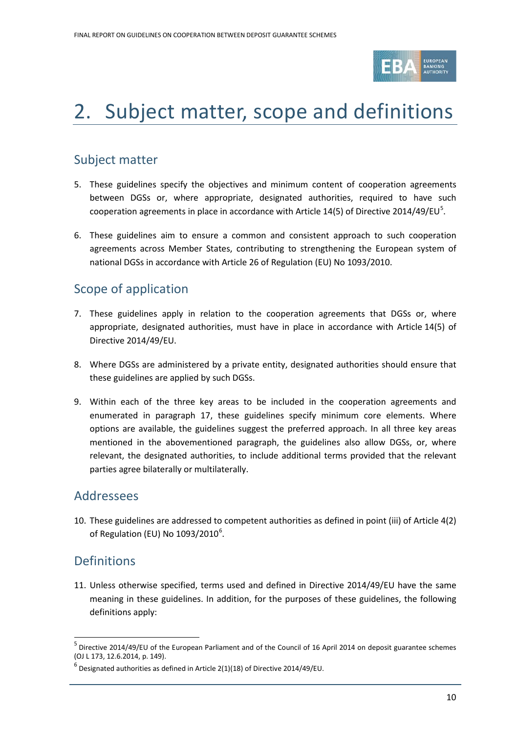# 2. Subject matter, scope and definitions

## Subject matter

5. These guidelines specify the objectives and minimum content of cooperation agreements between DGSs or, where appropriate, designated authorities, required to have such cooperation agreements in place in accordance with Article 14(5) of Directive 2014/49/EU[5].

6. These guidelines aim to ensure a common and consistent approach to such cooperation agreements across Member States, contributing to strengthening the European system of national DGSs in accordance with Article 26 of Regulation (EU) No 1093/2010.

## Scope of application

7. These guidelines apply in relation to the cooperation agreements that DGSs or, where appropriate, designated authorities, must have in place in accordance with Article 14(5) of Directive 2014/49/EU.

8. Where DGSs are administered by a private entity, designated authorities should ensure that these guidelines are applied by such DGSs.

9. Within each of the three key areas to be included in the cooperation agreements and enumerated in paragraph 17, these guidelines specify minimum core elements. Where options are available, the guidelines suggest the preferred approach. In all three key areas mentioned in the abovementioned paragraph, the guidelines also allow DGSs, or, where relevant, the designated authorities, to include additional terms provided that the relevant parties agree bilaterally or multilaterally.

## Addressees

10. These guidelines are addressed to competent authorities as defined in point (iii) of Article 4(2) of Regulation (EU) No 1093/2010[6].

## Definitions

11. Unless otherwise specified, terms used and defined in Directive 2014/49/EU have the same meaning in these guidelines. In addition, for the purposes of these guidelines, the following definitions apply:

---

[5] Directive 2014/49/EU of the European Parliament and of the Council of 16 April 2014 on deposit guarantee schemes (OJ L 173, 12.6.2014, p. 149).

[6] Designated authorities as defined in Article 2(1)(18) of Directive 2014/49/EU.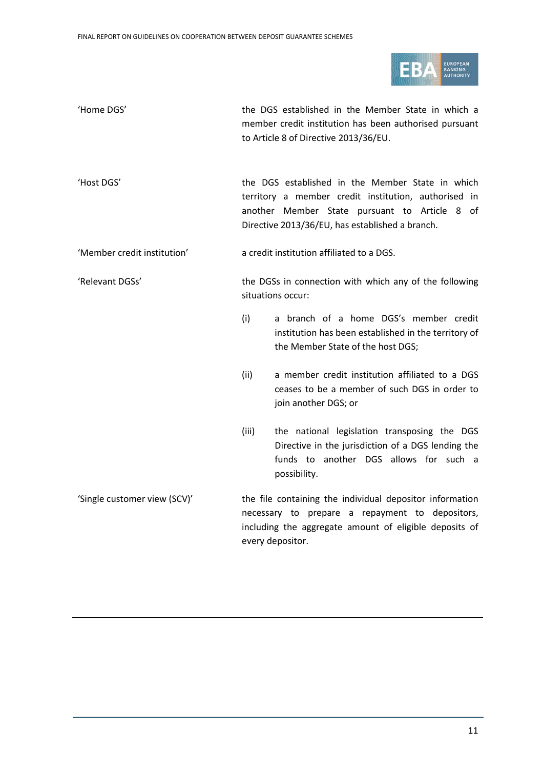| | |
|---|---|
| 'Home DGS' | the DGS established in the Member State in which a member credit institution has been authorised pursuant to Article 8 of Directive 2013/36/EU. |
| 'Host DGS' | the DGS established in the Member State in which territory a member credit institution, authorised in another Member State pursuant to Article 8 of Directive 2013/36/EU, has established a branch. |
| 'Member credit institution' | a credit institution affiliated to a DGS. |
| 'Relevant DGSs' | the DGSs in connection with which any of the following situations occur:<br>(i) a branch of a home DGS's member credit institution has been established in the territory of the Member State of the host DGS;<br>(ii) a member credit institution affiliated to a DGS ceases to be a member of such DGS in order to join another DGS; or<br>(iii) the national legislation transposing the DGS Directive in the jurisdiction of a DGS lending the funds to another DGS allows for such a possibility. |
| 'Single customer view (SCV)' | the file containing the individual depositor information necessary to prepare a repayment to depositors, including the aggregate amount of eligible deposits of every depositor. |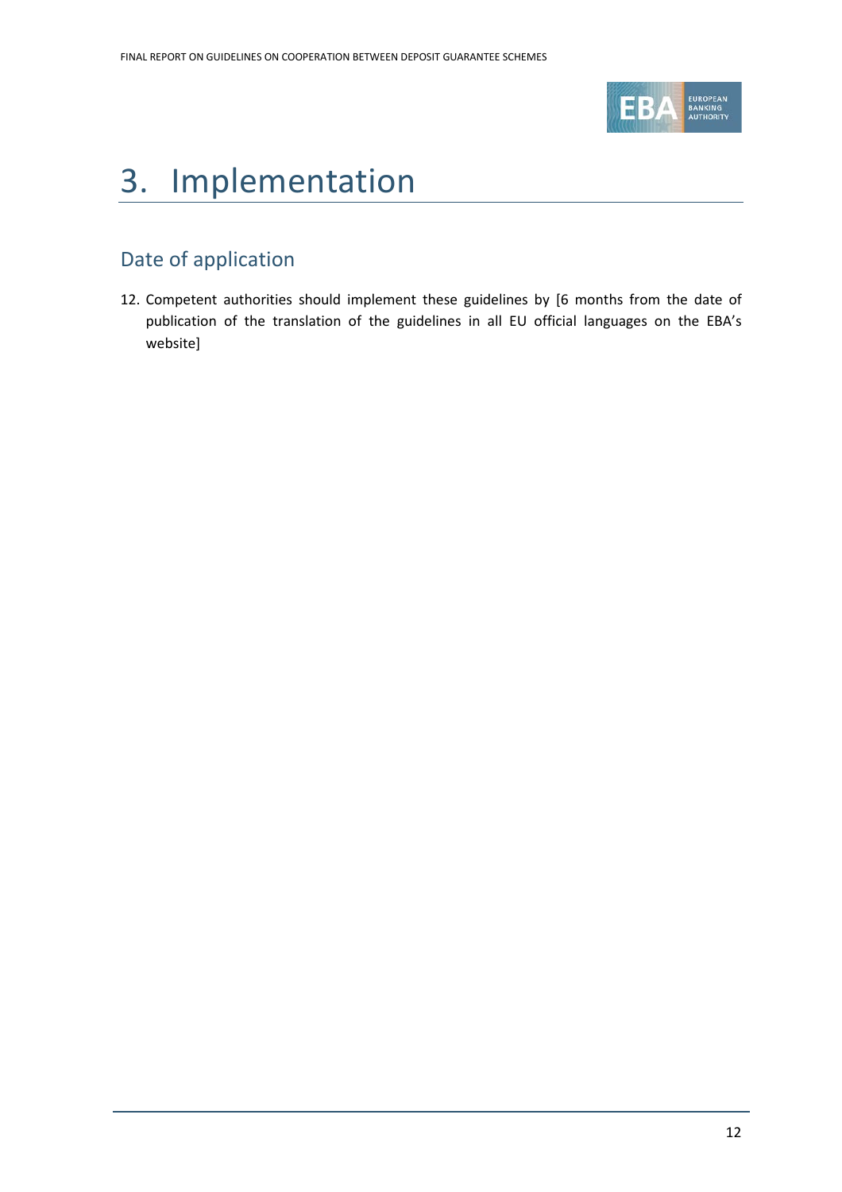# 3. Implementation

## Date of application

12. Competent authorities should implement these guidelines by [6 months from the date of publication of the translation of the guidelines in all EU official languages on the EBA's website]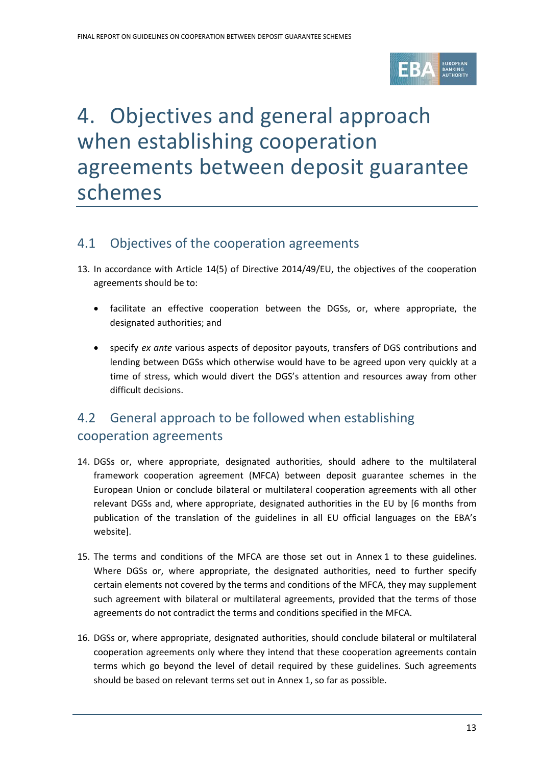# 4. Objectives and general approach when establishing cooperation agreements between deposit guarantee schemes

## 4.1 Objectives of the cooperation agreements

13. In accordance with Article 14(5) of Directive 2014/49/EU, the objectives of the cooperation agreements should be to:

    - facilitate an effective cooperation between the DGSs, or, where appropriate, the designated authorities; and
    - specify *ex ante* various aspects of depositor payouts, transfers of DGS contributions and lending between DGSs which otherwise would have to be agreed upon very quickly at a time of stress, which would divert the DGS's attention and resources away from other difficult decisions.

## 4.2 General approach to be followed when establishing cooperation agreements

14. DGSs or, where appropriate, designated authorities, should adhere to the multilateral framework cooperation agreement (MFCA) between deposit guarantee schemes in the European Union or conclude bilateral or multilateral cooperation agreements with all other relevant DGSs and, where appropriate, designated authorities in the EU by [6 months from publication of the translation of the guidelines in all EU official languages on the EBA's website].

15. The terms and conditions of the MFCA are those set out in Annex 1 to these guidelines. Where DGSs or, where appropriate, the designated authorities, need to further specify certain elements not covered by the terms and conditions of the MFCA, they may supplement such agreement with bilateral or multilateral agreements, provided that the terms of those agreements do not contradict the terms and conditions specified in the MFCA.

16. DGSs or, where appropriate, designated authorities, should conclude bilateral or multilateral cooperation agreements only where they intend that these cooperation agreements contain terms which go beyond the level of detail required by these guidelines. Such agreements should be based on relevant terms set out in Annex 1, so far as possible.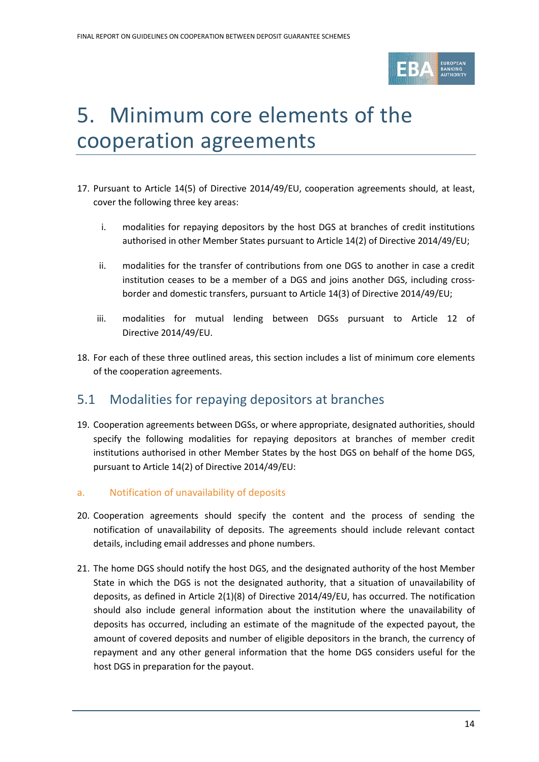# 5. Minimum core elements of the cooperation agreements

17. Pursuant to Article 14(5) of Directive 2014/49/EU, cooperation agreements should, at least, cover the following three key areas:

    i. modalities for repaying depositors by the host DGS at branches of credit institutions authorised in other Member States pursuant to Article 14(2) of Directive 2014/49/EU;

    ii. modalities for the transfer of contributions from one DGS to another in case a credit institution ceases to be a member of a DGS and joins another DGS, including cross-border and domestic transfers, pursuant to Article 14(3) of Directive 2014/49/EU;

    iii. modalities for mutual lending between DGSs pursuant to Article 12 of Directive 2014/49/EU.

18. For each of these three outlined areas, this section includes a list of minimum core elements of the cooperation agreements.

## 5.1 Modalities for repaying depositors at branches

19. Cooperation agreements between DGSs, or where appropriate, designated authorities, should specify the following modalities for repaying depositors at branches of member credit institutions authorised in other Member States by the host DGS on behalf of the home DGS, pursuant to Article 14(2) of Directive 2014/49/EU:

### a. Notification of unavailability of deposits

20. Cooperation agreements should specify the content and the process of sending the notification of unavailability of deposits. The agreements should include relevant contact details, including email addresses and phone numbers.

21. The home DGS should notify the host DGS, and the designated authority of the host Member State in which the DGS is not the designated authority, that a situation of unavailability of deposits, as defined in Article 2(1)(8) of Directive 2014/49/EU, has occurred. The notification should also include general information about the institution where the unavailability of deposits has occurred, including an estimate of the magnitude of the expected payout, the amount of covered deposits and number of eligible depositors in the branch, the currency of repayment and any other general information that the home DGS considers useful for the host DGS in preparation for the payout.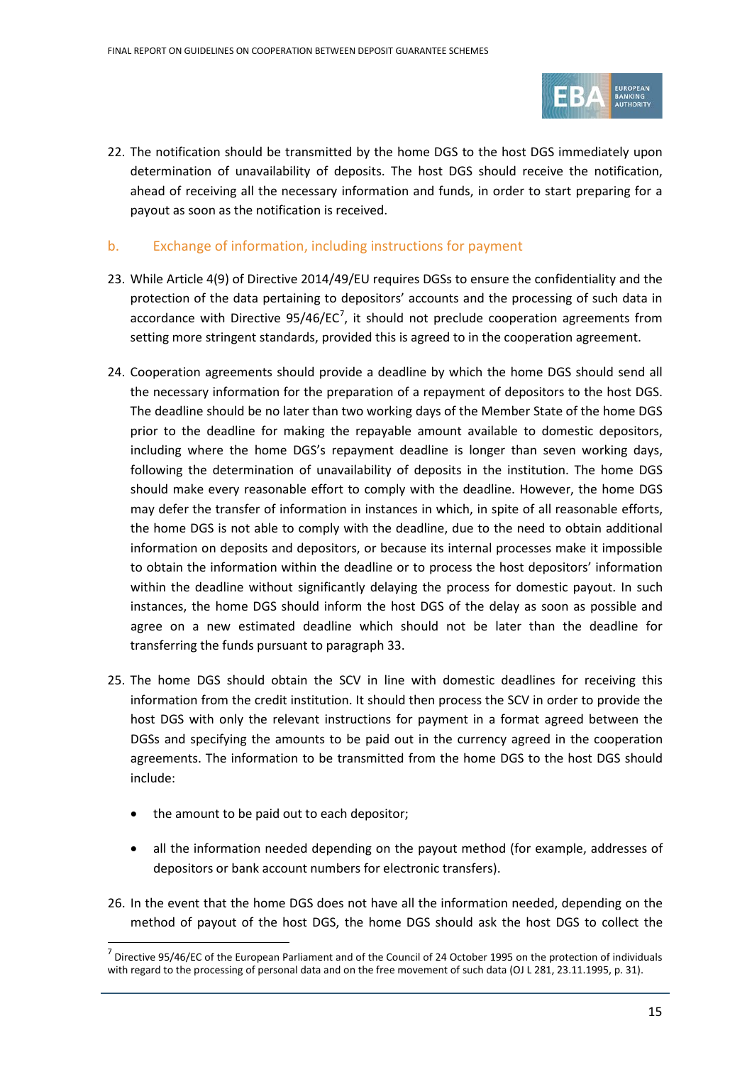22. The notification should be transmitted by the home DGS to the host DGS immediately upon determination of unavailability of deposits. The host DGS should receive the notification, ahead of receiving all the necessary information and funds, in order to start preparing for a payout as soon as the notification is received.

### b. Exchange of information, including instructions for payment

23. While Article 4(9) of Directive 2014/49/EU requires DGSs to ensure the confidentiality and the protection of the data pertaining to depositors' accounts and the processing of such data in accordance with Directive 95/46/EC[7], it should not preclude cooperation agreements from setting more stringent standards, provided this is agreed to in the cooperation agreement.

24. Cooperation agreements should provide a deadline by which the home DGS should send all the necessary information for the preparation of a repayment of depositors to the host DGS. The deadline should be no later than two working days of the Member State of the home DGS prior to the deadline for making the repayable amount available to domestic depositors, including where the home DGS's repayment deadline is longer than seven working days, following the determination of unavailability of deposits in the institution. The home DGS should make every reasonable effort to comply with the deadline. However, the home DGS may defer the transfer of information in instances in which, in spite of all reasonable efforts, the home DGS is not able to comply with the deadline, due to the need to obtain additional information on deposits and depositors, or because its internal processes make it impossible to obtain the information within the deadline or to process the host depositors' information within the deadline without significantly delaying the process for domestic payout. In such instances, the home DGS should inform the host DGS of the delay as soon as possible and agree on a new estimated deadline which should not be later than the deadline for transferring the funds pursuant to paragraph 33.

25. The home DGS should obtain the SCV in line with domestic deadlines for receiving this information from the credit institution. It should then process the SCV in order to provide the host DGS with only the relevant instructions for payment in a format agreed between the DGSs and specifying the amounts to be paid out in the currency agreed in the cooperation agreements. The information to be transmitted from the home DGS to the host DGS should include:

    - the amount to be paid out to each depositor;
    - all the information needed depending on the payout method (for example, addresses of depositors or bank account numbers for electronic transfers).

26. In the event that the home DGS does not have all the information needed, depending on the method of payout of the host DGS, the home DGS should ask the host DGS to collect the

---

[7] Directive 95/46/EC of the European Parliament and of the Council of 24 October 1995 on the protection of individuals with regard to the processing of personal data and on the free movement of such data (OJ L 281, 23.11.1995, p. 31).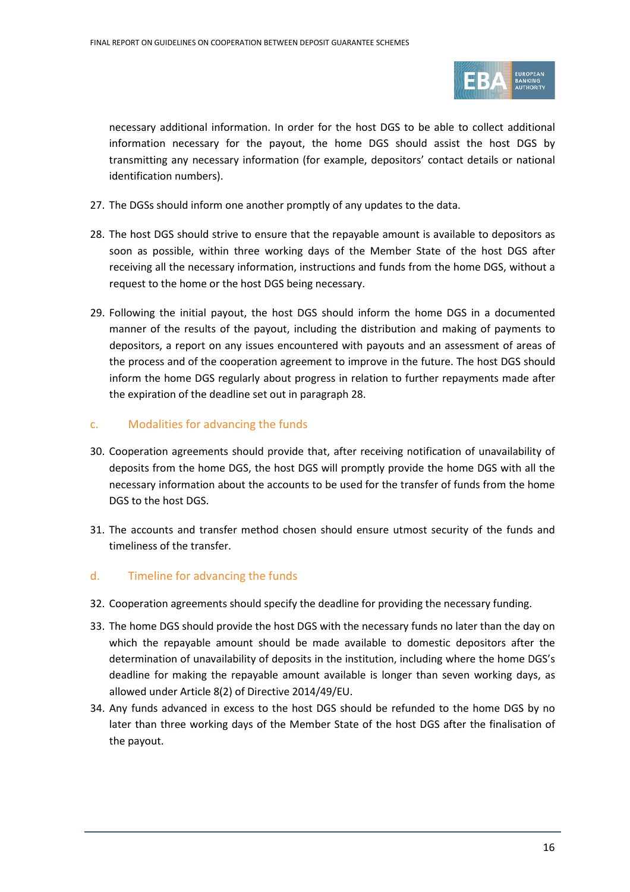necessary additional information. In order for the host DGS to be able to collect additional information necessary for the payout, the home DGS should assist the host DGS by transmitting any necessary information (for example, depositors' contact details or national identification numbers).

27. The DGSs should inform one another promptly of any updates to the data.

28. The host DGS should strive to ensure that the repayable amount is available to depositors as soon as possible, within three working days of the Member State of the host DGS after receiving all the necessary information, instructions and funds from the home DGS, without a request to the home or the host DGS being necessary.

29. Following the initial payout, the host DGS should inform the home DGS in a documented manner of the results of the payout, including the distribution and making of payments to depositors, a report on any issues encountered with payouts and an assessment of areas of the process and of the cooperation agreement to improve in the future. The host DGS should inform the home DGS regularly about progress in relation to further repayments made after the expiration of the deadline set out in paragraph 28.

### c. Modalities for advancing the funds

30. Cooperation agreements should provide that, after receiving notification of unavailability of deposits from the home DGS, the host DGS will promptly provide the home DGS with all the necessary information about the accounts to be used for the transfer of funds from the home DGS to the host DGS.

31. The accounts and transfer method chosen should ensure utmost security of the funds and timeliness of the transfer.

### d. Timeline for advancing the funds

32. Cooperation agreements should specify the deadline for providing the necessary funding.

33. The home DGS should provide the host DGS with the necessary funds no later than the day on which the repayable amount should be made available to domestic depositors after the determination of unavailability of deposits in the institution, including where the home DGS's deadline for making the repayable amount available is longer than seven working days, as allowed under Article 8(2) of Directive 2014/49/EU.

34. Any funds advanced in excess to the host DGS should be refunded to the home DGS by no later than three working days of the Member State of the host DGS after the finalisation of the payout.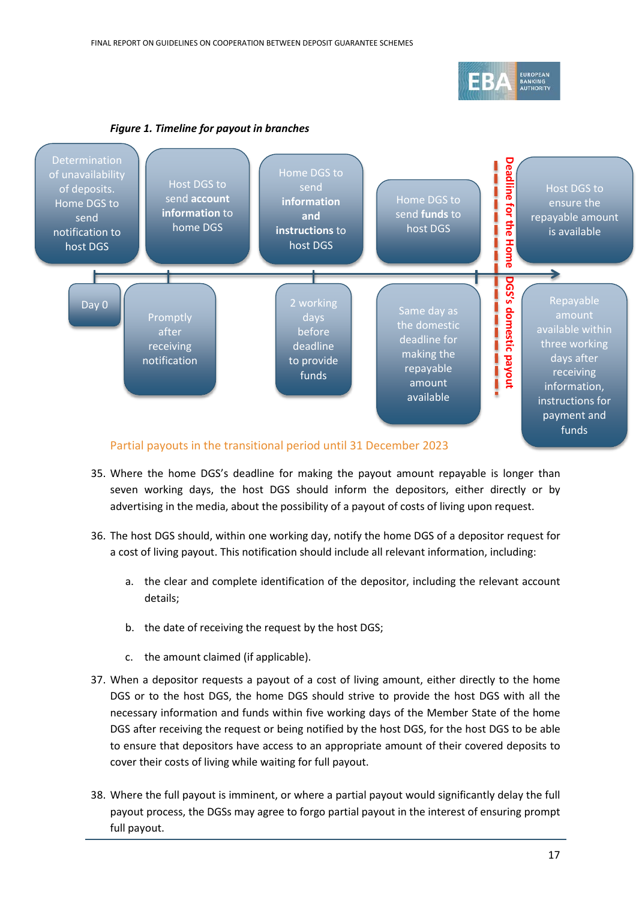*Figure 1. Timeline for payout in branches*

| Step | Timing |
| --- | --- |
| Determination of unavailability of deposits. Home DGS to send notification to host DGS | Day 0 |
| Host DGS to send **account information** to home DGS | Promptly after receiving notification |
| Home DGS to send **information and instructions** to host DGS | 2 working days before deadline to provide funds |
| Home DGS to send **funds** to host DGS | Same day as the domestic deadline for making the repayable amount available |
| **Deadline for the Home DGS's domestic payout** | |
| Host DGS to ensure the repayable amount is available | Repayable amount available within three working days after receiving information, instructions for payment and funds |

## Partial payouts in the transitional period until 31 December 2023

35. Where the home DGS's deadline for making the payout amount repayable is longer than seven working days, the host DGS should inform the depositors, either directly or by advertising in the media, about the possibility of a payout of costs of living upon request.

36. The host DGS should, within one working day, notify the home DGS of a depositor request for a cost of living payout. This notification should include all relevant information, including:

    a. the clear and complete identification of the depositor, including the relevant account details;

    b. the date of receiving the request by the host DGS;

    c. the amount claimed (if applicable).

37. When a depositor requests a payout of a cost of living amount, either directly to the home DGS or to the host DGS, the home DGS should strive to provide the host DGS with all the necessary information and funds within five working days of the Member State of the home DGS after receiving the request or being notified by the host DGS, for the host DGS to be able to ensure that depositors have access to an appropriate amount of their covered deposits to cover their costs of living while waiting for full payout.

38. Where the full payout is imminent, or where a partial payout would significantly delay the full payout process, the DGSs may agree to forgo partial payout in the interest of ensuring prompt full payout.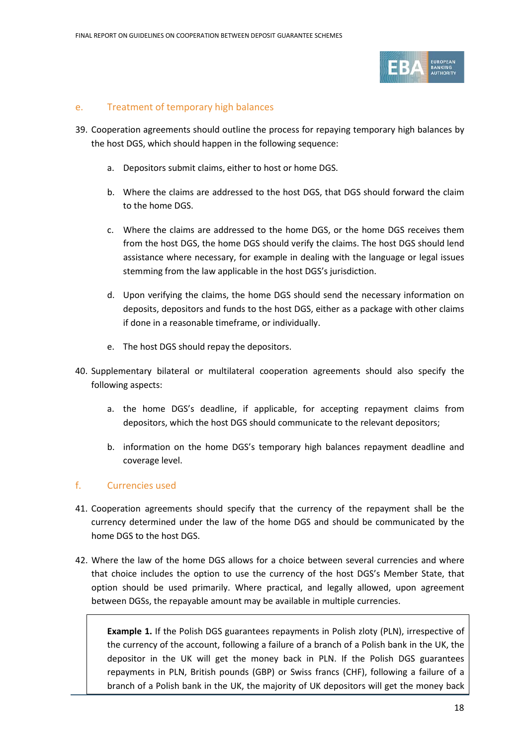### e. Treatment of temporary high balances

39. Cooperation agreements should outline the process for repaying temporary high balances by the host DGS, which should happen in the following sequence:

    a. Depositors submit claims, either to host or home DGS.

    b. Where the claims are addressed to the host DGS, that DGS should forward the claim to the home DGS.

    c. Where the claims are addressed to the home DGS, or the home DGS receives them from the host DGS, the home DGS should verify the claims. The host DGS should lend assistance where necessary, for example in dealing with the language or legal issues stemming from the law applicable in the host DGS's jurisdiction.

    d. Upon verifying the claims, the home DGS should send the necessary information on deposits, depositors and funds to the host DGS, either as a package with other claims if done in a reasonable timeframe, or individually.

    e. The host DGS should repay the depositors.

40. Supplementary bilateral or multilateral cooperation agreements should also specify the following aspects:

    a. the home DGS's deadline, if applicable, for accepting repayment claims from depositors, which the host DGS should communicate to the relevant depositors;

    b. information on the home DGS's temporary high balances repayment deadline and coverage level.

### f. Currencies used

41. Cooperation agreements should specify that the currency of the repayment shall be the currency determined under the law of the home DGS and should be communicated by the home DGS to the host DGS.

42. Where the law of the home DGS allows for a choice between several currencies and where that choice includes the option to use the currency of the host DGS's Member State, that option should be used primarily. Where practical, and legally allowed, upon agreement between DGSs, the repayable amount may be available in multiple currencies.

> **Example 1.** If the Polish DGS guarantees repayments in Polish zloty (PLN), irrespective of the currency of the account, following a failure of a branch of a Polish bank in the UK, the depositor in the UK will get the money back in PLN. If the Polish DGS guarantees repayments in PLN, British pounds (GBP) or Swiss francs (CHF), following a failure of a branch of a Polish bank in the UK, the majority of UK depositors will get the money back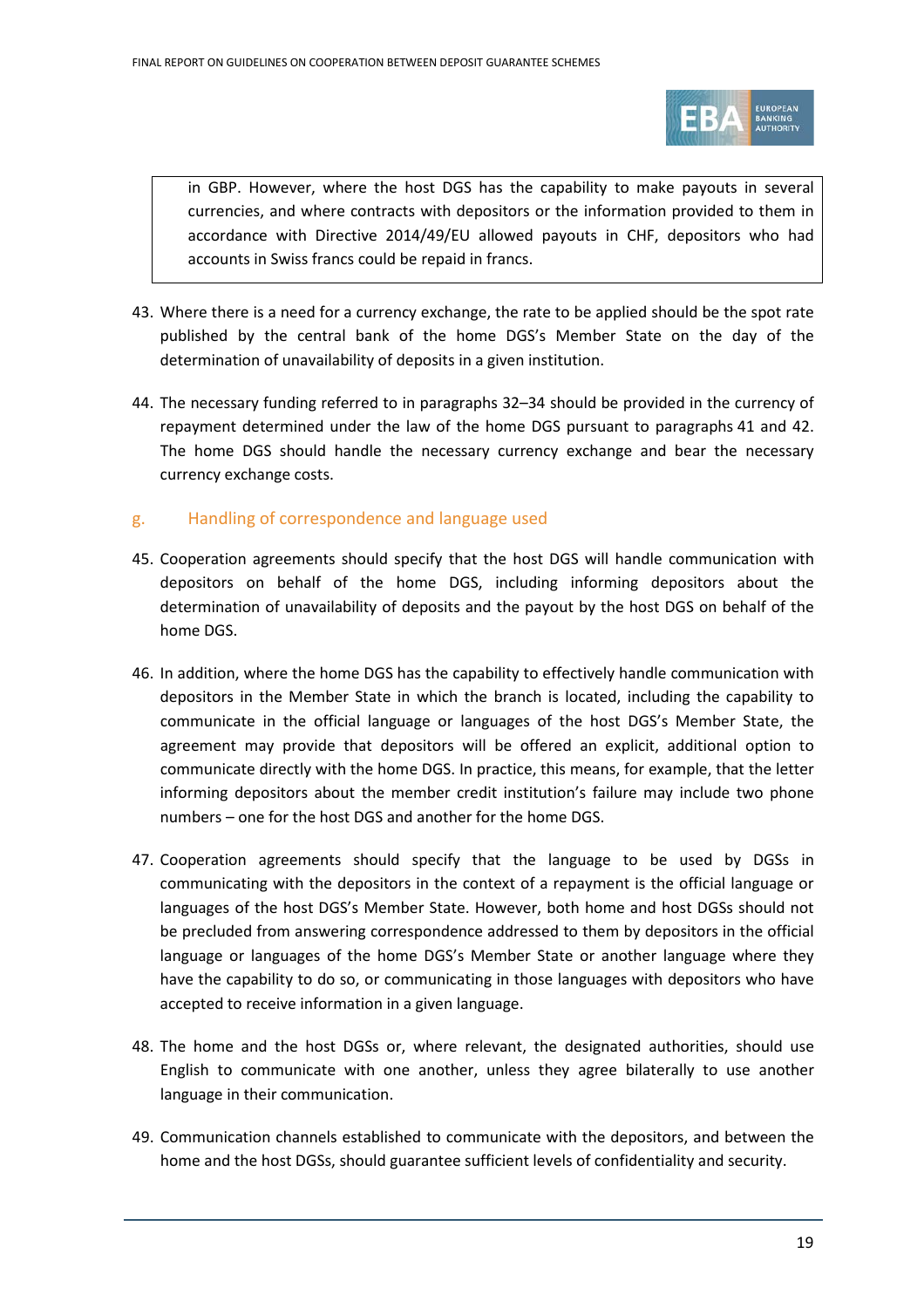> in GBP. However, where the host DGS has the capability to make payouts in several currencies, and where contracts with depositors or the information provided to them in accordance with Directive 2014/49/EU allowed payouts in CHF, depositors who had accounts in Swiss francs could be repaid in francs.

43. Where there is a need for a currency exchange, the rate to be applied should be the spot rate published by the central bank of the home DGS's Member State on the day of the determination of unavailability of deposits in a given institution.

44. The necessary funding referred to in paragraphs 32–34 should be provided in the currency of repayment determined under the law of the home DGS pursuant to paragraphs 41 and 42. The home DGS should handle the necessary currency exchange and bear the necessary currency exchange costs.

### g. Handling of correspondence and language used

45. Cooperation agreements should specify that the host DGS will handle communication with depositors on behalf of the home DGS, including informing depositors about the determination of unavailability of deposits and the payout by the host DGS on behalf of the home DGS.

46. In addition, where the home DGS has the capability to effectively handle communication with depositors in the Member State in which the branch is located, including the capability to communicate in the official language or languages of the host DGS's Member State, the agreement may provide that depositors will be offered an explicit, additional option to communicate directly with the home DGS. In practice, this means, for example, that the letter informing depositors about the member credit institution's failure may include two phone numbers – one for the host DGS and another for the home DGS.

47. Cooperation agreements should specify that the language to be used by DGSs in communicating with the depositors in the context of a repayment is the official language or languages of the host DGS's Member State. However, both home and host DGSs should not be precluded from answering correspondence addressed to them by depositors in the official language or languages of the home DGS's Member State or another language where they have the capability to do so, or communicating in those languages with depositors who have accepted to receive information in a given language.

48. The home and the host DGSs or, where relevant, the designated authorities, should use English to communicate with one another, unless they agree bilaterally to use another language in their communication.

49. Communication channels established to communicate with the depositors, and between the home and the host DGSs, should guarantee sufficient levels of confidentiality and security.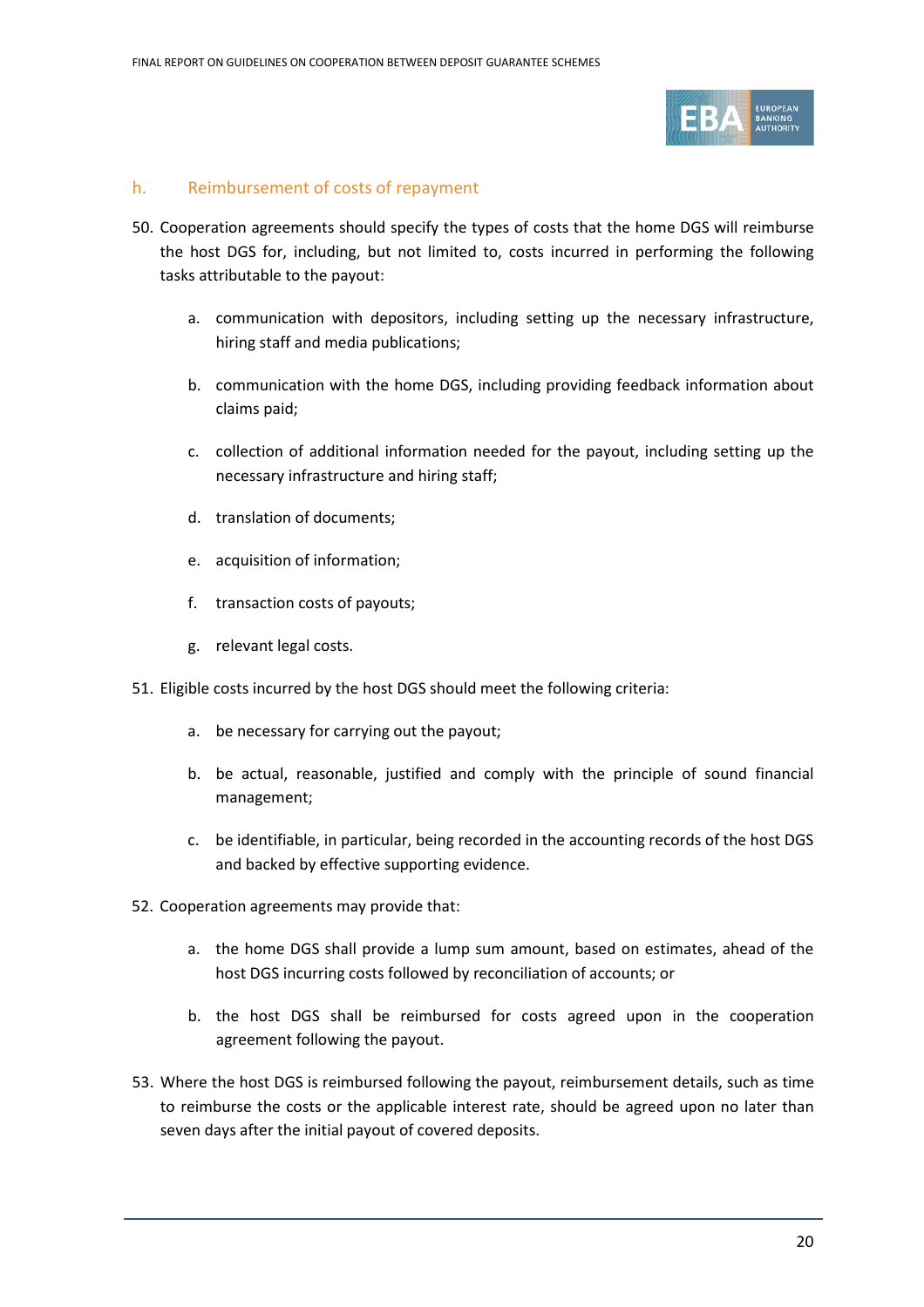### h. Reimbursement of costs of repayment

50. Cooperation agreements should specify the types of costs that the home DGS will reimburse the host DGS for, including, but not limited to, costs incurred in performing the following tasks attributable to the payout:

    a. communication with depositors, including setting up the necessary infrastructure, hiring staff and media publications;

    b. communication with the home DGS, including providing feedback information about claims paid;

    c. collection of additional information needed for the payout, including setting up the necessary infrastructure and hiring staff;

    d. translation of documents;

    e. acquisition of information;

    f. transaction costs of payouts;

    g. relevant legal costs.

51. Eligible costs incurred by the host DGS should meet the following criteria:

    a. be necessary for carrying out the payout;

    b. be actual, reasonable, justified and comply with the principle of sound financial management;

    c. be identifiable, in particular, being recorded in the accounting records of the host DGS and backed by effective supporting evidence.

52. Cooperation agreements may provide that:

    a. the home DGS shall provide a lump sum amount, based on estimates, ahead of the host DGS incurring costs followed by reconciliation of accounts; or

    b. the host DGS shall be reimbursed for costs agreed upon in the cooperation agreement following the payout.

53. Where the host DGS is reimbursed following the payout, reimbursement details, such as time to reimburse the costs or the applicable interest rate, should be agreed upon no later than seven days after the initial payout of covered deposits.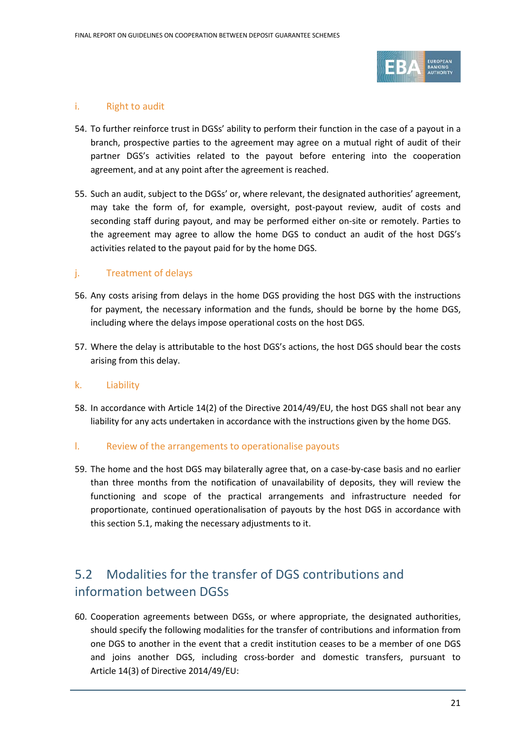#### i. Right to audit

54. To further reinforce trust in DGSs' ability to perform their function in the case of a payout in a branch, prospective parties to the agreement may agree on a mutual right of audit of their partner DGS's activities related to the payout before entering into the cooperation agreement, and at any point after the agreement is reached.

55. Such an audit, subject to the DGSs' or, where relevant, the designated authorities' agreement, may take the form of, for example, oversight, post-payout review, audit of costs and seconding staff during payout, and may be performed either on-site or remotely. Parties to the agreement may agree to allow the home DGS to conduct an audit of the host DGS's activities related to the payout paid for by the home DGS.

#### j. Treatment of delays

56. Any costs arising from delays in the home DGS providing the host DGS with the instructions for payment, the necessary information and the funds, should be borne by the home DGS, including where the delays impose operational costs on the host DGS.

57. Where the delay is attributable to the host DGS's actions, the host DGS should bear the costs arising from this delay.

#### k. Liability

58. In accordance with Article 14(2) of the Directive 2014/49/EU, the host DGS shall not bear any liability for any acts undertaken in accordance with the instructions given by the home DGS.

#### l. Review of the arrangements to operationalise payouts

59. The home and the host DGS may bilaterally agree that, on a case-by-case basis and no earlier than three months from the notification of unavailability of deposits, they will review the functioning and scope of the practical arrangements and infrastructure needed for proportionate, continued operationalisation of payouts by the host DGS in accordance with this section 5.1, making the necessary adjustments to it.

## 5.2 Modalities for the transfer of DGS contributions and information between DGSs

60. Cooperation agreements between DGSs, or where appropriate, the designated authorities, should specify the following modalities for the transfer of contributions and information from one DGS to another in the event that a credit institution ceases to be a member of one DGS and joins another DGS, including cross-border and domestic transfers, pursuant to Article 14(3) of Directive 2014/49/EU: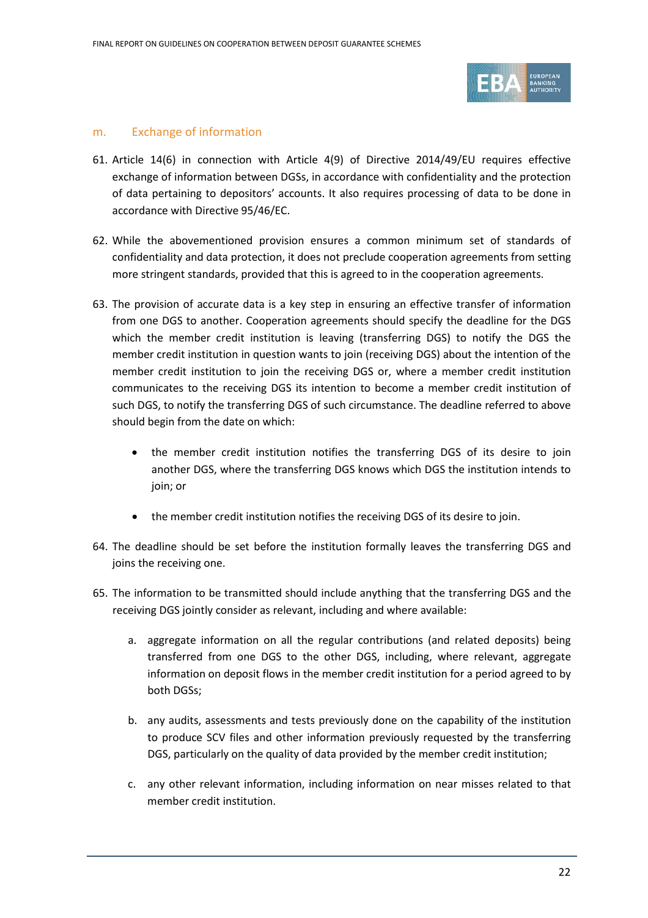### m. Exchange of information

61. Article 14(6) in connection with Article 4(9) of Directive 2014/49/EU requires effective exchange of information between DGSs, in accordance with confidentiality and the protection of data pertaining to depositors' accounts. It also requires processing of data to be done in accordance with Directive 95/46/EC.

62. While the abovementioned provision ensures a common minimum set of standards of confidentiality and data protection, it does not preclude cooperation agreements from setting more stringent standards, provided that this is agreed to in the cooperation agreements.

63. The provision of accurate data is a key step in ensuring an effective transfer of information from one DGS to another. Cooperation agreements should specify the deadline for the DGS which the member credit institution is leaving (transferring DGS) to notify the DGS the member credit institution in question wants to join (receiving DGS) about the intention of the member credit institution to join the receiving DGS or, where a member credit institution communicates to the receiving DGS its intention to become a member credit institution of such DGS, to notify the transferring DGS of such circumstance. The deadline referred to above should begin from the date on which:

    - the member credit institution notifies the transferring DGS of its desire to join another DGS, where the transferring DGS knows which DGS the institution intends to join; or
    - the member credit institution notifies the receiving DGS of its desire to join.

64. The deadline should be set before the institution formally leaves the transferring DGS and joins the receiving one.

65. The information to be transmitted should include anything that the transferring DGS and the receiving DGS jointly consider as relevant, including and where available:

    a. aggregate information on all the regular contributions (and related deposits) being transferred from one DGS to the other DGS, including, where relevant, aggregate information on deposit flows in the member credit institution for a period agreed to by both DGSs;

    b. any audits, assessments and tests previously done on the capability of the institution to produce SCV files and other information previously requested by the transferring DGS, particularly on the quality of data provided by the member credit institution;

    c. any other relevant information, including information on near misses related to that member credit institution.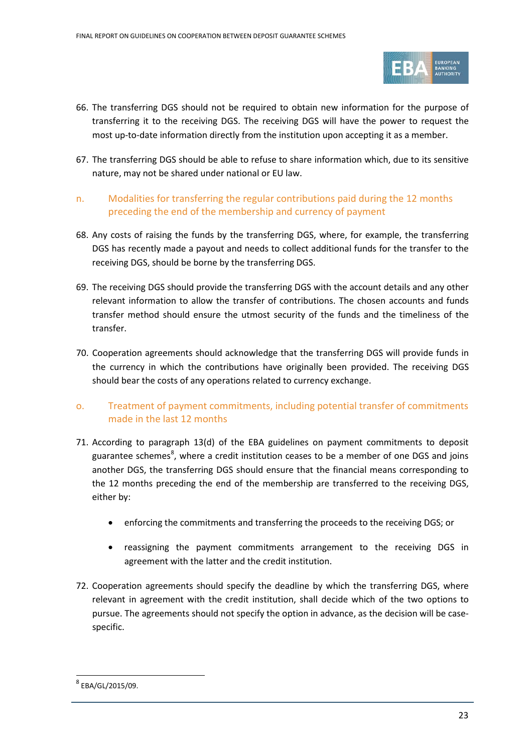66. The transferring DGS should not be required to obtain new information for the purpose of transferring it to the receiving DGS. The receiving DGS will have the power to request the most up-to-date information directly from the institution upon accepting it as a member.

67. The transferring DGS should be able to refuse to share information which, due to its sensitive nature, may not be shared under national or EU law.

### n. Modalities for transferring the regular contributions paid during the 12 months preceding the end of the membership and currency of payment

68. Any costs of raising the funds by the transferring DGS, where, for example, the transferring DGS has recently made a payout and needs to collect additional funds for the transfer to the receiving DGS, should be borne by the transferring DGS.

69. The receiving DGS should provide the transferring DGS with the account details and any other relevant information to allow the transfer of contributions. The chosen accounts and funds transfer method should ensure the utmost security of the funds and the timeliness of the transfer.

70. Cooperation agreements should acknowledge that the transferring DGS will provide funds in the currency in which the contributions have originally been provided. The receiving DGS should bear the costs of any operations related to currency exchange.

### o. Treatment of payment commitments, including potential transfer of commitments made in the last 12 months

71. According to paragraph 13(d) of the EBA guidelines on payment commitments to deposit guarantee schemes[8], where a credit institution ceases to be a member of one DGS and joins another DGS, the transferring DGS should ensure that the financial means corresponding to the 12 months preceding the end of the membership are transferred to the receiving DGS, either by:

    - enforcing the commitments and transferring the proceeds to the receiving DGS; or

    - reassigning the payment commitments arrangement to the receiving DGS in agreement with the latter and the credit institution.

72. Cooperation agreements should specify the deadline by which the transferring DGS, where relevant in agreement with the credit institution, shall decide which of the two options to pursue. The agreements should not specify the option in advance, as the decision will be case-specific.

---

[8] EBA/GL/2015/09.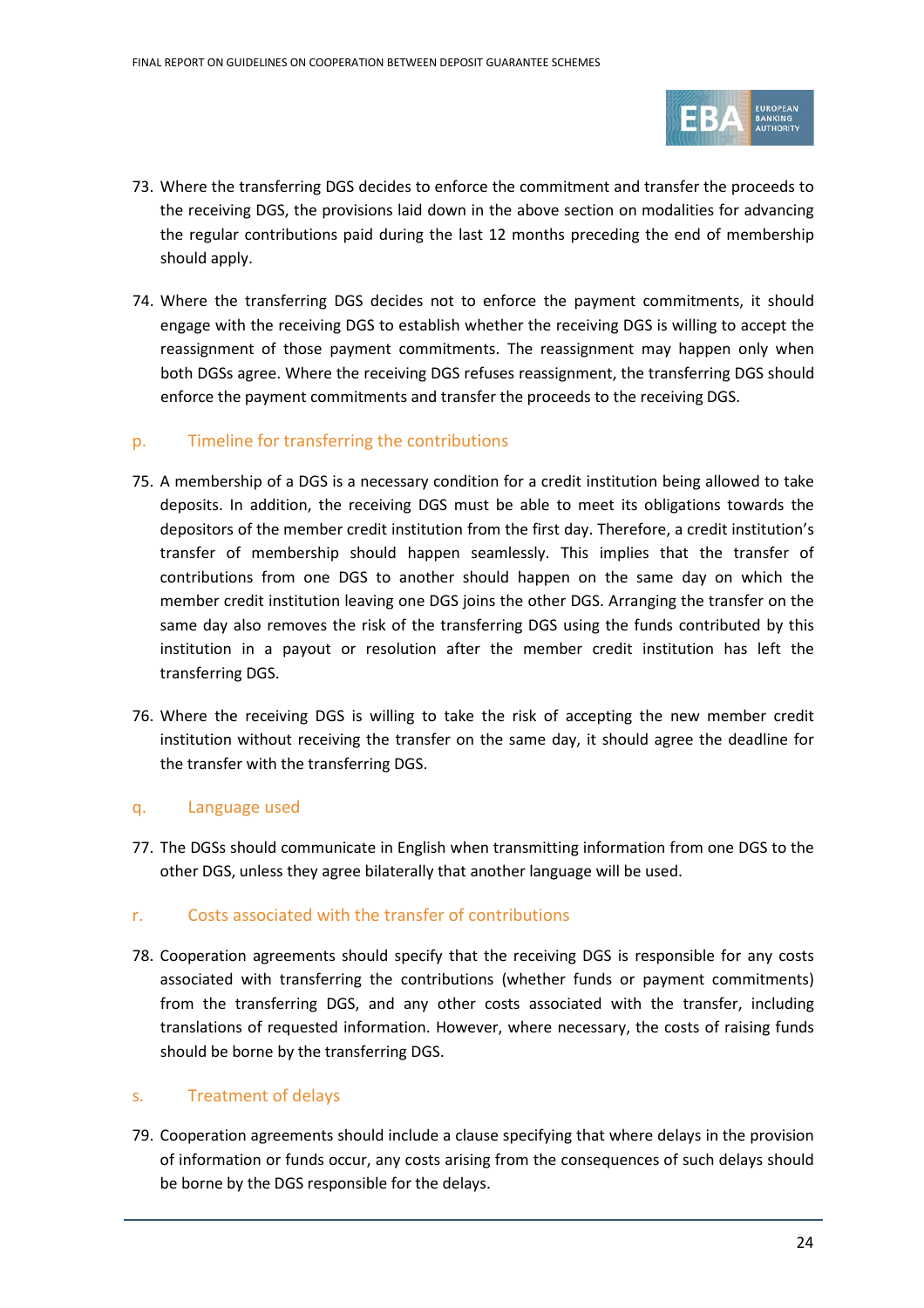73. Where the transferring DGS decides to enforce the commitment and transfer the proceeds to the receiving DGS, the provisions laid down in the above section on modalities for advancing the regular contributions paid during the last 12 months preceding the end of membership should apply.

74. Where the transferring DGS decides not to enforce the payment commitments, it should engage with the receiving DGS to establish whether the receiving DGS is willing to accept the reassignment of those payment commitments. The reassignment may happen only when both DGSs agree. Where the receiving DGS refuses reassignment, the transferring DGS should enforce the payment commitments and transfer the proceeds to the receiving DGS.

### p. Timeline for transferring the contributions

75. A membership of a DGS is a necessary condition for a credit institution being allowed to take deposits. In addition, the receiving DGS must be able to meet its obligations towards the depositors of the member credit institution from the first day. Therefore, a credit institution's transfer of membership should happen seamlessly. This implies that the transfer of contributions from one DGS to another should happen on the same day on which the member credit institution leaving one DGS joins the other DGS. Arranging the transfer on the same day also removes the risk of the transferring DGS using the funds contributed by this institution in a payout or resolution after the member credit institution has left the transferring DGS.

76. Where the receiving DGS is willing to take the risk of accepting the new member credit institution without receiving the transfer on the same day, it should agree the deadline for the transfer with the transferring DGS.

### q. Language used

77. The DGSs should communicate in English when transmitting information from one DGS to the other DGS, unless they agree bilaterally that another language will be used.

### r. Costs associated with the transfer of contributions

78. Cooperation agreements should specify that the receiving DGS is responsible for any costs associated with transferring the contributions (whether funds or payment commitments) from the transferring DGS, and any other costs associated with the transfer, including translations of requested information. However, where necessary, the costs of raising funds should be borne by the transferring DGS.

### s. Treatment of delays

79. Cooperation agreements should include a clause specifying that where delays in the provision of information or funds occur, any costs arising from the consequences of such delays should be borne by the DGS responsible for the delays.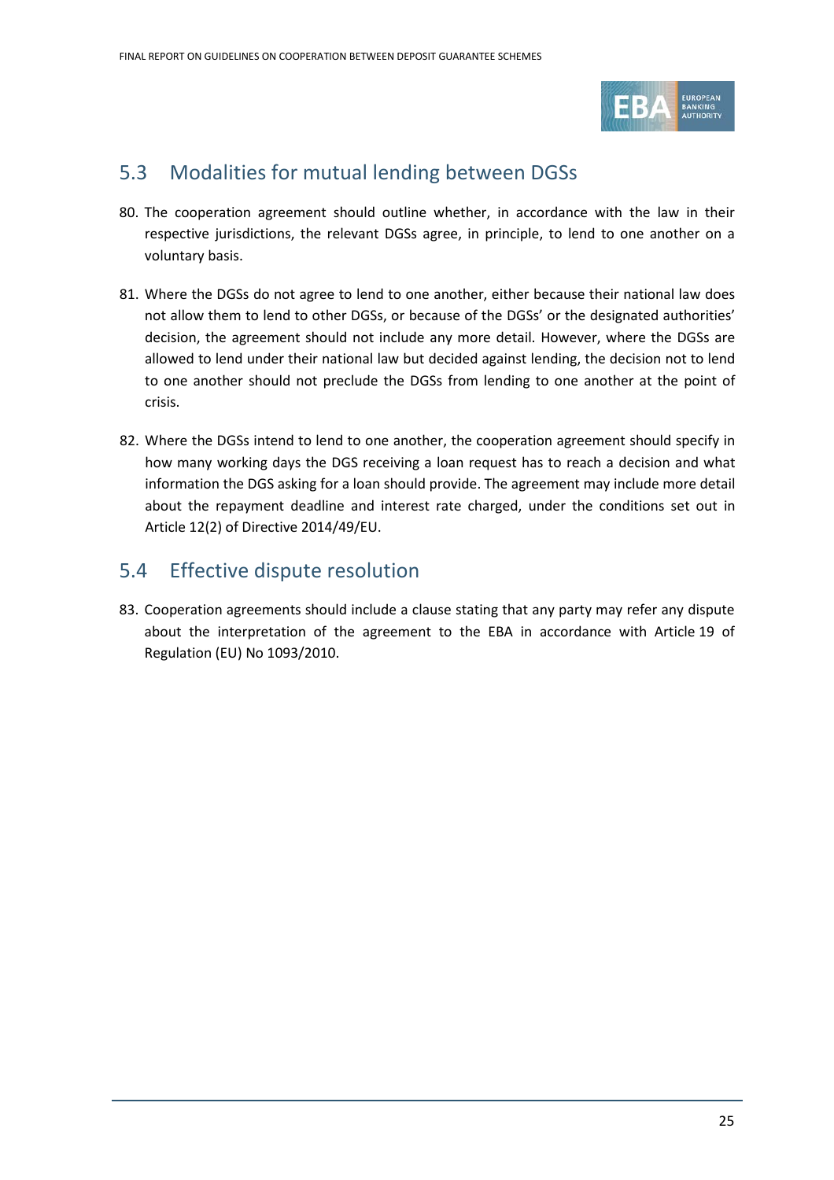## 5.3 Modalities for mutual lending between DGSs

80. The cooperation agreement should outline whether, in accordance with the law in their respective jurisdictions, the relevant DGSs agree, in principle, to lend to one another on a voluntary basis.

81. Where the DGSs do not agree to lend to one another, either because their national law does not allow them to lend to other DGSs, or because of the DGSs' or the designated authorities' decision, the agreement should not include any more detail. However, where the DGSs are allowed to lend under their national law but decided against lending, the decision not to lend to one another should not preclude the DGSs from lending to one another at the point of crisis.

82. Where the DGSs intend to lend to one another, the cooperation agreement should specify in how many working days the DGS receiving a loan request has to reach a decision and what information the DGS asking for a loan should provide. The agreement may include more detail about the repayment deadline and interest rate charged, under the conditions set out in Article 12(2) of Directive 2014/49/EU.

## 5.4 Effective dispute resolution

83. Cooperation agreements should include a clause stating that any party may refer any dispute about the interpretation of the agreement to the EBA in accordance with Article 19 of Regulation (EU) No 1093/2010.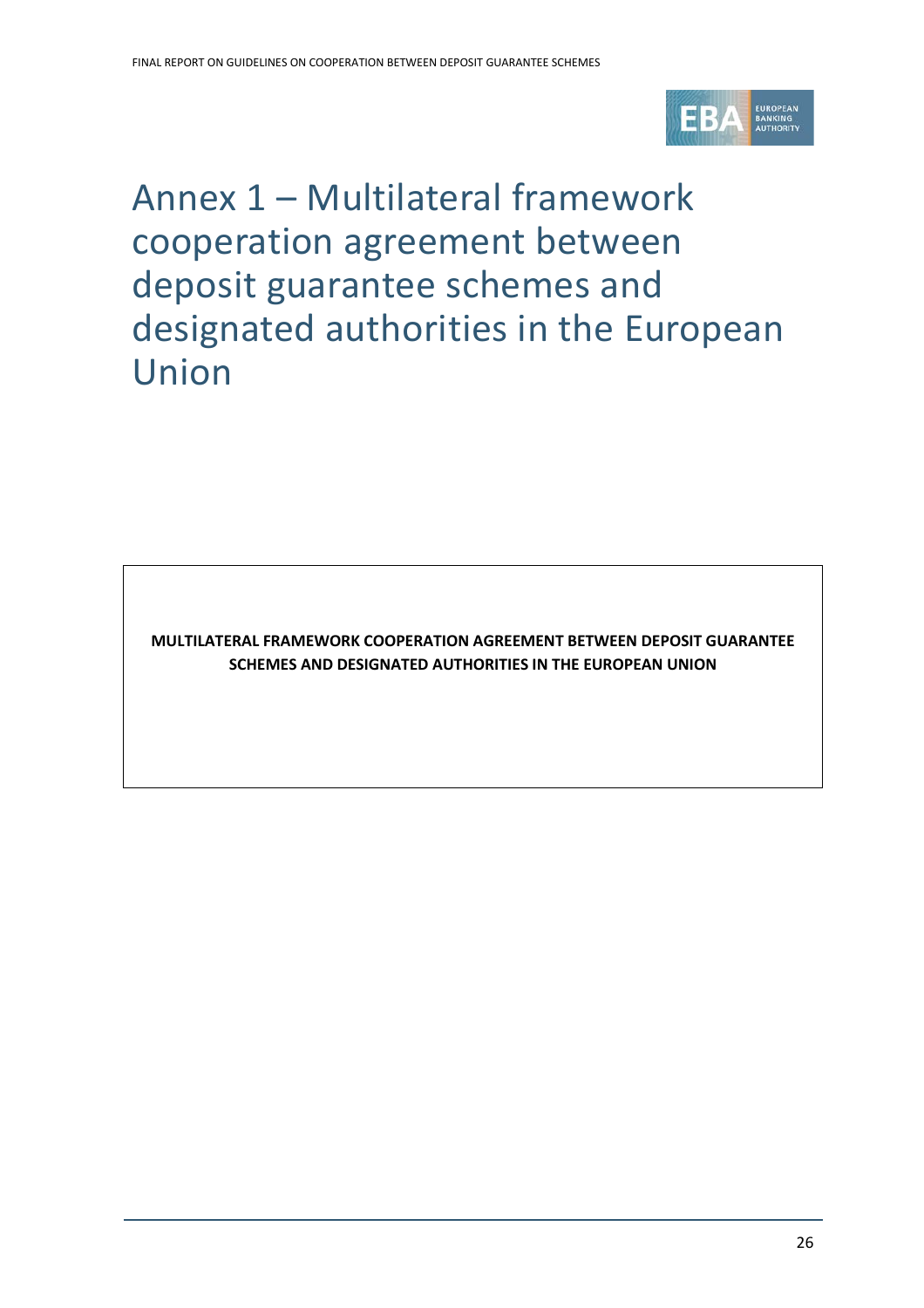# Annex 1 – Multilateral framework cooperation agreement between deposit guarantee schemes and designated authorities in the European Union

**MULTILATERAL FRAMEWORK COOPERATION AGREEMENT BETWEEN DEPOSIT GUARANTEE SCHEMES AND DESIGNATED AUTHORITIES IN THE EUROPEAN UNION**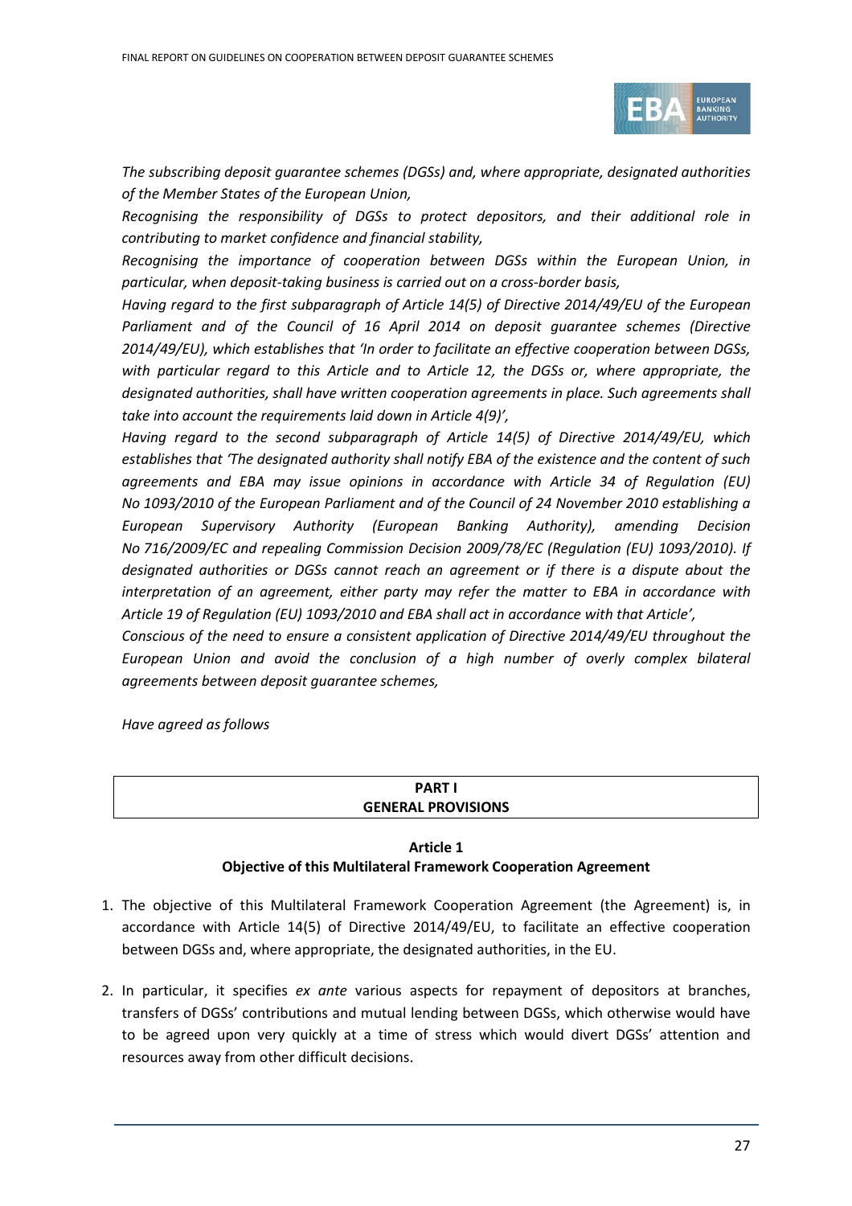*The subscribing deposit guarantee schemes (DGSs) and, where appropriate, designated authorities of the Member States of the European Union,*

*Recognising the responsibility of DGSs to protect depositors, and their additional role in contributing to market confidence and financial stability,*

*Recognising the importance of cooperation between DGSs within the European Union, in particular, when deposit-taking business is carried out on a cross-border basis,*

*Having regard to the first subparagraph of Article 14(5) of Directive 2014/49/EU of the European Parliament and of the Council of 16 April 2014 on deposit guarantee schemes (Directive 2014/49/EU), which establishes that 'In order to facilitate an effective cooperation between DGSs, with particular regard to this Article and to Article 12, the DGSs or, where appropriate, the designated authorities, shall have written cooperation agreements in place. Such agreements shall take into account the requirements laid down in Article 4(9)',*

*Having regard to the second subparagraph of Article 14(5) of Directive 2014/49/EU, which establishes that 'The designated authority shall notify EBA of the existence and the content of such agreements and EBA may issue opinions in accordance with Article 34 of Regulation (EU) No 1093/2010 of the European Parliament and of the Council of 24 November 2010 establishing a European Supervisory Authority (European Banking Authority), amending Decision No 716/2009/EC and repealing Commission Decision 2009/78/EC (Regulation (EU) 1093/2010). If designated authorities or DGSs cannot reach an agreement or if there is a dispute about the interpretation of an agreement, either party may refer the matter to EBA in accordance with Article 19 of Regulation (EU) 1093/2010 and EBA shall act in accordance with that Article',*

*Conscious of the need to ensure a consistent application of Directive 2014/49/EU throughout the European Union and avoid the conclusion of a high number of overly complex bilateral agreements between deposit guarantee schemes,*

*Have agreed as follows*

## PART I
## GENERAL PROVISIONS

### Article 1
### Objective of this Multilateral Framework Cooperation Agreement

1. The objective of this Multilateral Framework Cooperation Agreement (the Agreement) is, in accordance with Article 14(5) of Directive 2014/49/EU, to facilitate an effective cooperation between DGSs and, where appropriate, the designated authorities, in the EU.

2. In particular, it specifies *ex ante* various aspects for repayment of depositors at branches, transfers of DGSs' contributions and mutual lending between DGSs, which otherwise would have to be agreed upon very quickly at a time of stress which would divert DGSs' attention and resources away from other difficult decisions.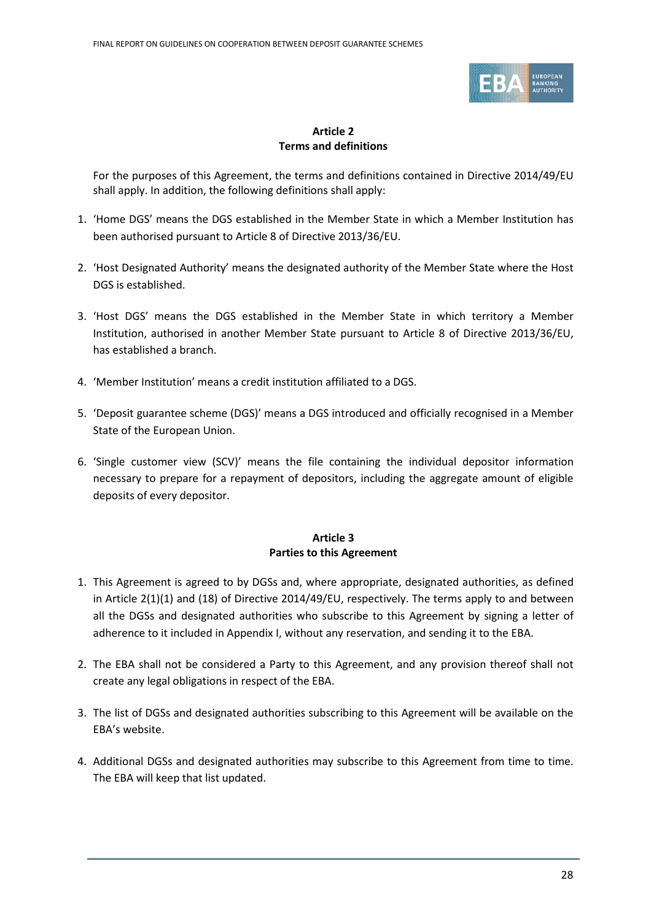**Article 2**
**Terms and definitions**

For the purposes of this Agreement, the terms and definitions contained in Directive 2014/49/EU shall apply. In addition, the following definitions shall apply:

1. 'Home DGS' means the DGS established in the Member State in which a Member Institution has been authorised pursuant to Article 8 of Directive 2013/36/EU.

2. 'Host Designated Authority' means the designated authority of the Member State where the Host DGS is established.

3. 'Host DGS' means the DGS established in the Member State in which territory a Member Institution, authorised in another Member State pursuant to Article 8 of Directive 2013/36/EU, has established a branch.

4. 'Member Institution' means a credit institution affiliated to a DGS.

5. 'Deposit guarantee scheme (DGS)' means a DGS introduced and officially recognised in a Member State of the European Union.

6. 'Single customer view (SCV)' means the file containing the individual depositor information necessary to prepare for a repayment of depositors, including the aggregate amount of eligible deposits of every depositor.

**Article 3**
**Parties to this Agreement**

1. This Agreement is agreed to by DGSs and, where appropriate, designated authorities, as defined in Article 2(1)(1) and (18) of Directive 2014/49/EU, respectively. The terms apply to and between all the DGSs and designated authorities who subscribe to this Agreement by signing a letter of adherence to it included in Appendix I, without any reservation, and sending it to the EBA.

2. The EBA shall not be considered a Party to this Agreement, and any provision thereof shall not create any legal obligations in respect of the EBA.

3. The list of DGSs and designated authorities subscribing to this Agreement will be available on the EBA's website.

4. Additional DGSs and designated authorities may subscribe to this Agreement from time to time. The EBA will keep that list updated.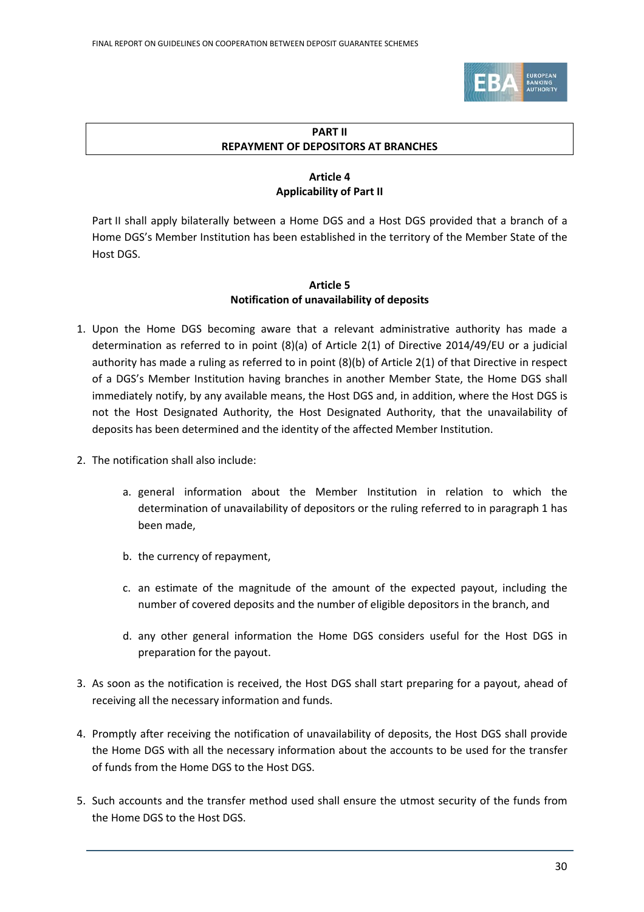## PART II
## REPAYMENT OF DEPOSITORS AT BRANCHES

### Article 4
### Applicability of Part II

Part II shall apply bilaterally between a Home DGS and a Host DGS provided that a branch of a Home DGS's Member Institution has been established in the territory of the Member State of the Host DGS.

### Article 5
### Notification of unavailability of deposits

1. Upon the Home DGS becoming aware that a relevant administrative authority has made a determination as referred to in point (8)(a) of Article 2(1) of Directive 2014/49/EU or a judicial authority has made a ruling as referred to in point (8)(b) of Article 2(1) of that Directive in respect of a DGS's Member Institution having branches in another Member State, the Home DGS shall immediately notify, by any available means, the Host DGS and, in addition, where the Host DGS is not the Host Designated Authority, the Host Designated Authority, that the unavailability of deposits has been determined and the identity of the affected Member Institution.

2. The notification shall also include:

    a. general information about the Member Institution in relation to which the determination of unavailability of depositors or the ruling referred to in paragraph 1 has been made,

    b. the currency of repayment,

    c. an estimate of the magnitude of the amount of the expected payout, including the number of covered deposits and the number of eligible depositors in the branch, and

    d. any other general information the Home DGS considers useful for the Host DGS in preparation for the payout.

3. As soon as the notification is received, the Host DGS shall start preparing for a payout, ahead of receiving all the necessary information and funds.

4. Promptly after receiving the notification of unavailability of deposits, the Host DGS shall provide the Home DGS with all the necessary information about the accounts to be used for the transfer of funds from the Home DGS to the Host DGS.

5. Such accounts and the transfer method used shall ensure the utmost security of the funds from the Home DGS to the Host DGS.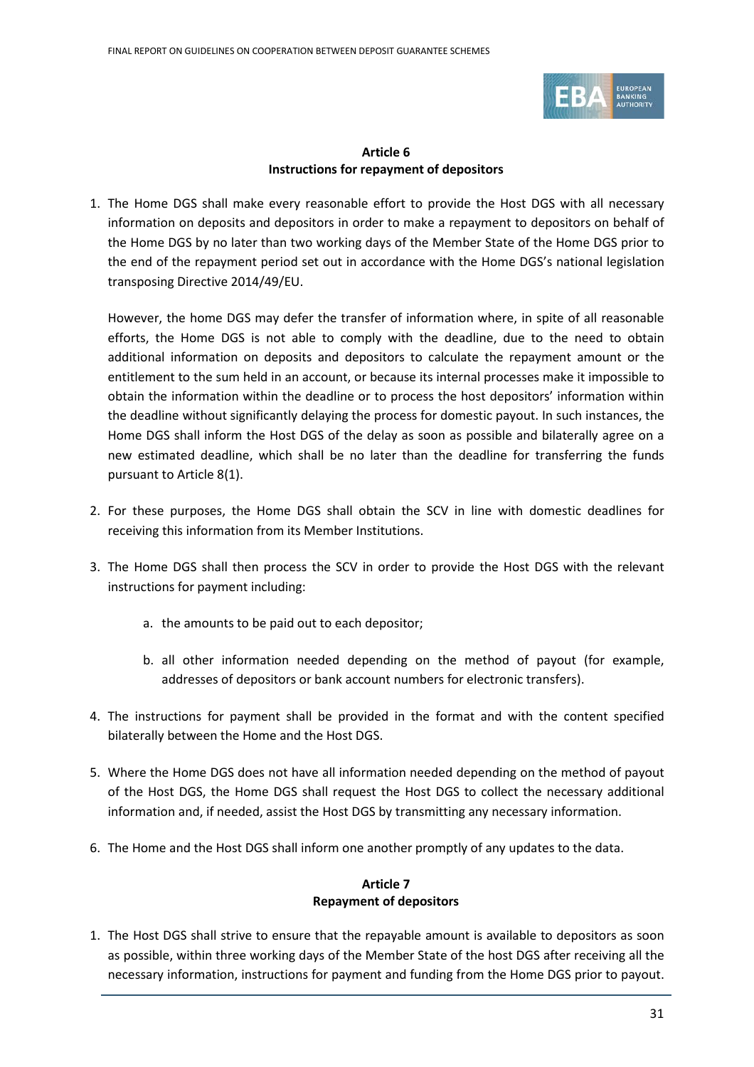**Article 6**
**Instructions for repayment of depositors**

1. The Home DGS shall make every reasonable effort to provide the Host DGS with all necessary information on deposits and depositors in order to make a repayment to depositors on behalf of the Home DGS by no later than two working days of the Member State of the Home DGS prior to the end of the repayment period set out in accordance with the Home DGS's national legislation transposing Directive 2014/49/EU.

   However, the home DGS may defer the transfer of information where, in spite of all reasonable efforts, the Home DGS is not able to comply with the deadline, due to the need to obtain additional information on deposits and depositors to calculate the repayment amount or the entitlement to the sum held in an account, or because its internal processes make it impossible to obtain the information within the deadline or to process the host depositors' information within the deadline without significantly delaying the process for domestic payout. In such instances, the Home DGS shall inform the Host DGS of the delay as soon as possible and bilaterally agree on a new estimated deadline, which shall be no later than the deadline for transferring the funds pursuant to Article 8(1).

2. For these purposes, the Home DGS shall obtain the SCV in line with domestic deadlines for receiving this information from its Member Institutions.

3. The Home DGS shall then process the SCV in order to provide the Host DGS with the relevant instructions for payment including:

   a. the amounts to be paid out to each depositor;

   b. all other information needed depending on the method of payout (for example, addresses of depositors or bank account numbers for electronic transfers).

4. The instructions for payment shall be provided in the format and with the content specified bilaterally between the Home and the Host DGS.

5. Where the Home DGS does not have all information needed depending on the method of payout of the Host DGS, the Home DGS shall request the Host DGS to collect the necessary additional information and, if needed, assist the Host DGS by transmitting any necessary information.

6. The Home and the Host DGS shall inform one another promptly of any updates to the data.

**Article 7**
**Repayment of depositors**

1. The Host DGS shall strive to ensure that the repayable amount is available to depositors as soon as possible, within three working days of the Member State of the host DGS after receiving all the necessary information, instructions for payment and funding from the Home DGS prior to payout.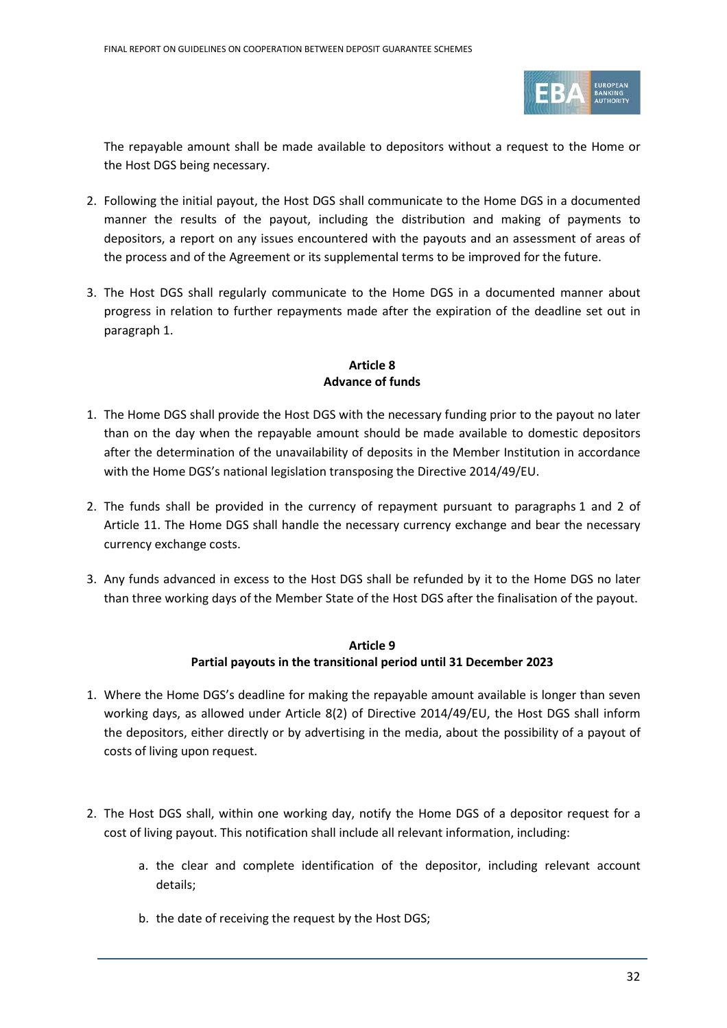The repayable amount shall be made available to depositors without a request to the Home or the Host DGS being necessary.

2. Following the initial payout, the Host DGS shall communicate to the Home DGS in a documented manner the results of the payout, including the distribution and making of payments to depositors, a report on any issues encountered with the payouts and an assessment of areas of the process and of the Agreement or its supplemental terms to be improved for the future.

3. The Host DGS shall regularly communicate to the Home DGS in a documented manner about progress in relation to further repayments made after the expiration of the deadline set out in paragraph 1.

**Article 8**
**Advance of funds**

1. The Home DGS shall provide the Host DGS with the necessary funding prior to the payout no later than on the day when the repayable amount should be made available to domestic depositors after the determination of the unavailability of deposits in the Member Institution in accordance with the Home DGS's national legislation transposing the Directive 2014/49/EU.

2. The funds shall be provided in the currency of repayment pursuant to paragraphs 1 and 2 of Article 11. The Home DGS shall handle the necessary currency exchange and bear the necessary currency exchange costs.

3. Any funds advanced in excess to the Host DGS shall be refunded by it to the Home DGS no later than three working days of the Member State of the Host DGS after the finalisation of the payout.

**Article 9**
**Partial payouts in the transitional period until 31 December 2023**

1. Where the Home DGS's deadline for making the repayable amount available is longer than seven working days, as allowed under Article 8(2) of Directive 2014/49/EU, the Host DGS shall inform the depositors, either directly or by advertising in the media, about the possibility of a payout of costs of living upon request.

2. The Host DGS shall, within one working day, notify the Home DGS of a depositor request for a cost of living payout. This notification shall include all relevant information, including:

    a. the clear and complete identification of the depositor, including relevant account details;

    b. the date of receiving the request by the Host DGS;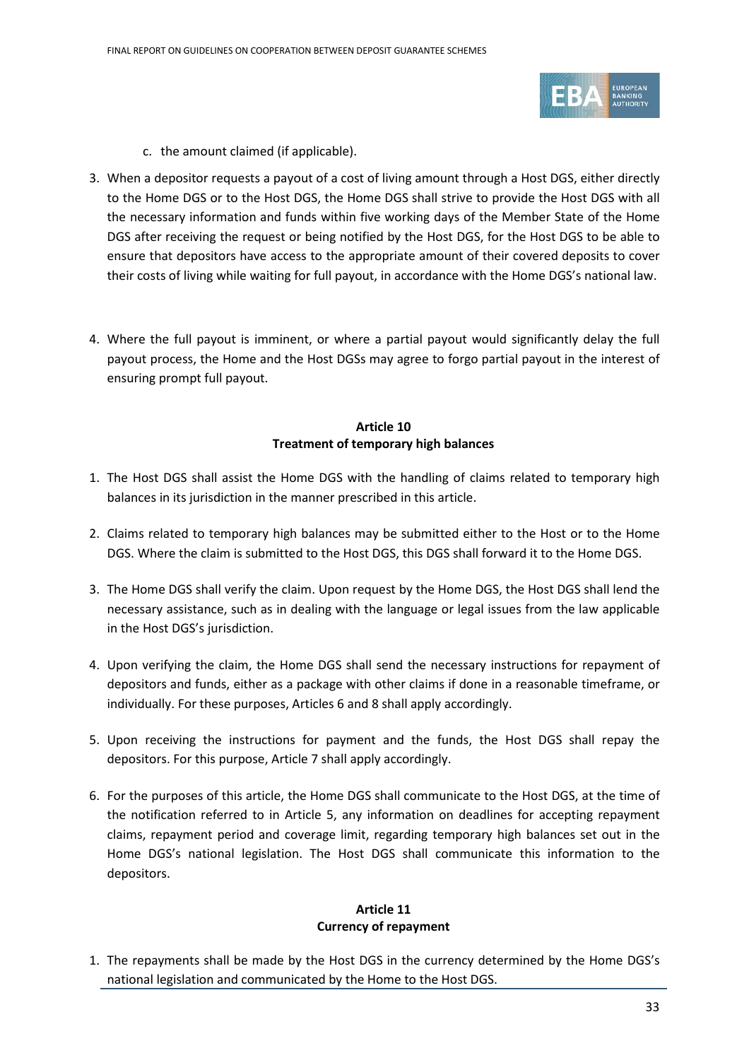c. the amount claimed (if applicable).

3. When a depositor requests a payout of a cost of living amount through a Host DGS, either directly to the Home DGS or to the Host DGS, the Home DGS shall strive to provide the Host DGS with all the necessary information and funds within five working days of the Member State of the Home DGS after receiving the request or being notified by the Host DGS, for the Host DGS to be able to ensure that depositors have access to the appropriate amount of their covered deposits to cover their costs of living while waiting for full payout, in accordance with the Home DGS's national law.

4. Where the full payout is imminent, or where a partial payout would significantly delay the full payout process, the Home and the Host DGSs may agree to forgo partial payout in the interest of ensuring prompt full payout.

**Article 10**
**Treatment of temporary high balances**

1. The Host DGS shall assist the Home DGS with the handling of claims related to temporary high balances in its jurisdiction in the manner prescribed in this article.

2. Claims related to temporary high balances may be submitted either to the Host or to the Home DGS. Where the claim is submitted to the Host DGS, this DGS shall forward it to the Home DGS.

3. The Home DGS shall verify the claim. Upon request by the Home DGS, the Host DGS shall lend the necessary assistance, such as in dealing with the language or legal issues from the law applicable in the Host DGS's jurisdiction.

4. Upon verifying the claim, the Home DGS shall send the necessary instructions for repayment of depositors and funds, either as a package with other claims if done in a reasonable timeframe, or individually. For these purposes, Articles 6 and 8 shall apply accordingly.

5. Upon receiving the instructions for payment and the funds, the Host DGS shall repay the depositors. For this purpose, Article 7 shall apply accordingly.

6. For the purposes of this article, the Home DGS shall communicate to the Host DGS, at the time of the notification referred to in Article 5, any information on deadlines for accepting repayment claims, repayment period and coverage limit, regarding temporary high balances set out in the Home DGS's national legislation. The Host DGS shall communicate this information to the depositors.

**Article 11**
**Currency of repayment**

1. The repayments shall be made by the Host DGS in the currency determined by the Home DGS's national legislation and communicated by the Home to the Host DGS.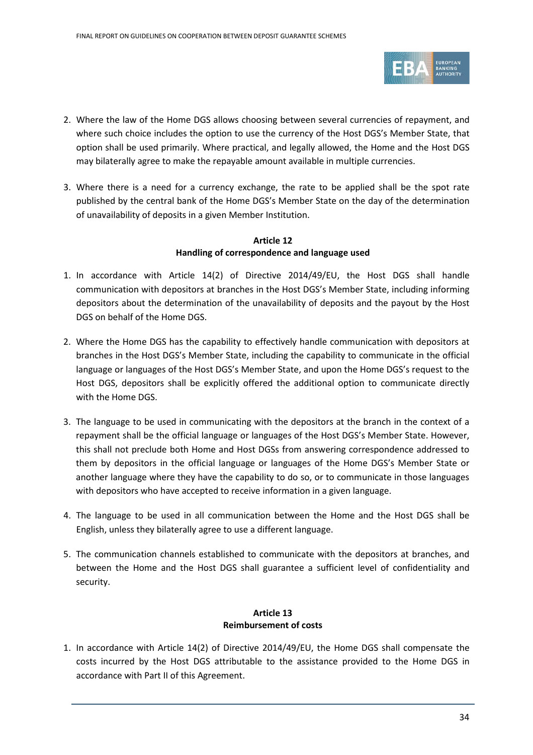2. Where the law of the Home DGS allows choosing between several currencies of repayment, and where such choice includes the option to use the currency of the Host DGS's Member State, that option shall be used primarily. Where practical, and legally allowed, the Home and the Host DGS may bilaterally agree to make the repayable amount available in multiple currencies.

3. Where there is a need for a currency exchange, the rate to be applied shall be the spot rate published by the central bank of the Home DGS's Member State on the day of the determination of unavailability of deposits in a given Member Institution.

**Article 12**
**Handling of correspondence and language used**

1. In accordance with Article 14(2) of Directive 2014/49/EU, the Host DGS shall handle communication with depositors at branches in the Host DGS's Member State, including informing depositors about the determination of the unavailability of deposits and the payout by the Host DGS on behalf of the Home DGS.

2. Where the Home DGS has the capability to effectively handle communication with depositors at branches in the Host DGS's Member State, including the capability to communicate in the official language or languages of the Host DGS's Member State, and upon the Home DGS's request to the Host DGS, depositors shall be explicitly offered the additional option to communicate directly with the Home DGS.

3. The language to be used in communicating with the depositors at the branch in the context of a repayment shall be the official language or languages of the Host DGS's Member State. However, this shall not preclude both Home and Host DGSs from answering correspondence addressed to them by depositors in the official language or languages of the Home DGS's Member State or another language where they have the capability to do so, or to communicate in those languages with depositors who have accepted to receive information in a given language.

4. The language to be used in all communication between the Home and the Host DGS shall be English, unless they bilaterally agree to use a different language.

5. The communication channels established to communicate with the depositors at branches, and between the Home and the Host DGS shall guarantee a sufficient level of confidentiality and security.

**Article 13**
**Reimbursement of costs**

1. In accordance with Article 14(2) of Directive 2014/49/EU, the Home DGS shall compensate the costs incurred by the Host DGS attributable to the assistance provided to the Home DGS in accordance with Part II of this Agreement.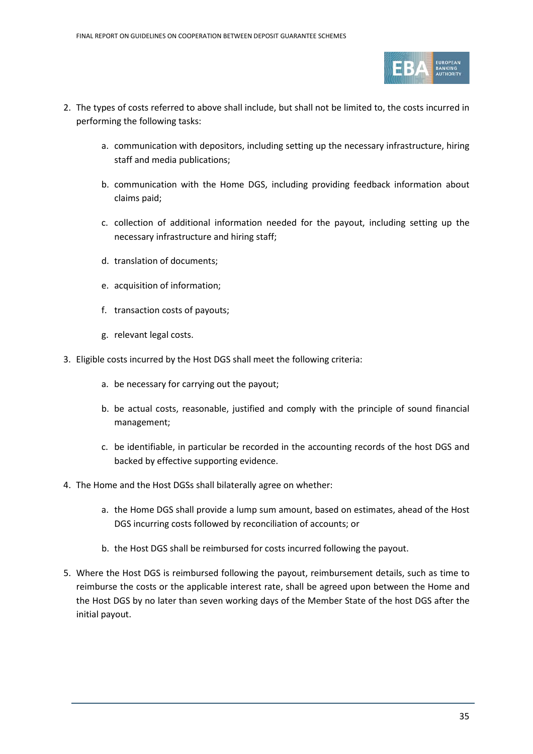2. The types of costs referred to above shall include, but shall not be limited to, the costs incurred in performing the following tasks:

    a. communication with depositors, including setting up the necessary infrastructure, hiring staff and media publications;

    b. communication with the Home DGS, including providing feedback information about claims paid;

    c. collection of additional information needed for the payout, including setting up the necessary infrastructure and hiring staff;

    d. translation of documents;

    e. acquisition of information;

    f. transaction costs of payouts;

    g. relevant legal costs.

3. Eligible costs incurred by the Host DGS shall meet the following criteria:

    a. be necessary for carrying out the payout;

    b. be actual costs, reasonable, justified and comply with the principle of sound financial management;

    c. be identifiable, in particular be recorded in the accounting records of the host DGS and backed by effective supporting evidence.

4. The Home and the Host DGSs shall bilaterally agree on whether:

    a. the Home DGS shall provide a lump sum amount, based on estimates, ahead of the Host DGS incurring costs followed by reconciliation of accounts; or

    b. the Host DGS shall be reimbursed for costs incurred following the payout.

5. Where the Host DGS is reimbursed following the payout, reimbursement details, such as time to reimburse the costs or the applicable interest rate, shall be agreed upon between the Home and the Host DGS by no later than seven working days of the Member State of the host DGS after the initial payout.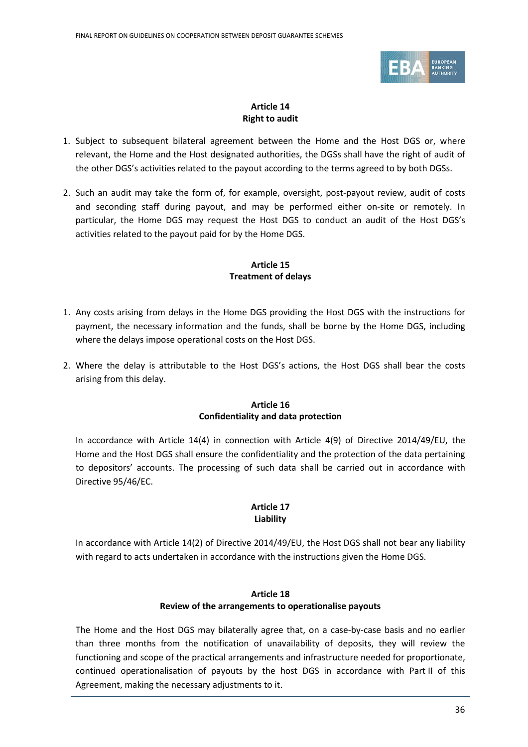### Article 14
### Right to audit

1. Subject to subsequent bilateral agreement between the Home and the Host DGS or, where relevant, the Home and the Host designated authorities, the DGSs shall have the right of audit of the other DGS's activities related to the payout according to the terms agreed to by both DGSs.

2. Such an audit may take the form of, for example, oversight, post-payout review, audit of costs and seconding staff during payout, and may be performed either on-site or remotely. In particular, the Home DGS may request the Host DGS to conduct an audit of the Host DGS's activities related to the payout paid for by the Home DGS.

### Article 15
### Treatment of delays

1. Any costs arising from delays in the Home DGS providing the Host DGS with the instructions for payment, the necessary information and the funds, shall be borne by the Home DGS, including where the delays impose operational costs on the Host DGS.

2. Where the delay is attributable to the Host DGS's actions, the Host DGS shall bear the costs arising from this delay.

### Article 16
### Confidentiality and data protection

In accordance with Article 14(4) in connection with Article 4(9) of Directive 2014/49/EU, the Home and the Host DGS shall ensure the confidentiality and the protection of the data pertaining to depositors' accounts. The processing of such data shall be carried out in accordance with Directive 95/46/EC.

### Article 17
### Liability

In accordance with Article 14(2) of Directive 2014/49/EU, the Host DGS shall not bear any liability with regard to acts undertaken in accordance with the instructions given the Home DGS.

### Article 18
### Review of the arrangements to operationalise payouts

The Home and the Host DGS may bilaterally agree that, on a case-by-case basis and no earlier than three months from the notification of unavailability of deposits, they will review the functioning and scope of the practical arrangements and infrastructure needed for proportionate, continued operationalisation of payouts by the host DGS in accordance with Part II of this Agreement, making the necessary adjustments to it.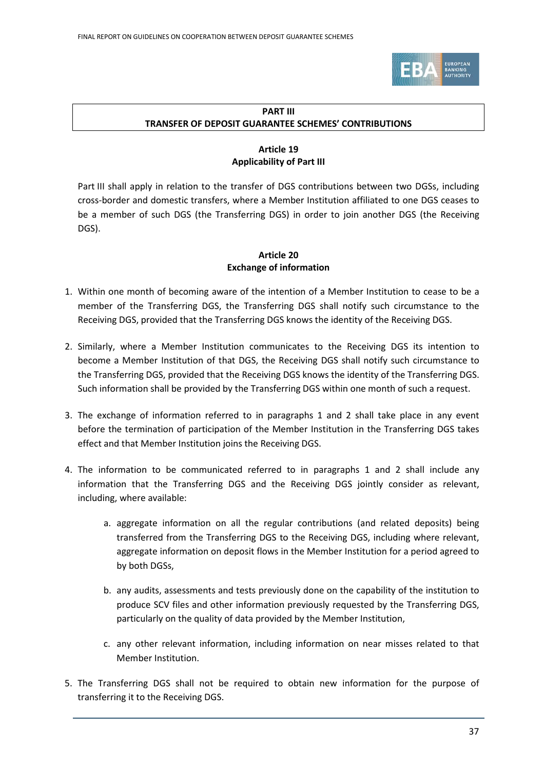## PART III
## TRANSFER OF DEPOSIT GUARANTEE SCHEMES' CONTRIBUTIONS

### Article 19
### Applicability of Part III

Part III shall apply in relation to the transfer of DGS contributions between two DGSs, including cross-border and domestic transfers, where a Member Institution affiliated to one DGS ceases to be a member of such DGS (the Transferring DGS) in order to join another DGS (the Receiving DGS).

### Article 20
### Exchange of information

1. Within one month of becoming aware of the intention of a Member Institution to cease to be a member of the Transferring DGS, the Transferring DGS shall notify such circumstance to the Receiving DGS, provided that the Transferring DGS knows the identity of the Receiving DGS.

2. Similarly, where a Member Institution communicates to the Receiving DGS its intention to become a Member Institution of that DGS, the Receiving DGS shall notify such circumstance to the Transferring DGS, provided that the Receiving DGS knows the identity of the Transferring DGS. Such information shall be provided by the Transferring DGS within one month of such a request.

3. The exchange of information referred to in paragraphs 1 and 2 shall take place in any event before the termination of participation of the Member Institution in the Transferring DGS takes effect and that Member Institution joins the Receiving DGS.

4. The information to be communicated referred to in paragraphs 1 and 2 shall include any information that the Transferring DGS and the Receiving DGS jointly consider as relevant, including, where available:

   a. aggregate information on all the regular contributions (and related deposits) being transferred from the Transferring DGS to the Receiving DGS, including where relevant, aggregate information on deposit flows in the Member Institution for a period agreed to by both DGSs,

   b. any audits, assessments and tests previously done on the capability of the institution to produce SCV files and other information previously requested by the Transferring DGS, particularly on the quality of data provided by the Member Institution,

   c. any other relevant information, including information on near misses related to that Member Institution.

5. The Transferring DGS shall not be required to obtain new information for the purpose of transferring it to the Receiving DGS.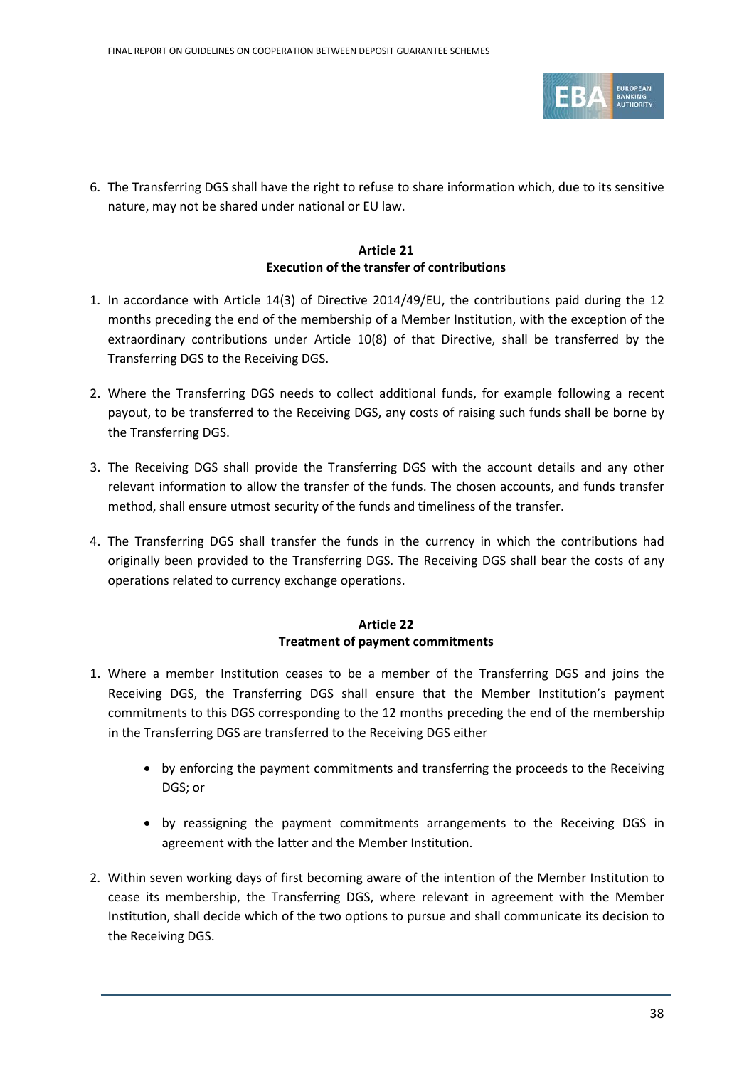6. The Transferring DGS shall have the right to refuse to share information which, due to its sensitive nature, may not be shared under national or EU law.

**Article 21**
**Execution of the transfer of contributions**

1. In accordance with Article 14(3) of Directive 2014/49/EU, the contributions paid during the 12 months preceding the end of the membership of a Member Institution, with the exception of the extraordinary contributions under Article 10(8) of that Directive, shall be transferred by the Transferring DGS to the Receiving DGS.

2. Where the Transferring DGS needs to collect additional funds, for example following a recent payout, to be transferred to the Receiving DGS, any costs of raising such funds shall be borne by the Transferring DGS.

3. The Receiving DGS shall provide the Transferring DGS with the account details and any other relevant information to allow the transfer of the funds. The chosen accounts, and funds transfer method, shall ensure utmost security of the funds and timeliness of the transfer.

4. The Transferring DGS shall transfer the funds in the currency in which the contributions had originally been provided to the Transferring DGS. The Receiving DGS shall bear the costs of any operations related to currency exchange operations.

**Article 22**
**Treatment of payment commitments**

1. Where a member Institution ceases to be a member of the Transferring DGS and joins the Receiving DGS, the Transferring DGS shall ensure that the Member Institution's payment commitments to this DGS corresponding to the 12 months preceding the end of the membership in the Transferring DGS are transferred to the Receiving DGS either

   - by enforcing the payment commitments and transferring the proceeds to the Receiving DGS; or

   - by reassigning the payment commitments arrangements to the Receiving DGS in agreement with the latter and the Member Institution.

2. Within seven working days of first becoming aware of the intention of the Member Institution to cease its membership, the Transferring DGS, where relevant in agreement with the Member Institution, shall decide which of the two options to pursue and shall communicate its decision to the Receiving DGS.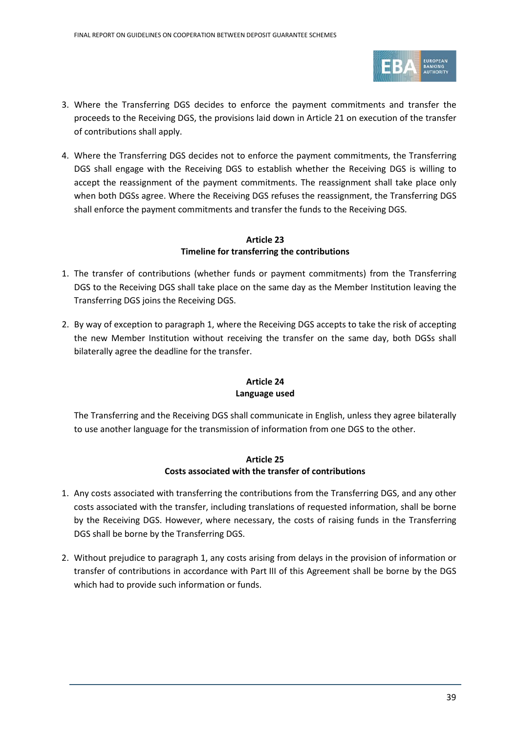3. Where the Transferring DGS decides to enforce the payment commitments and transfer the proceeds to the Receiving DGS, the provisions laid down in Article 21 on execution of the transfer of contributions shall apply.

4. Where the Transferring DGS decides not to enforce the payment commitments, the Transferring DGS shall engage with the Receiving DGS to establish whether the Receiving DGS is willing to accept the reassignment of the payment commitments. The reassignment shall take place only when both DGSs agree. Where the Receiving DGS refuses the reassignment, the Transferring DGS shall enforce the payment commitments and transfer the funds to the Receiving DGS.

**Article 23**
**Timeline for transferring the contributions**

1. The transfer of contributions (whether funds or payment commitments) from the Transferring DGS to the Receiving DGS shall take place on the same day as the Member Institution leaving the Transferring DGS joins the Receiving DGS.

2. By way of exception to paragraph 1, where the Receiving DGS accepts to take the risk of accepting the new Member Institution without receiving the transfer on the same day, both DGSs shall bilaterally agree the deadline for the transfer.

**Article 24**
**Language used**

The Transferring and the Receiving DGS shall communicate in English, unless they agree bilaterally to use another language for the transmission of information from one DGS to the other.

**Article 25**
**Costs associated with the transfer of contributions**

1. Any costs associated with transferring the contributions from the Transferring DGS, and any other costs associated with the transfer, including translations of requested information, shall be borne by the Receiving DGS. However, where necessary, the costs of raising funds in the Transferring DGS shall be borne by the Transferring DGS.

2. Without prejudice to paragraph 1, any costs arising from delays in the provision of information or transfer of contributions in accordance with Part III of this Agreement shall be borne by the DGS which had to provide such information or funds.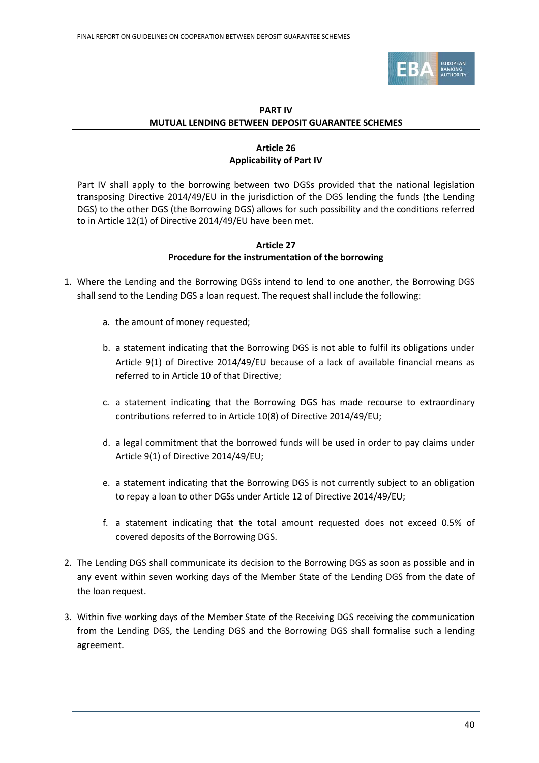## PART IV
## MUTUAL LENDING BETWEEN DEPOSIT GUARANTEE SCHEMES

### Article 26
### Applicability of Part IV

Part IV shall apply to the borrowing between two DGSs provided that the national legislation transposing Directive 2014/49/EU in the jurisdiction of the DGS lending the funds (the Lending DGS) to the other DGS (the Borrowing DGS) allows for such possibility and the conditions referred to in Article 12(1) of Directive 2014/49/EU have been met.

### Article 27
### Procedure for the instrumentation of the borrowing

1. Where the Lending and the Borrowing DGSs intend to lend to one another, the Borrowing DGS shall send to the Lending DGS a loan request. The request shall include the following:

   a. the amount of money requested;

   b. a statement indicating that the Borrowing DGS is not able to fulfil its obligations under Article 9(1) of Directive 2014/49/EU because of a lack of available financial means as referred to in Article 10 of that Directive;

   c. a statement indicating that the Borrowing DGS has made recourse to extraordinary contributions referred to in Article 10(8) of Directive 2014/49/EU;

   d. a legal commitment that the borrowed funds will be used in order to pay claims under Article 9(1) of Directive 2014/49/EU;

   e. a statement indicating that the Borrowing DGS is not currently subject to an obligation to repay a loan to other DGSs under Article 12 of Directive 2014/49/EU;

   f. a statement indicating that the total amount requested does not exceed 0.5% of covered deposits of the Borrowing DGS.

2. The Lending DGS shall communicate its decision to the Borrowing DGS as soon as possible and in any event within seven working days of the Member State of the Lending DGS from the date of the loan request.

3. Within five working days of the Member State of the Receiving DGS receiving the communication from the Lending DGS, the Lending DGS and the Borrowing DGS shall formalise such a lending agreement.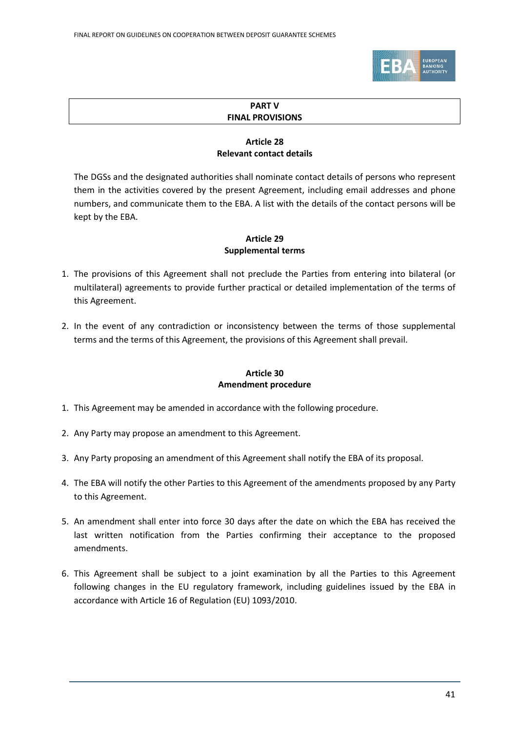## PART V
## FINAL PROVISIONS

### Article 28
### Relevant contact details

The DGSs and the designated authorities shall nominate contact details of persons who represent them in the activities covered by the present Agreement, including email addresses and phone numbers, and communicate them to the EBA. A list with the details of the contact persons will be kept by the EBA.

### Article 29
### Supplemental terms

1. The provisions of this Agreement shall not preclude the Parties from entering into bilateral (or multilateral) agreements to provide further practical or detailed implementation of the terms of this Agreement.

2. In the event of any contradiction or inconsistency between the terms of those supplemental terms and the terms of this Agreement, the provisions of this Agreement shall prevail.

### Article 30
### Amendment procedure

1. This Agreement may be amended in accordance with the following procedure.

2. Any Party may propose an amendment to this Agreement.

3. Any Party proposing an amendment of this Agreement shall notify the EBA of its proposal.

4. The EBA will notify the other Parties to this Agreement of the amendments proposed by any Party to this Agreement.

5. An amendment shall enter into force 30 days after the date on which the EBA has received the last written notification from the Parties confirming their acceptance to the proposed amendments.

6. This Agreement shall be subject to a joint examination by all the Parties to this Agreement following changes in the EU regulatory framework, including guidelines issued by the EBA in accordance with Article 16 of Regulation (EU) 1093/2010.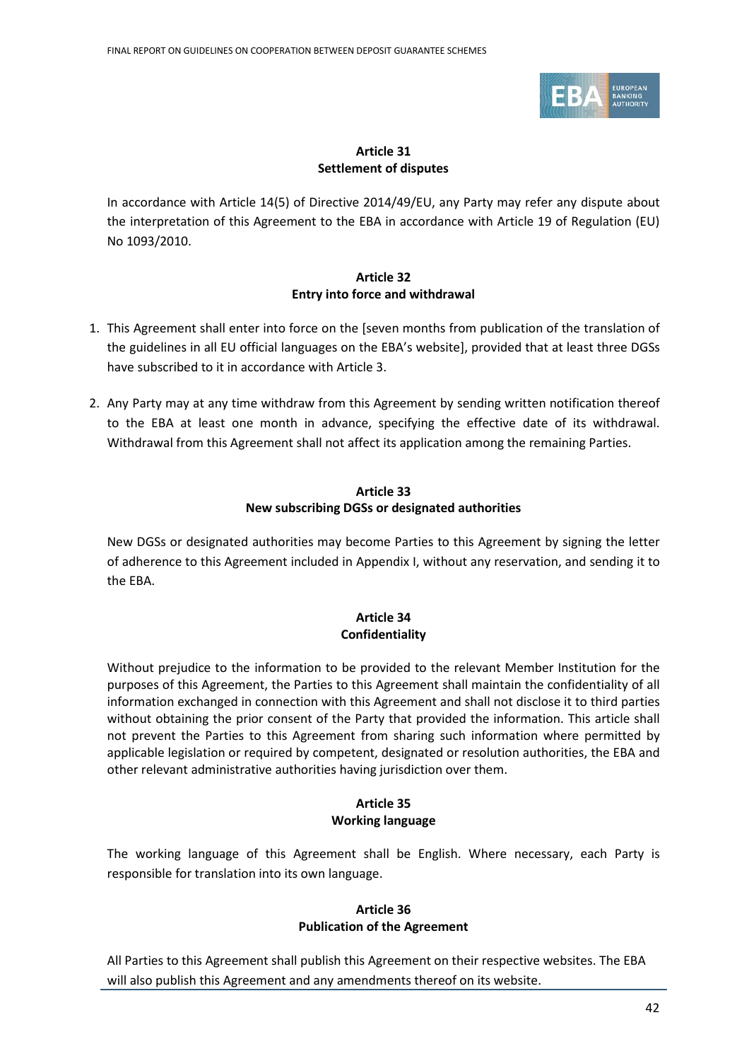**Article 31**
**Settlement of disputes**

In accordance with Article 14(5) of Directive 2014/49/EU, any Party may refer any dispute about the interpretation of this Agreement to the EBA in accordance with Article 19 of Regulation (EU) No 1093/2010.

**Article 32**
**Entry into force and withdrawal**

1. This Agreement shall enter into force on the [seven months from publication of the translation of the guidelines in all EU official languages on the EBA's website], provided that at least three DGSs have subscribed to it in accordance with Article 3.

2. Any Party may at any time withdraw from this Agreement by sending written notification thereof to the EBA at least one month in advance, specifying the effective date of its withdrawal. Withdrawal from this Agreement shall not affect its application among the remaining Parties.

**Article 33**
**New subscribing DGSs or designated authorities**

New DGSs or designated authorities may become Parties to this Agreement by signing the letter of adherence to this Agreement included in Appendix I, without any reservation, and sending it to the EBA.

**Article 34**
**Confidentiality**

Without prejudice to the information to be provided to the relevant Member Institution for the purposes of this Agreement, the Parties to this Agreement shall maintain the confidentiality of all information exchanged in connection with this Agreement and shall not disclose it to third parties without obtaining the prior consent of the Party that provided the information. This article shall not prevent the Parties to this Agreement from sharing such information where permitted by applicable legislation or required by competent, designated or resolution authorities, the EBA and other relevant administrative authorities having jurisdiction over them.

**Article 35**
**Working language**

The working language of this Agreement shall be English. Where necessary, each Party is responsible for translation into its own language.

**Article 36**
**Publication of the Agreement**

All Parties to this Agreement shall publish this Agreement on their respective websites. The EBA will also publish this Agreement and any amendments thereof on its website.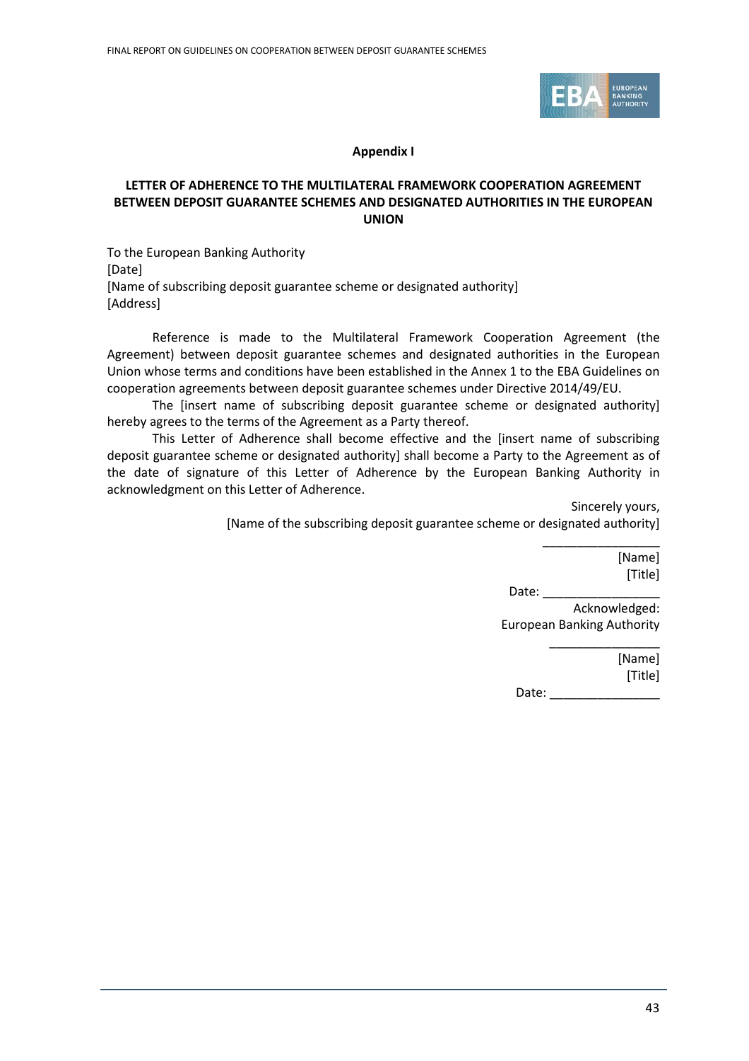**Appendix I**

**LETTER OF ADHERENCE TO THE MULTILATERAL FRAMEWORK COOPERATION AGREEMENT BETWEEN DEPOSIT GUARANTEE SCHEMES AND DESIGNATED AUTHORITIES IN THE EUROPEAN UNION**

To the European Banking Authority
[Date]
[Name of subscribing deposit guarantee scheme or designated authority]
[Address]

Reference is made to the Multilateral Framework Cooperation Agreement (the Agreement) between deposit guarantee schemes and designated authorities in the European Union whose terms and conditions have been established in the Annex 1 to the EBA Guidelines on cooperation agreements between deposit guarantee schemes under Directive 2014/49/EU.

The [insert name of subscribing deposit guarantee scheme or designated authority] hereby agrees to the terms of the Agreement as a Party thereof.

This Letter of Adherence shall become effective and the [insert name of subscribing deposit guarantee scheme or designated authority] shall become a Party to the Agreement as of the date of signature of this Letter of Adherence by the European Banking Authority in acknowledgment on this Letter of Adherence.

Sincerely yours,
[Name of the subscribing deposit guarantee scheme or designated authority]

_________________
[Name]
[Title]
Date: _________________

Acknowledged:
European Banking Authority

________________
[Name]
[Title]
Date: ________________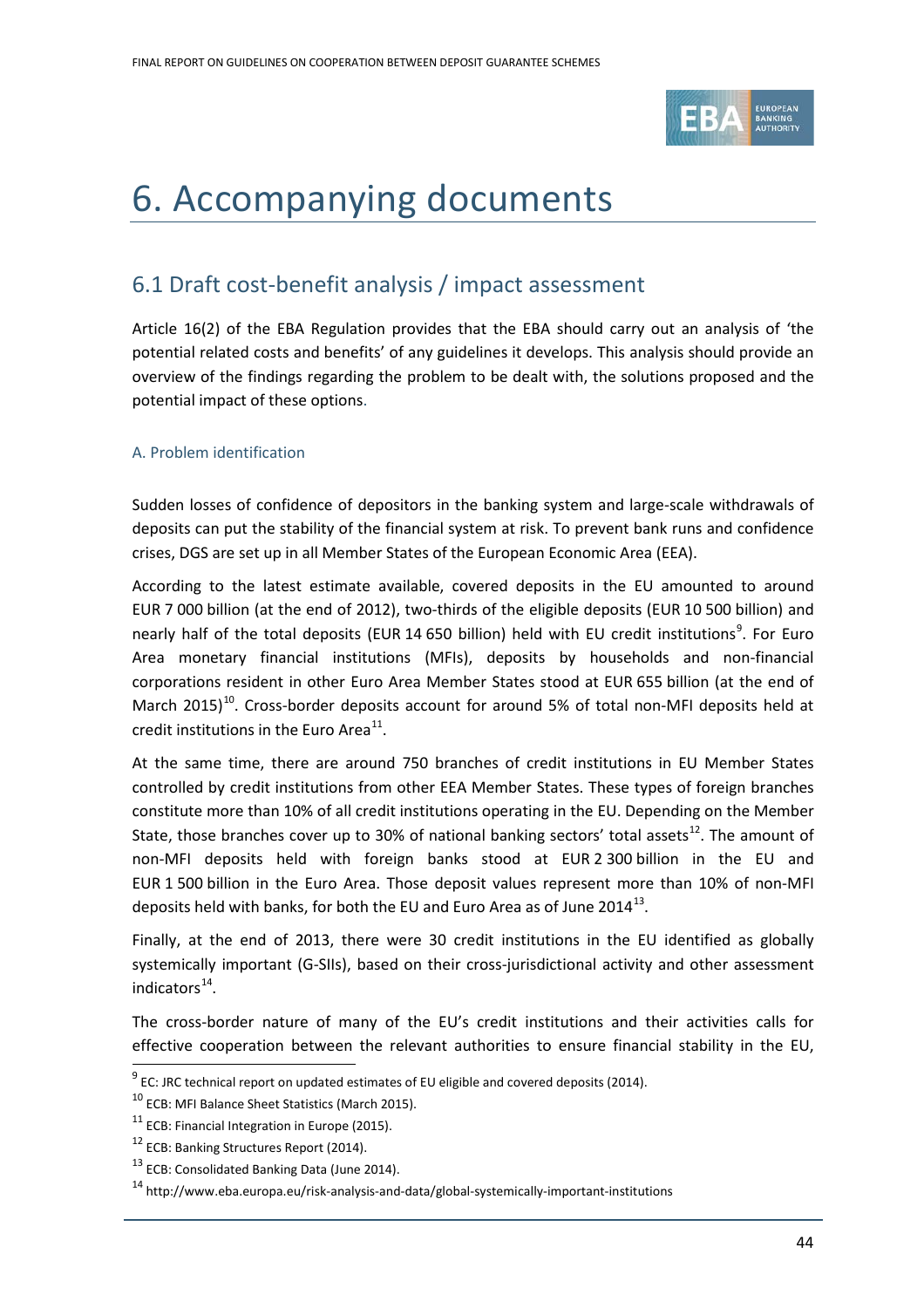# 6. Accompanying documents

## 6.1 Draft cost-benefit analysis / impact assessment

Article 16(2) of the EBA Regulation provides that the EBA should carry out an analysis of 'the potential related costs and benefits' of any guidelines it develops. This analysis should provide an overview of the findings regarding the problem to be dealt with, the solutions proposed and the potential impact of these options.

### A. Problem identification

Sudden losses of confidence of depositors in the banking system and large-scale withdrawals of deposits can put the stability of the financial system at risk. To prevent bank runs and confidence crises, DGS are set up in all Member States of the European Economic Area (EEA).

According to the latest estimate available, covered deposits in the EU amounted to around EUR 7 000 billion (at the end of 2012), two-thirds of the eligible deposits (EUR 10 500 billion) and nearly half of the total deposits (EUR 14 650 billion) held with EU credit institutions[9]. For Euro Area monetary financial institutions (MFIs), deposits by households and non-financial corporations resident in other Euro Area Member States stood at EUR 655 billion (at the end of March 2015)[10]. Cross-border deposits account for around 5% of total non-MFI deposits held at credit institutions in the Euro Area[11].

At the same time, there are around 750 branches of credit institutions in EU Member States controlled by credit institutions from other EEA Member States. These types of foreign branches constitute more than 10% of all credit institutions operating in the EU. Depending on the Member State, those branches cover up to 30% of national banking sectors' total assets[12]. The amount of non-MFI deposits held with foreign banks stood at EUR 2 300 billion in the EU and EUR 1 500 billion in the Euro Area. Those deposit values represent more than 10% of non-MFI deposits held with banks, for both the EU and Euro Area as of June 2014[13].

Finally, at the end of 2013, there were 30 credit institutions in the EU identified as globally systemically important (G-SIIs), based on their cross-jurisdictional activity and other assessment indicators[14].

The cross-border nature of many of the EU's credit institutions and their activities calls for effective cooperation between the relevant authorities to ensure financial stability in the EU,

---

[9] EC: JRC technical report on updated estimates of EU eligible and covered deposits (2014).

[10] ECB: MFI Balance Sheet Statistics (March 2015).

[11] ECB: Financial Integration in Europe (2015).

[12] ECB: Banking Structures Report (2014).

[13] ECB: Consolidated Banking Data (June 2014).

[14] http://www.eba.europa.eu/risk-analysis-and-data/global-systemically-important-institutions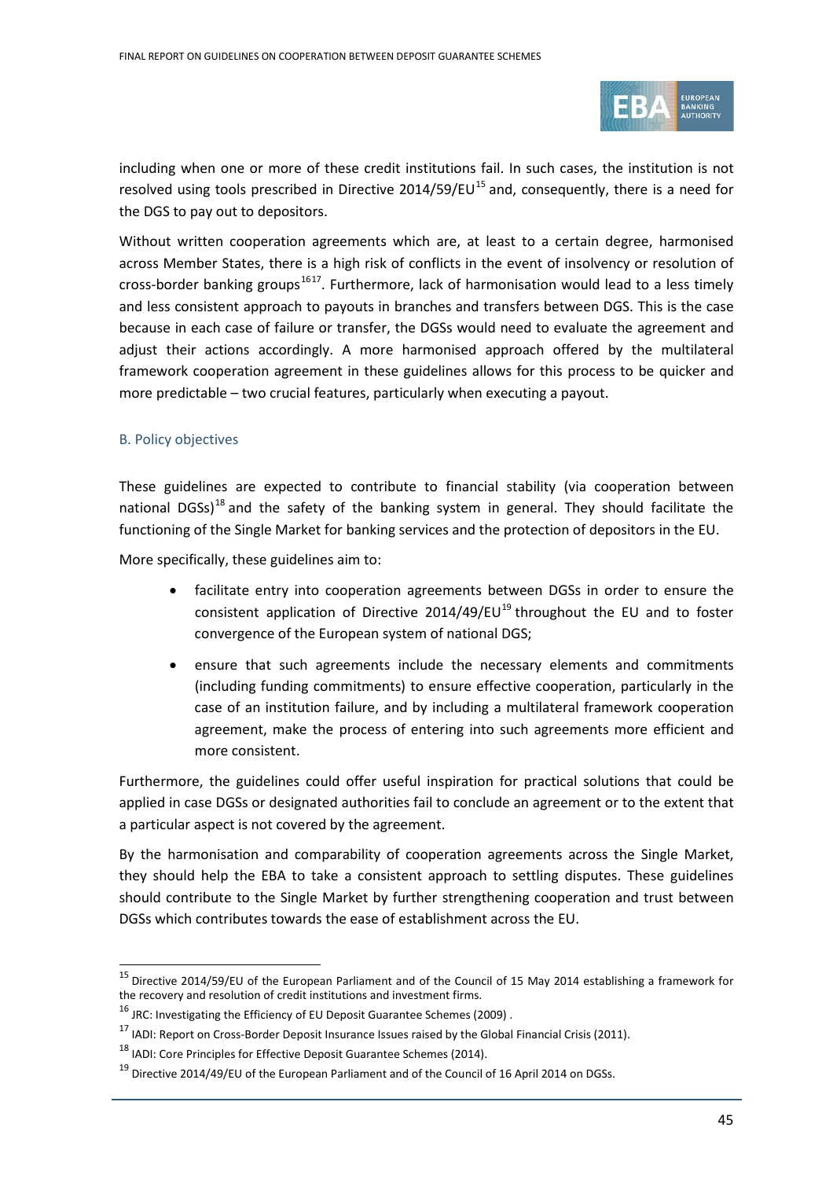including when one or more of these credit institutions fail. In such cases, the institution is not resolved using tools prescribed in Directive 2014/59/EU[15] and, consequently, there is a need for the DGS to pay out to depositors.

Without written cooperation agreements which are, at least to a certain degree, harmonised across Member States, there is a high risk of conflicts in the event of insolvency or resolution of cross-border banking groups[16][17]. Furthermore, lack of harmonisation would lead to a less timely and less consistent approach to payouts in branches and transfers between DGS. This is the case because in each case of failure or transfer, the DGSs would need to evaluate the agreement and adjust their actions accordingly. A more harmonised approach offered by the multilateral framework cooperation agreement in these guidelines allows for this process to be quicker and more predictable – two crucial features, particularly when executing a payout.

### B. Policy objectives

These guidelines are expected to contribute to financial stability (via cooperation between national DGSs)[18] and the safety of the banking system in general. They should facilitate the functioning of the Single Market for banking services and the protection of depositors in the EU.

More specifically, these guidelines aim to:

- facilitate entry into cooperation agreements between DGSs in order to ensure the consistent application of Directive 2014/49/EU[19] throughout the EU and to foster convergence of the European system of national DGS;
- ensure that such agreements include the necessary elements and commitments (including funding commitments) to ensure effective cooperation, particularly in the case of an institution failure, and by including a multilateral framework cooperation agreement, make the process of entering into such agreements more efficient and more consistent.

Furthermore, the guidelines could offer useful inspiration for practical solutions that could be applied in case DGSs or designated authorities fail to conclude an agreement or to the extent that a particular aspect is not covered by the agreement.

By the harmonisation and comparability of cooperation agreements across the Single Market, they should help the EBA to take a consistent approach to settling disputes. These guidelines should contribute to the Single Market by further strengthening cooperation and trust between DGSs which contributes towards the ease of establishment across the EU.

---

[15] Directive 2014/59/EU of the European Parliament and of the Council of 15 May 2014 establishing a framework for the recovery and resolution of credit institutions and investment firms.

[16] JRC: Investigating the Efficiency of EU Deposit Guarantee Schemes (2009) .

[17] IADI: Report on Cross-Border Deposit Insurance Issues raised by the Global Financial Crisis (2011).

[18] IADI: Core Principles for Effective Deposit Guarantee Schemes (2014).

[19] Directive 2014/49/EU of the European Parliament and of the Council of 16 April 2014 on DGSs.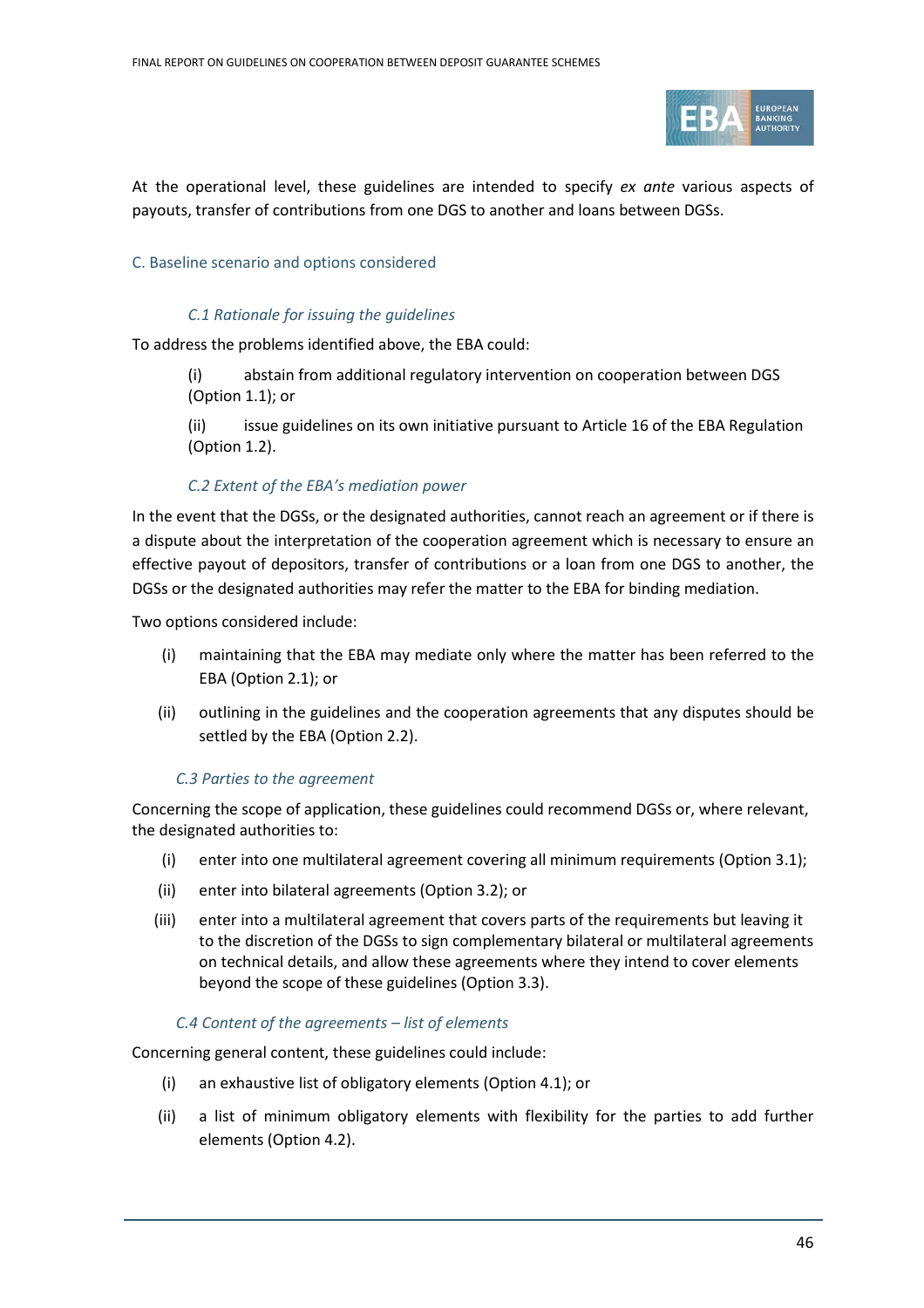At the operational level, these guidelines are intended to specify *ex ante* various aspects of payouts, transfer of contributions from one DGS to another and loans between DGSs.

## C. Baseline scenario and options considered

### *C.1 Rationale for issuing the guidelines*

To address the problems identified above, the EBA could:

(i) abstain from additional regulatory intervention on cooperation between DGS (Option 1.1); or

(ii) issue guidelines on its own initiative pursuant to Article 16 of the EBA Regulation (Option 1.2).

### *C.2 Extent of the EBA's mediation power*

In the event that the DGSs, or the designated authorities, cannot reach an agreement or if there is a dispute about the interpretation of the cooperation agreement which is necessary to ensure an effective payout of depositors, transfer of contributions or a loan from one DGS to another, the DGSs or the designated authorities may refer the matter to the EBA for binding mediation.

Two options considered include:

(i) maintaining that the EBA may mediate only where the matter has been referred to the EBA (Option 2.1); or

(ii) outlining in the guidelines and the cooperation agreements that any disputes should be settled by the EBA (Option 2.2).

### *C.3 Parties to the agreement*

Concerning the scope of application, these guidelines could recommend DGSs or, where relevant, the designated authorities to:

(i) enter into one multilateral agreement covering all minimum requirements (Option 3.1);

(ii) enter into bilateral agreements (Option 3.2); or

(iii) enter into a multilateral agreement that covers parts of the requirements but leaving it to the discretion of the DGSs to sign complementary bilateral or multilateral agreements on technical details, and allow these agreements where they intend to cover elements beyond the scope of these guidelines (Option 3.3).

### *C.4 Content of the agreements – list of elements*

Concerning general content, these guidelines could include:

(i) an exhaustive list of obligatory elements (Option 4.1); or

(ii) a list of minimum obligatory elements with flexibility for the parties to add further elements (Option 4.2).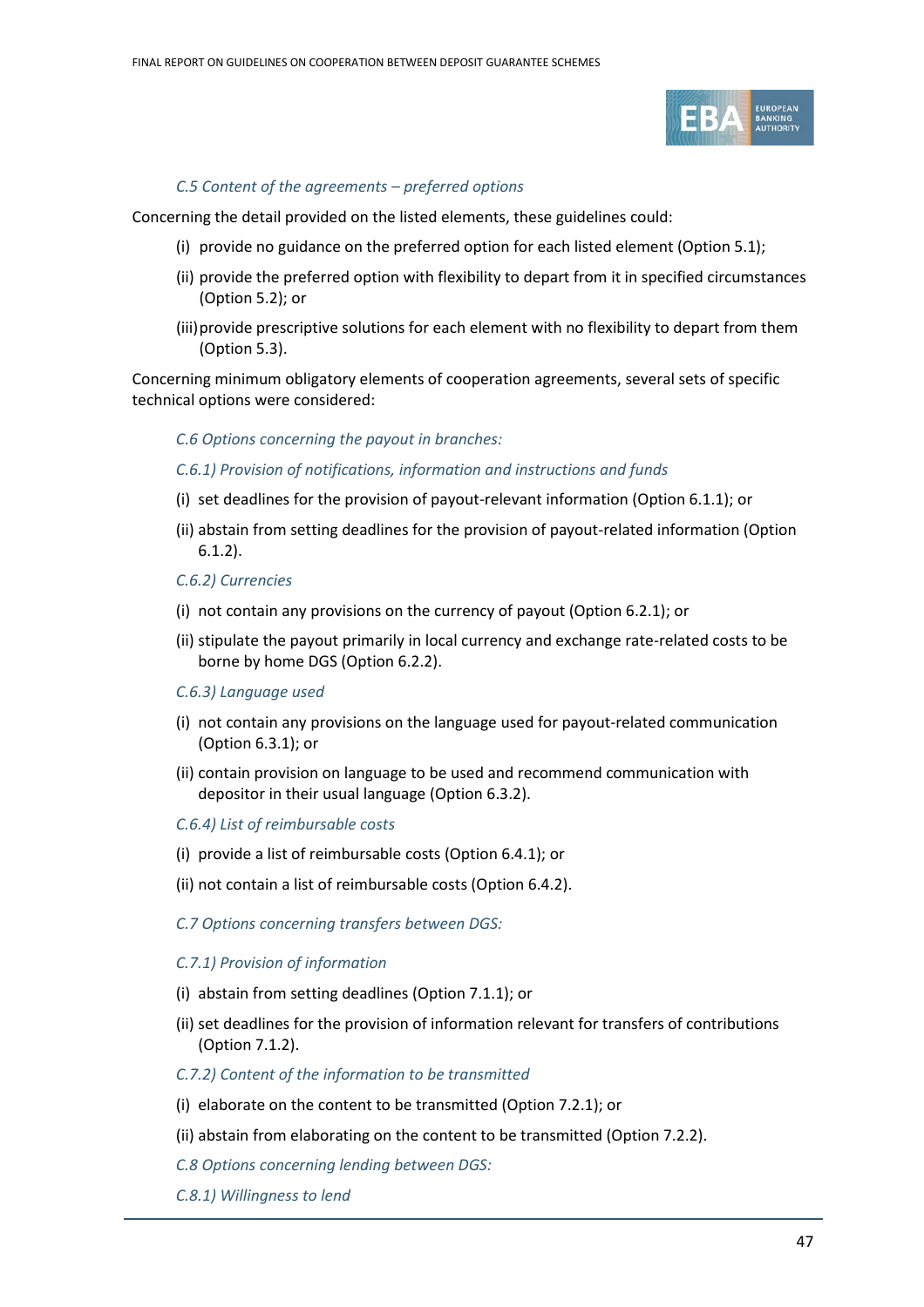*C.5 Content of the agreements – preferred options*

Concerning the detail provided on the listed elements, these guidelines could:

- (i) provide no guidance on the preferred option for each listed element (Option 5.1);
- (ii) provide the preferred option with flexibility to depart from it in specified circumstances (Option 5.2); or
- (iii) provide prescriptive solutions for each element with no flexibility to depart from them (Option 5.3).

Concerning minimum obligatory elements of cooperation agreements, several sets of specific technical options were considered:

*C.6 Options concerning the payout in branches:*

*C.6.1) Provision of notifications, information and instructions and funds*

- (i) set deadlines for the provision of payout-relevant information (Option 6.1.1); or
- (ii) abstain from setting deadlines for the provision of payout-related information (Option 6.1.2).

*C.6.2) Currencies*

- (i) not contain any provisions on the currency of payout (Option 6.2.1); or
- (ii) stipulate the payout primarily in local currency and exchange rate-related costs to be borne by home DGS (Option 6.2.2).

*C.6.3) Language used*

- (i) not contain any provisions on the language used for payout-related communication (Option 6.3.1); or
- (ii) contain provision on language to be used and recommend communication with depositor in their usual language (Option 6.3.2).

*C.6.4) List of reimbursable costs*

- (i) provide a list of reimbursable costs (Option 6.4.1); or
- (ii) not contain a list of reimbursable costs (Option 6.4.2).

*C.7 Options concerning transfers between DGS:*

*C.7.1) Provision of information*

- (i) abstain from setting deadlines (Option 7.1.1); or
- (ii) set deadlines for the provision of information relevant for transfers of contributions (Option 7.1.2).

*C.7.2) Content of the information to be transmitted*

- (i) elaborate on the content to be transmitted (Option 7.2.1); or
- (ii) abstain from elaborating on the content to be transmitted (Option 7.2.2).

*C.8 Options concerning lending between DGS:*

*C.8.1) Willingness to lend*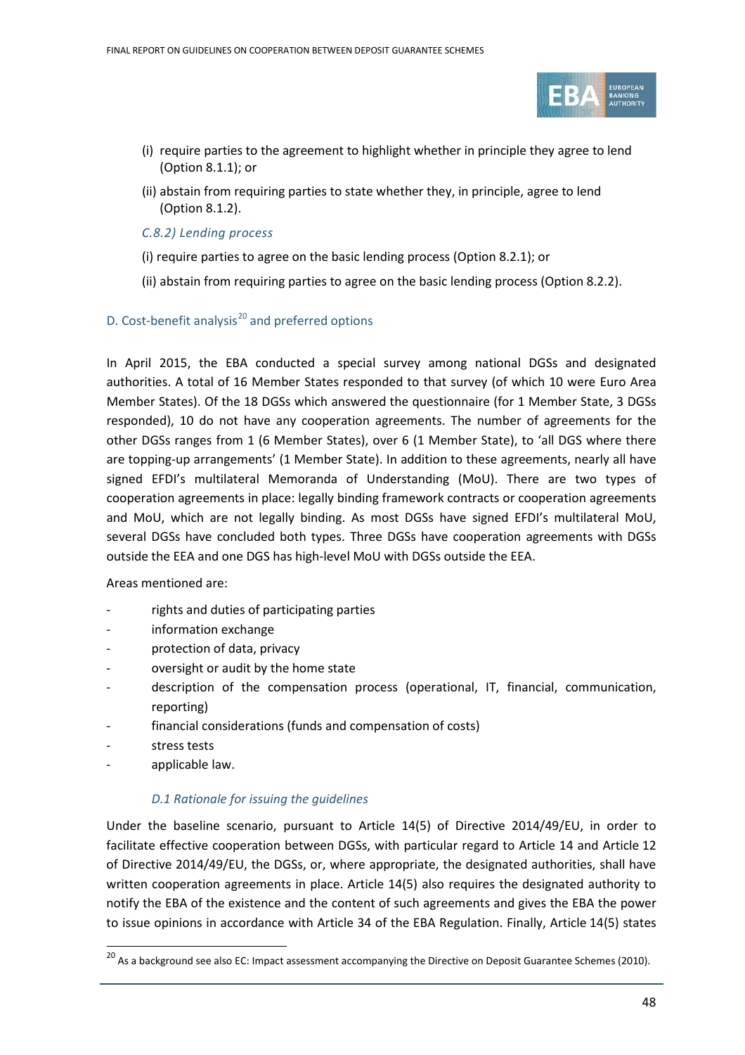(i) require parties to the agreement to highlight whether in principle they agree to lend (Option 8.1.1); or

(ii) abstain from requiring parties to state whether they, in principle, agree to lend (Option 8.1.2).

*C.8.2) Lending process*

(i) require parties to agree on the basic lending process (Option 8.2.1); or

(ii) abstain from requiring parties to agree on the basic lending process (Option 8.2.2).

## D. Cost-benefit analysis[20] and preferred options

In April 2015, the EBA conducted a special survey among national DGSs and designated authorities. A total of 16 Member States responded to that survey (of which 10 were Euro Area Member States). Of the 18 DGSs which answered the questionnaire (for 1 Member State, 3 DGSs responded), 10 do not have any cooperation agreements. The number of agreements for the other DGSs ranges from 1 (6 Member States), over 6 (1 Member State), to 'all DGS where there are topping-up arrangements' (1 Member State). In addition to these agreements, nearly all have signed EFDI's multilateral Memoranda of Understanding (MoU). There are two types of cooperation agreements in place: legally binding framework contracts or cooperation agreements and MoU, which are not legally binding. As most DGSs have signed EFDI's multilateral MoU, several DGSs have concluded both types. Three DGSs have cooperation agreements with DGSs outside the EEA and one DGS has high-level MoU with DGSs outside the EEA.

Areas mentioned are:

- rights and duties of participating parties
- information exchange
- protection of data, privacy
- oversight or audit by the home state
- description of the compensation process (operational, IT, financial, communication, reporting)
- financial considerations (funds and compensation of costs)
- stress tests
- applicable law.

### *D.1 Rationale for issuing the guidelines*

Under the baseline scenario, pursuant to Article 14(5) of Directive 2014/49/EU, in order to facilitate effective cooperation between DGSs, with particular regard to Article 14 and Article 12 of Directive 2014/49/EU, the DGSs, or, where appropriate, the designated authorities, shall have written cooperation agreements in place. Article 14(5) also requires the designated authority to notify the EBA of the existence and the content of such agreements and gives the EBA the power to issue opinions in accordance with Article 34 of the EBA Regulation. Finally, Article 14(5) states

[20] As a background see also EC: Impact assessment accompanying the Directive on Deposit Guarantee Schemes (2010).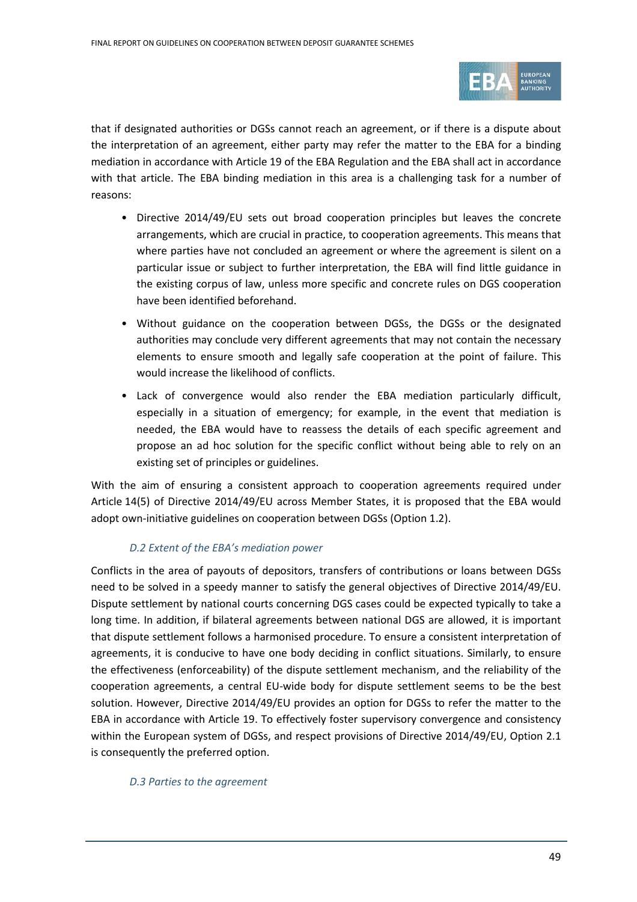that if designated authorities or DGSs cannot reach an agreement, or if there is a dispute about the interpretation of an agreement, either party may refer the matter to the EBA for a binding mediation in accordance with Article 19 of the EBA Regulation and the EBA shall act in accordance with that article. The EBA binding mediation in this area is a challenging task for a number of reasons:

- Directive 2014/49/EU sets out broad cooperation principles but leaves the concrete arrangements, which are crucial in practice, to cooperation agreements. This means that where parties have not concluded an agreement or where the agreement is silent on a particular issue or subject to further interpretation, the EBA will find little guidance in the existing corpus of law, unless more specific and concrete rules on DGS cooperation have been identified beforehand.
- Without guidance on the cooperation between DGSs, the DGSs or the designated authorities may conclude very different agreements that may not contain the necessary elements to ensure smooth and legally safe cooperation at the point of failure. This would increase the likelihood of conflicts.
- Lack of convergence would also render the EBA mediation particularly difficult, especially in a situation of emergency; for example, in the event that mediation is needed, the EBA would have to reassess the details of each specific agreement and propose an ad hoc solution for the specific conflict without being able to rely on an existing set of principles or guidelines.

With the aim of ensuring a consistent approach to cooperation agreements required under Article 14(5) of Directive 2014/49/EU across Member States, it is proposed that the EBA would adopt own-initiative guidelines on cooperation between DGSs (Option 1.2).

*D.2 Extent of the EBA's mediation power*

Conflicts in the area of payouts of depositors, transfers of contributions or loans between DGSs need to be solved in a speedy manner to satisfy the general objectives of Directive 2014/49/EU. Dispute settlement by national courts concerning DGS cases could be expected typically to take a long time. In addition, if bilateral agreements between national DGS are allowed, it is important that dispute settlement follows a harmonised procedure. To ensure a consistent interpretation of agreements, it is conducive to have one body deciding in conflict situations. Similarly, to ensure the effectiveness (enforceability) of the dispute settlement mechanism, and the reliability of the cooperation agreements, a central EU-wide body for dispute settlement seems to be the best solution. However, Directive 2014/49/EU provides an option for DGSs to refer the matter to the EBA in accordance with Article 19. To effectively foster supervisory convergence and consistency within the European system of DGSs, and respect provisions of Directive 2014/49/EU, Option 2.1 is consequently the preferred option.

*D.3 Parties to the agreement*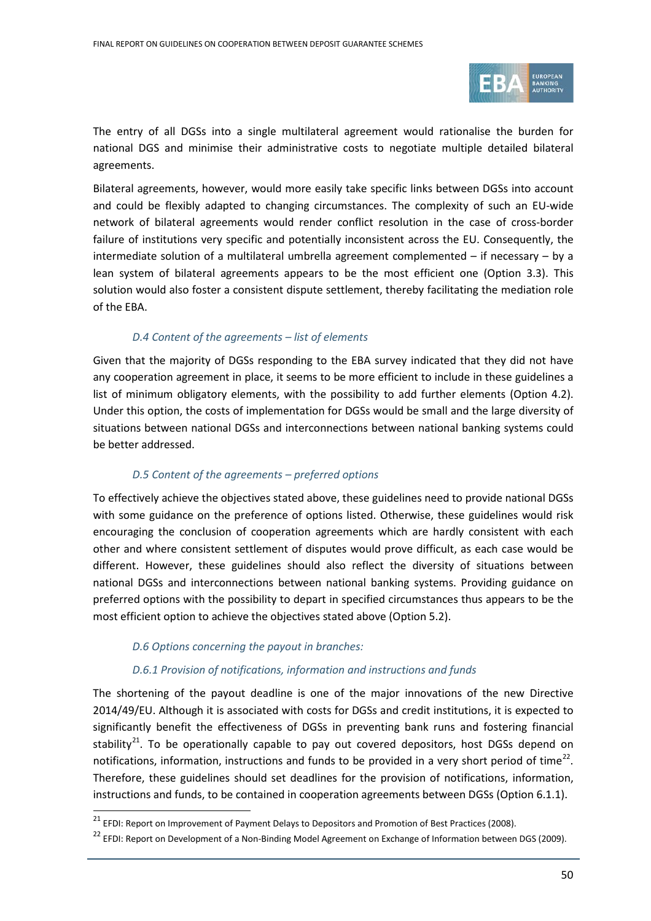The entry of all DGSs into a single multilateral agreement would rationalise the burden for national DGS and minimise their administrative costs to negotiate multiple detailed bilateral agreements.

Bilateral agreements, however, would more easily take specific links between DGSs into account and could be flexibly adapted to changing circumstances. The complexity of such an EU-wide network of bilateral agreements would render conflict resolution in the case of cross-border failure of institutions very specific and potentially inconsistent across the EU. Consequently, the intermediate solution of a multilateral umbrella agreement complemented – if necessary – by a lean system of bilateral agreements appears to be the most efficient one (Option 3.3). This solution would also foster a consistent dispute settlement, thereby facilitating the mediation role of the EBA.

*D.4 Content of the agreements – list of elements*

Given that the majority of DGSs responding to the EBA survey indicated that they did not have any cooperation agreement in place, it seems to be more efficient to include in these guidelines a list of minimum obligatory elements, with the possibility to add further elements (Option 4.2). Under this option, the costs of implementation for DGSs would be small and the large diversity of situations between national DGSs and interconnections between national banking systems could be better addressed.

*D.5 Content of the agreements – preferred options*

To effectively achieve the objectives stated above, these guidelines need to provide national DGSs with some guidance on the preference of options listed. Otherwise, these guidelines would risk encouraging the conclusion of cooperation agreements which are hardly consistent with each other and where consistent settlement of disputes would prove difficult, as each case would be different. However, these guidelines should also reflect the diversity of situations between national DGSs and interconnections between national banking systems. Providing guidance on preferred options with the possibility to depart in specified circumstances thus appears to be the most efficient option to achieve the objectives stated above (Option 5.2).

*D.6 Options concerning the payout in branches:*

*D.6.1 Provision of notifications, information and instructions and funds*

The shortening of the payout deadline is one of the major innovations of the new Directive 2014/49/EU. Although it is associated with costs for DGSs and credit institutions, it is expected to significantly benefit the effectiveness of DGSs in preventing bank runs and fostering financial stability[21]. To be operationally capable to pay out covered depositors, host DGSs depend on notifications, information, instructions and funds to be provided in a very short period of time[22]. Therefore, these guidelines should set deadlines for the provision of notifications, information, instructions and funds, to be contained in cooperation agreements between DGSs (Option 6.1.1).

[21] EFDI: Report on Improvement of Payment Delays to Depositors and Promotion of Best Practices (2008).

[22] EFDI: Report on Development of a Non-Binding Model Agreement on Exchange of Information between DGS (2009).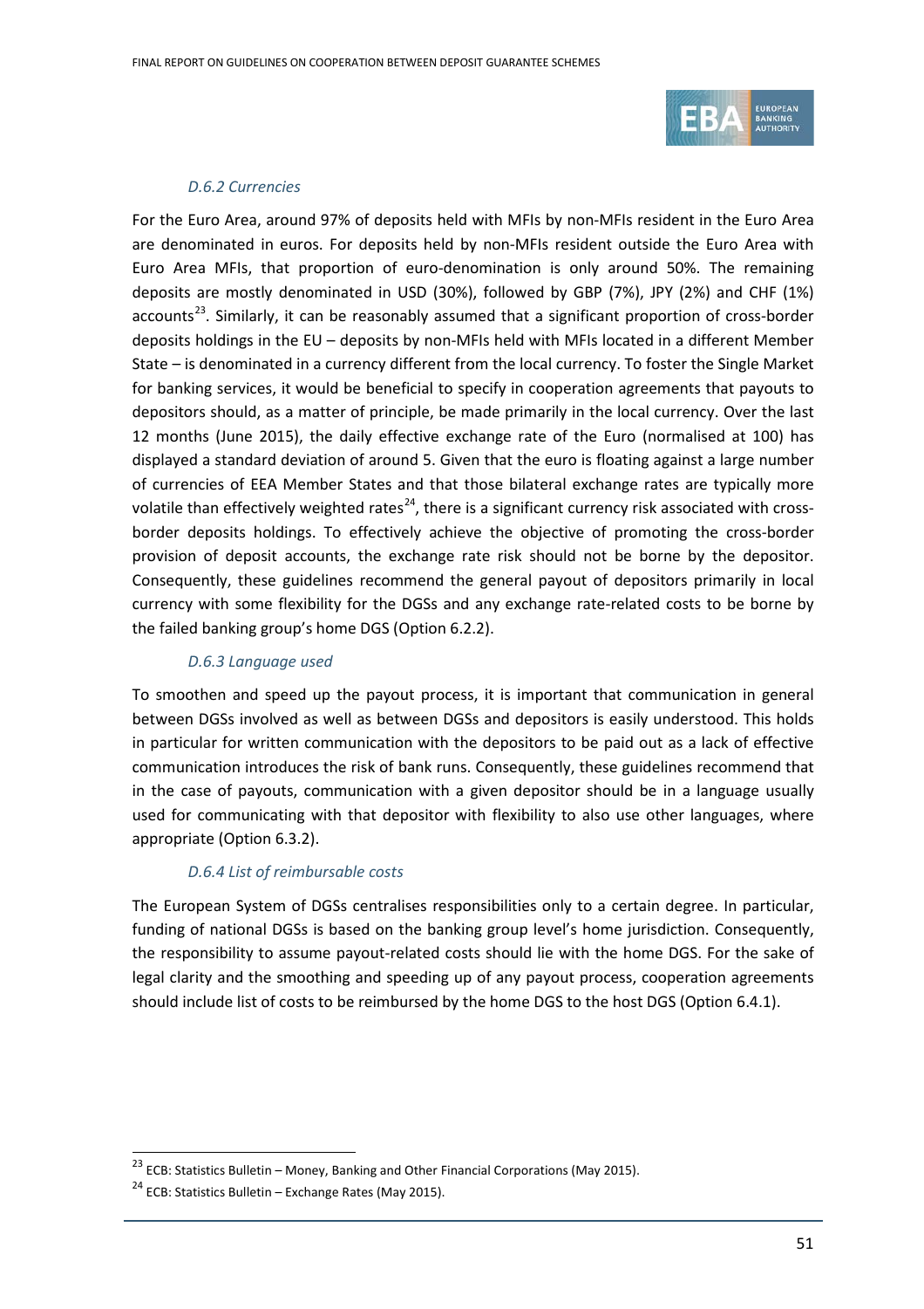*D.6.2 Currencies*

For the Euro Area, around 97% of deposits held with MFIs by non-MFIs resident in the Euro Area are denominated in euros. For deposits held by non-MFIs resident outside the Euro Area with Euro Area MFIs, that proportion of euro-denomination is only around 50%. The remaining deposits are mostly denominated in USD (30%), followed by GBP (7%), JPY (2%) and CHF (1%) accounts[23]. Similarly, it can be reasonably assumed that a significant proportion of cross-border deposits holdings in the EU – deposits by non-MFIs held with MFIs located in a different Member State – is denominated in a currency different from the local currency. To foster the Single Market for banking services, it would be beneficial to specify in cooperation agreements that payouts to depositors should, as a matter of principle, be made primarily in the local currency. Over the last 12 months (June 2015), the daily effective exchange rate of the Euro (normalised at 100) has displayed a standard deviation of around 5. Given that the euro is floating against a large number of currencies of EEA Member States and that those bilateral exchange rates are typically more volatile than effectively weighted rates[24], there is a significant currency risk associated with cross-border deposits holdings. To effectively achieve the objective of promoting the cross-border provision of deposit accounts, the exchange rate risk should not be borne by the depositor. Consequently, these guidelines recommend the general payout of depositors primarily in local currency with some flexibility for the DGSs and any exchange rate-related costs to be borne by the failed banking group's home DGS (Option 6.2.2).

*D.6.3 Language used*

To smoothen and speed up the payout process, it is important that communication in general between DGSs involved as well as between DGSs and depositors is easily understood. This holds in particular for written communication with the depositors to be paid out as a lack of effective communication introduces the risk of bank runs. Consequently, these guidelines recommend that in the case of payouts, communication with a given depositor should be in a language usually used for communicating with that depositor with flexibility to also use other languages, where appropriate (Option 6.3.2).

*D.6.4 List of reimbursable costs*

The European System of DGSs centralises responsibilities only to a certain degree. In particular, funding of national DGSs is based on the banking group level's home jurisdiction. Consequently, the responsibility to assume payout-related costs should lie with the home DGS. For the sake of legal clarity and the smoothing and speeding up of any payout process, cooperation agreements should include list of costs to be reimbursed by the home DGS to the host DGS (Option 6.4.1).

---

[23] ECB: Statistics Bulletin – Money, Banking and Other Financial Corporations (May 2015).

[24] ECB: Statistics Bulletin – Exchange Rates (May 2015).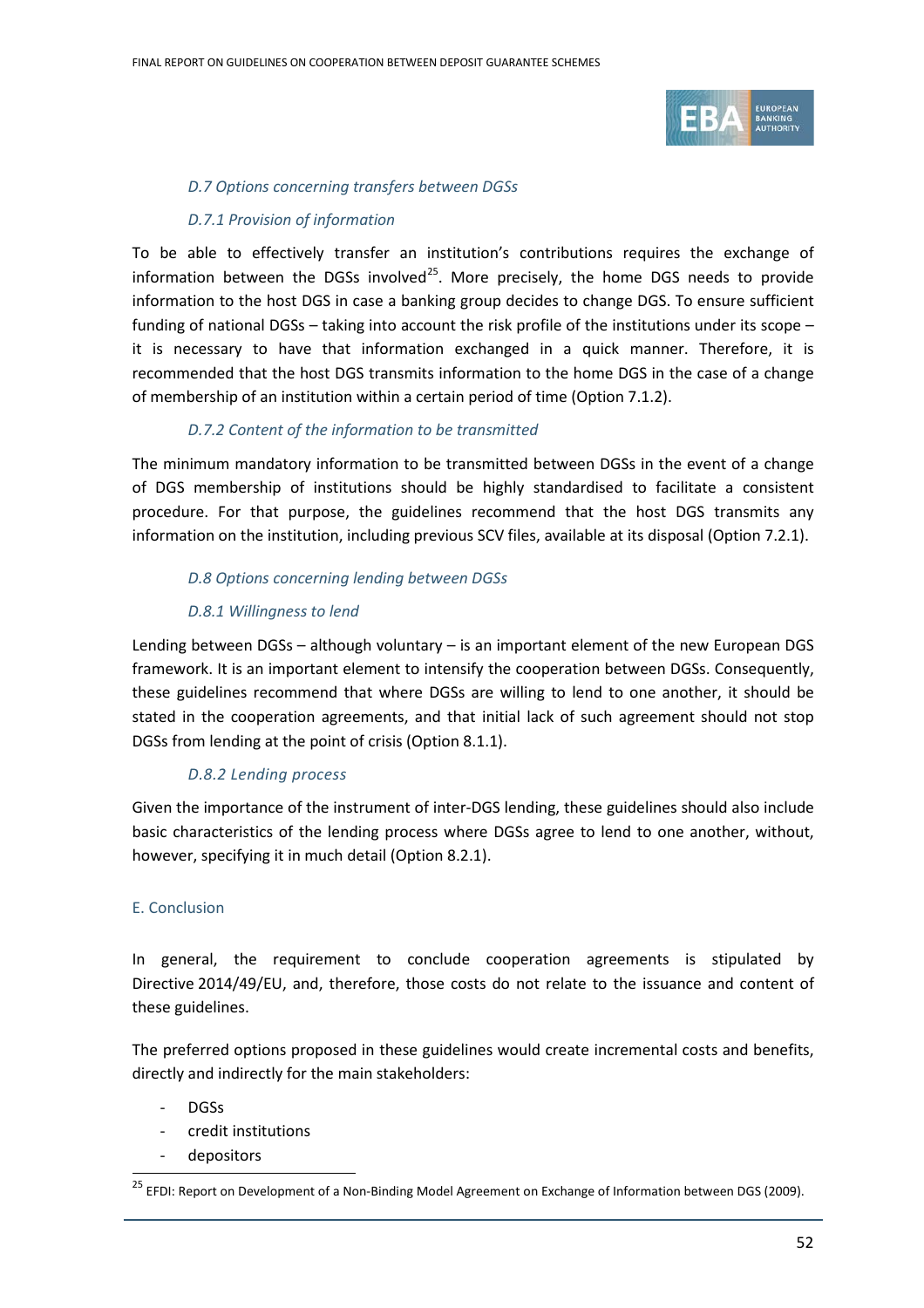*D.7 Options concerning transfers between DGSs*

*D.7.1 Provision of information*

To be able to effectively transfer an institution's contributions requires the exchange of information between the DGSs involved[25]. More precisely, the home DGS needs to provide information to the host DGS in case a banking group decides to change DGS. To ensure sufficient funding of national DGSs – taking into account the risk profile of the institutions under its scope – it is necessary to have that information exchanged in a quick manner. Therefore, it is recommended that the host DGS transmits information to the home DGS in the case of a change of membership of an institution within a certain period of time (Option 7.1.2).

*D.7.2 Content of the information to be transmitted*

The minimum mandatory information to be transmitted between DGSs in the event of a change of DGS membership of institutions should be highly standardised to facilitate a consistent procedure. For that purpose, the guidelines recommend that the host DGS transmits any information on the institution, including previous SCV files, available at its disposal (Option 7.2.1).

*D.8 Options concerning lending between DGSs*

*D.8.1 Willingness to lend*

Lending between DGSs – although voluntary – is an important element of the new European DGS framework. It is an important element to intensify the cooperation between DGSs. Consequently, these guidelines recommend that where DGSs are willing to lend to one another, it should be stated in the cooperation agreements, and that initial lack of such agreement should not stop DGSs from lending at the point of crisis (Option 8.1.1).

*D.8.2 Lending process*

Given the importance of the instrument of inter-DGS lending, these guidelines should also include basic characteristics of the lending process where DGSs agree to lend to one another, without, however, specifying it in much detail (Option 8.2.1).

## E. Conclusion

In general, the requirement to conclude cooperation agreements is stipulated by Directive 2014/49/EU, and, therefore, those costs do not relate to the issuance and content of these guidelines.

The preferred options proposed in these guidelines would create incremental costs and benefits, directly and indirectly for the main stakeholders:

- DGSs
- credit institutions
- depositors

[25] EFDI: Report on Development of a Non-Binding Model Agreement on Exchange of Information between DGS (2009).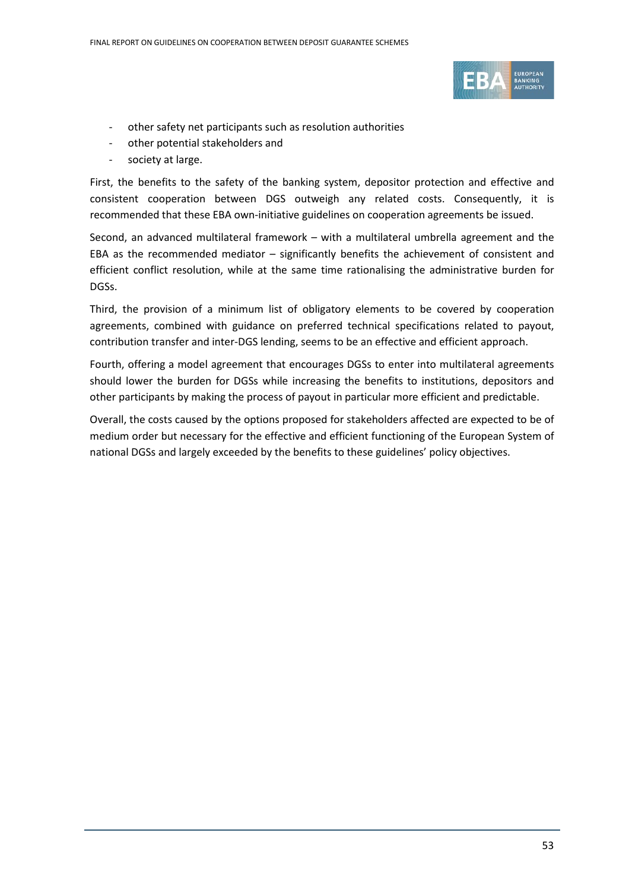- other safety net participants such as resolution authorities
- other potential stakeholders and
- society at large.

First, the benefits to the safety of the banking system, depositor protection and effective and consistent cooperation between DGS outweigh any related costs. Consequently, it is recommended that these EBA own-initiative guidelines on cooperation agreements be issued.

Second, an advanced multilateral framework – with a multilateral umbrella agreement and the EBA as the recommended mediator – significantly benefits the achievement of consistent and efficient conflict resolution, while at the same time rationalising the administrative burden for DGSs.

Third, the provision of a minimum list of obligatory elements to be covered by cooperation agreements, combined with guidance on preferred technical specifications related to payout, contribution transfer and inter-DGS lending, seems to be an effective and efficient approach.

Fourth, offering a model agreement that encourages DGSs to enter into multilateral agreements should lower the burden for DGSs while increasing the benefits to institutions, depositors and other participants by making the process of payout in particular more efficient and predictable.

Overall, the costs caused by the options proposed for stakeholders affected are expected to be of medium order but necessary for the effective and efficient functioning of the European System of national DGSs and largely exceeded by the benefits to these guidelines' policy objectives.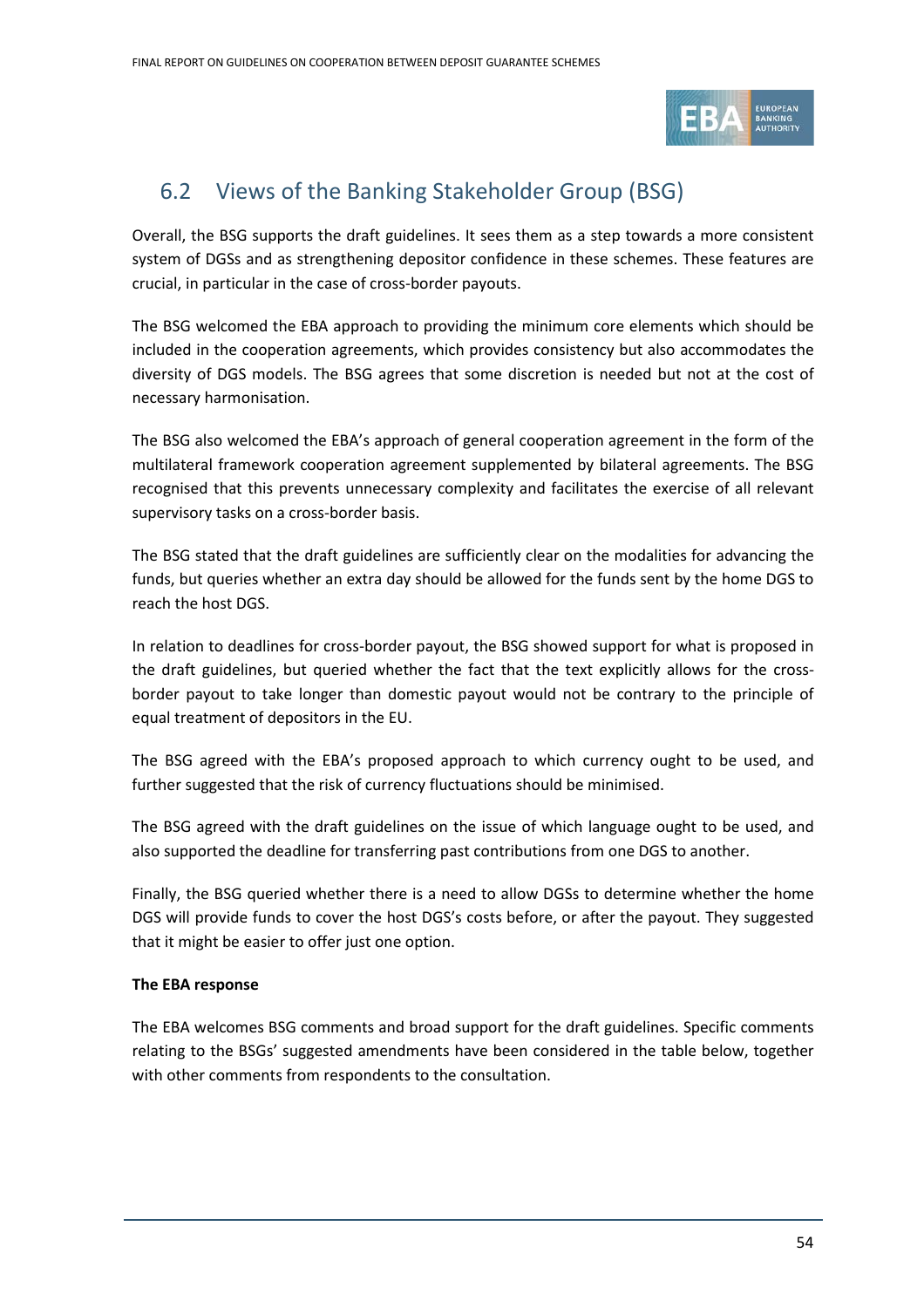## 6.2 Views of the Banking Stakeholder Group (BSG)

Overall, the BSG supports the draft guidelines. It sees them as a step towards a more consistent system of DGSs and as strengthening depositor confidence in these schemes. These features are crucial, in particular in the case of cross-border payouts.

The BSG welcomed the EBA approach to providing the minimum core elements which should be included in the cooperation agreements, which provides consistency but also accommodates the diversity of DGS models. The BSG agrees that some discretion is needed but not at the cost of necessary harmonisation.

The BSG also welcomed the EBA's approach of general cooperation agreement in the form of the multilateral framework cooperation agreement supplemented by bilateral agreements. The BSG recognised that this prevents unnecessary complexity and facilitates the exercise of all relevant supervisory tasks on a cross-border basis.

The BSG stated that the draft guidelines are sufficiently clear on the modalities for advancing the funds, but queries whether an extra day should be allowed for the funds sent by the home DGS to reach the host DGS.

In relation to deadlines for cross-border payout, the BSG showed support for what is proposed in the draft guidelines, but queried whether the fact that the text explicitly allows for the cross-border payout to take longer than domestic payout would not be contrary to the principle of equal treatment of depositors in the EU.

The BSG agreed with the EBA's proposed approach to which currency ought to be used, and further suggested that the risk of currency fluctuations should be minimised.

The BSG agreed with the draft guidelines on the issue of which language ought to be used, and also supported the deadline for transferring past contributions from one DGS to another.

Finally, the BSG queried whether there is a need to allow DGSs to determine whether the home DGS will provide funds to cover the host DGS's costs before, or after the payout. They suggested that it might be easier to offer just one option.

**The EBA response**

The EBA welcomes BSG comments and broad support for the draft guidelines. Specific comments relating to the BSGs' suggested amendments have been considered in the table below, together with other comments from respondents to the consultation.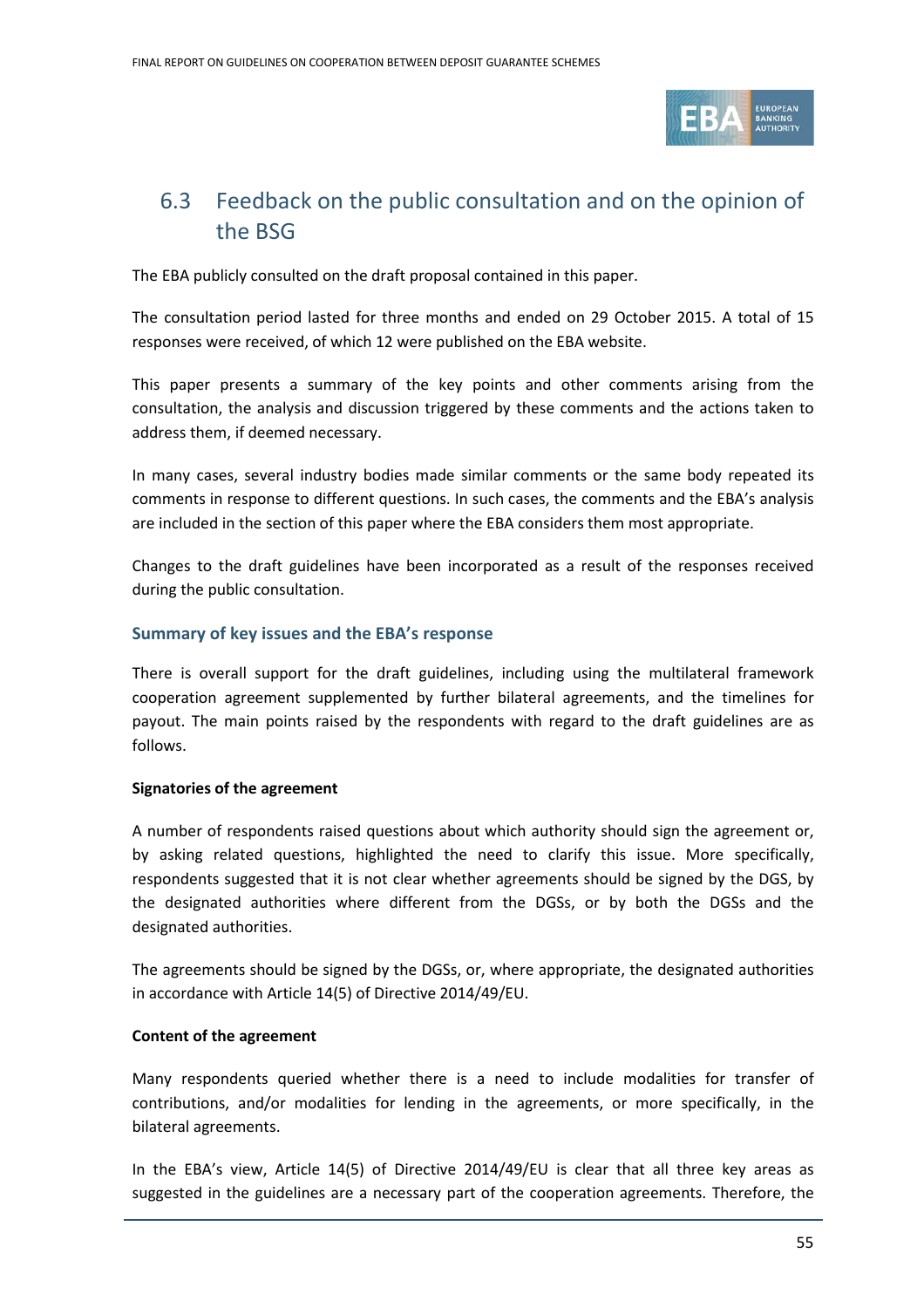## 6.3 Feedback on the public consultation and on the opinion of the BSG

The EBA publicly consulted on the draft proposal contained in this paper.

The consultation period lasted for three months and ended on 29 October 2015. A total of 15 responses were received, of which 12 were published on the EBA website.

This paper presents a summary of the key points and other comments arising from the consultation, the analysis and discussion triggered by these comments and the actions taken to address them, if deemed necessary.

In many cases, several industry bodies made similar comments or the same body repeated its comments in response to different questions. In such cases, the comments and the EBA's analysis are included in the section of this paper where the EBA considers them most appropriate.

Changes to the draft guidelines have been incorporated as a result of the responses received during the public consultation.

### Summary of key issues and the EBA's response

There is overall support for the draft guidelines, including using the multilateral framework cooperation agreement supplemented by further bilateral agreements, and the timelines for payout. The main points raised by the respondents with regard to the draft guidelines are as follows.

**Signatories of the agreement**

A number of respondents raised questions about which authority should sign the agreement or, by asking related questions, highlighted the need to clarify this issue. More specifically, respondents suggested that it is not clear whether agreements should be signed by the DGS, by the designated authorities where different from the DGSs, or by both the DGSs and the designated authorities.

The agreements should be signed by the DGSs, or, where appropriate, the designated authorities in accordance with Article 14(5) of Directive 2014/49/EU.

**Content of the agreement**

Many respondents queried whether there is a need to include modalities for transfer of contributions, and/or modalities for lending in the agreements, or more specifically, in the bilateral agreements.

In the EBA's view, Article 14(5) of Directive 2014/49/EU is clear that all three key areas as suggested in the guidelines are a necessary part of the cooperation agreements. Therefore, the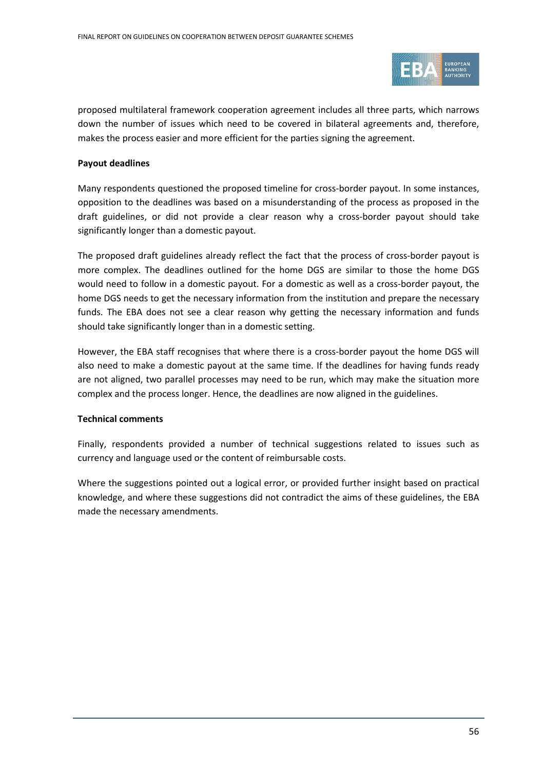proposed multilateral framework cooperation agreement includes all three parts, which narrows down the number of issues which need to be covered in bilateral agreements and, therefore, makes the process easier and more efficient for the parties signing the agreement.

**Payout deadlines**

Many respondents questioned the proposed timeline for cross-border payout. In some instances, opposition to the deadlines was based on a misunderstanding of the process as proposed in the draft guidelines, or did not provide a clear reason why a cross-border payout should take significantly longer than a domestic payout.

The proposed draft guidelines already reflect the fact that the process of cross-border payout is more complex. The deadlines outlined for the home DGS are similar to those the home DGS would need to follow in a domestic payout. For a domestic as well as a cross-border payout, the home DGS needs to get the necessary information from the institution and prepare the necessary funds. The EBA does not see a clear reason why getting the necessary information and funds should take significantly longer than in a domestic setting.

However, the EBA staff recognises that where there is a cross-border payout the home DGS will also need to make a domestic payout at the same time. If the deadlines for having funds ready are not aligned, two parallel processes may need to be run, which may make the situation more complex and the process longer. Hence, the deadlines are now aligned in the guidelines.

**Technical comments**

Finally, respondents provided a number of technical suggestions related to issues such as currency and language used or the content of reimbursable costs.

Where the suggestions pointed out a logical error, or provided further insight based on practical knowledge, and where these suggestions did not contradict the aims of these guidelines, the EBA made the necessary amendments.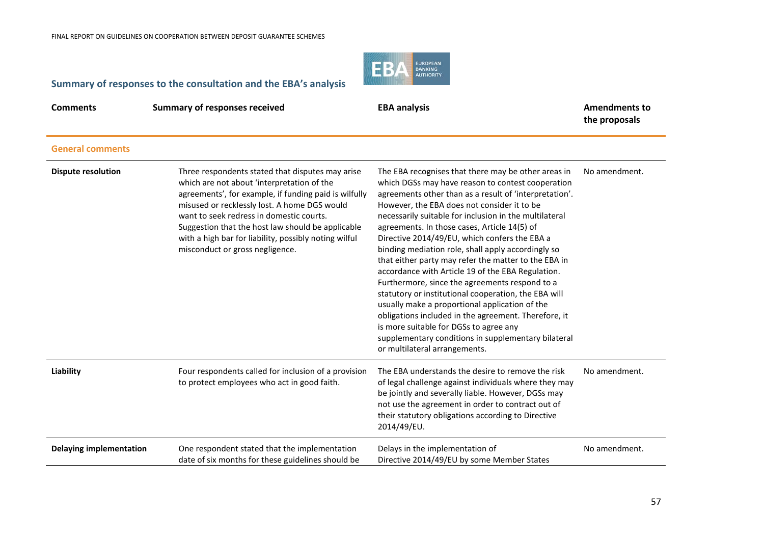## Summary of responses to the consultation and the EBA's analysis

| Comments | Summary of responses received | EBA analysis | Amendments to the proposals |
|---|---|---|---|
| **General comments** | | | |
| **Dispute resolution** | Three respondents stated that disputes may arise which are not about 'interpretation of the agreements', for example, if funding paid is wilfully misused or recklessly lost. A home DGS would want to seek redress in domestic courts. Suggestion that the host law should be applicable with a high bar for liability, possibly noting wilful misconduct or gross negligence. | The EBA recognises that there may be other areas in which DGSs may have reason to contest cooperation agreements other than as a result of 'interpretation'. However, the EBA does not consider it to be necessarily suitable for inclusion in the multilateral agreements. In those cases, Article 14(5) of Directive 2014/49/EU, which confers the EBA a binding mediation role, shall apply accordingly so that either party may refer the matter to the EBA in accordance with Article 19 of the EBA Regulation. Furthermore, since the agreements respond to a statutory or institutional cooperation, the EBA will usually make a proportional application of the obligations included in the agreement. Therefore, it is more suitable for DGSs to agree any supplementary conditions in supplementary bilateral or multilateral arrangements. | No amendment. |
| **Liability** | Four respondents called for inclusion of a provision to protect employees who act in good faith. | The EBA understands the desire to remove the risk of legal challenge against individuals where they may be jointly and severally liable. However, DGSs may not use the agreement in order to contract out of their statutory obligations according to Directive 2014/49/EU. | No amendment. |
| **Delaying implementation** | One respondent stated that the implementation date of six months for these guidelines should be | Delays in the implementation of Directive 2014/49/EU by some Member States | No amendment. |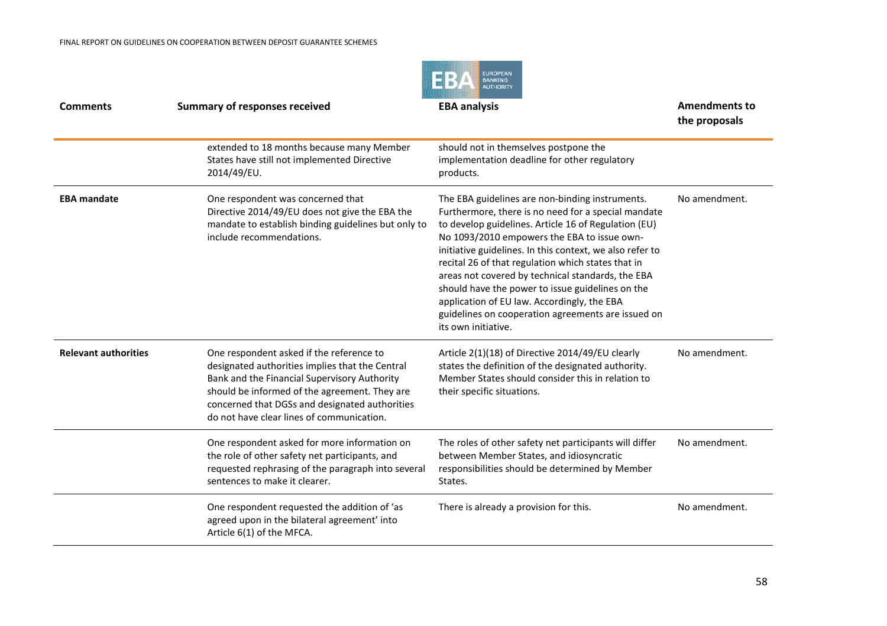| Comments | Summary of responses received | EBA analysis | Amendments to the proposals |
|---|---|---|---|
| | extended to 18 months because many Member States have still not implemented Directive 2014/49/EU. | should not in themselves postpone the implementation deadline for other regulatory products. | |
| **EBA mandate** | One respondent was concerned that Directive 2014/49/EU does not give the EBA the mandate to establish binding guidelines but only to include recommendations. | The EBA guidelines are non-binding instruments. Furthermore, there is no need for a special mandate to develop guidelines. Article 16 of Regulation (EU) No 1093/2010 empowers the EBA to issue own-initiative guidelines. In this context, we also refer to recital 26 of that regulation which states that in areas not covered by technical standards, the EBA should have the power to issue guidelines on the application of EU law. Accordingly, the EBA guidelines on cooperation agreements are issued on its own initiative. | No amendment. |
| **Relevant authorities** | One respondent asked if the reference to designated authorities implies that the Central Bank and the Financial Supervisory Authority should be informed of the agreement. They are concerned that DGSs and designated authorities do not have clear lines of communication. | Article 2(1)(18) of Directive 2014/49/EU clearly states the definition of the designated authority. Member States should consider this in relation to their specific situations. | No amendment. |
| | One respondent asked for more information on the role of other safety net participants, and requested rephrasing of the paragraph into several sentences to make it clearer. | The roles of other safety net participants will differ between Member States, and idiosyncratic responsibilities should be determined by Member States. | No amendment. |
| | One respondent requested the addition of 'as agreed upon in the bilateral agreement' into Article 6(1) of the MFCA. | There is already a provision for this. | No amendment. |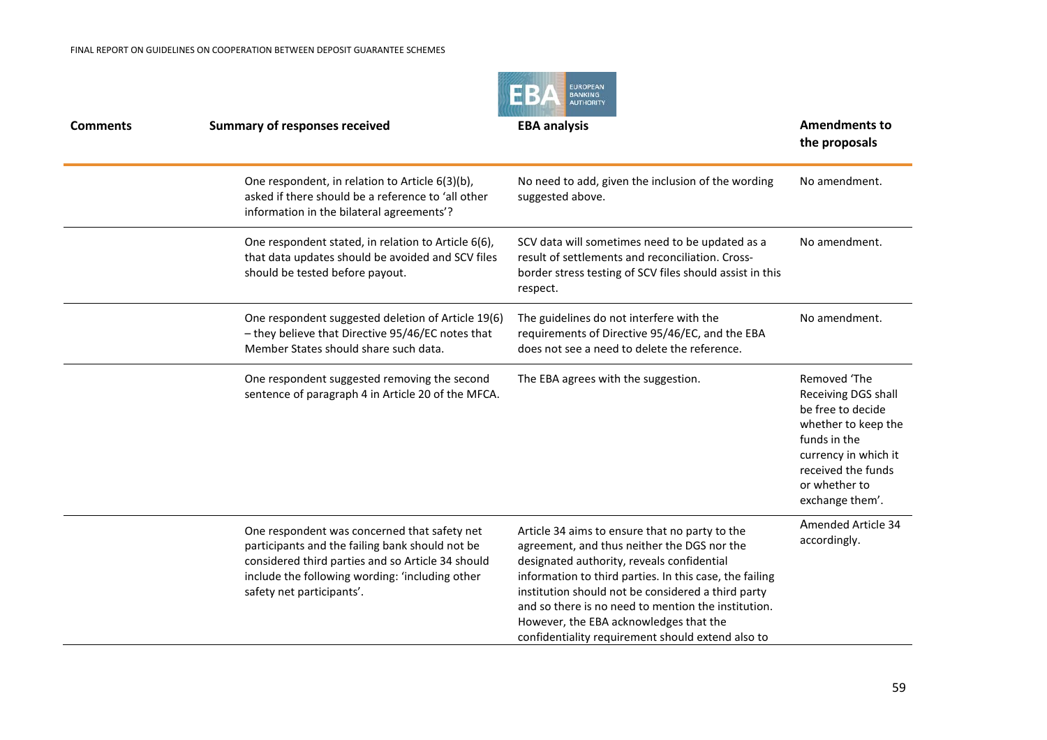| Comments | Summary of responses received | EBA analysis | Amendments to the proposals |
|---|---|---|---|
| | One respondent, in relation to Article 6(3)(b), asked if there should be a reference to 'all other information in the bilateral agreements'? | No need to add, given the inclusion of the wording suggested above. | No amendment. |
| | One respondent stated, in relation to Article 6(6), that data updates should be avoided and SCV files should be tested before payout. | SCV data will sometimes need to be updated as a result of settlements and reconciliation. Cross-border stress testing of SCV files should assist in this respect. | No amendment. |
| | One respondent suggested deletion of Article 19(6) – they believe that Directive 95/46/EC notes that Member States should share such data. | The guidelines do not interfere with the requirements of Directive 95/46/EC, and the EBA does not see a need to delete the reference. | No amendment. |
| | One respondent suggested removing the second sentence of paragraph 4 in Article 20 of the MFCA. | The EBA agrees with the suggestion. | Removed 'The Receiving DGS shall be free to decide whether to keep the funds in the currency in which it received the funds or whether to exchange them'. |
| | One respondent was concerned that safety net participants and the failing bank should not be considered third parties and so Article 34 should include the following wording: 'including other safety net participants'. | Article 34 aims to ensure that no party to the agreement, and thus neither the DGS nor the designated authority, reveals confidential information to third parties. In this case, the failing institution should not be considered a third party and so there is no need to mention the institution. However, the EBA acknowledges that the confidentiality requirement should extend also to | Amended Article 34 accordingly. |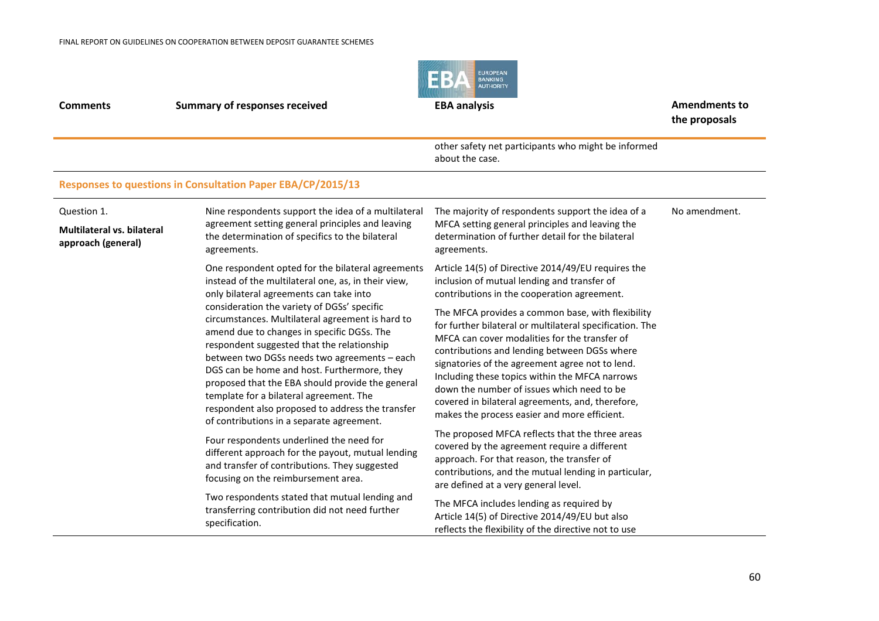| Comments | Summary of responses received | EBA analysis | Amendments to the proposals |
|---|---|---|---|
| | | other safety net participants who might be informed about the case. | |
| **Responses to questions in Consultation Paper EBA/CP/2015/13** | | | |
| Question 1.<br><br>**Multilateral vs. bilateral approach (general)** | Nine respondents support the idea of a multilateral agreement setting general principles and leaving the determination of specifics to the bilateral agreements. | The majority of respondents support the idea of a MFCA setting general principles and leaving the determination of further detail for the bilateral agreements. | No amendment. |
| | One respondent opted for the bilateral agreements instead of the multilateral one, as, in their view, only bilateral agreements can take into consideration the variety of DGSs' specific circumstances. Multilateral agreement is hard to amend due to changes in specific DGSs. The respondent suggested that the relationship between two DGSs needs two agreements – each DGS can be home and host. Furthermore, they proposed that the EBA should provide the general template for a bilateral agreement. The respondent also proposed to address the transfer of contributions in a separate agreement. | Article 14(5) of Directive 2014/49/EU requires the inclusion of mutual lending and transfer of contributions in the cooperation agreement.<br><br>The MFCA provides a common base, with flexibility for further bilateral or multilateral specification. The MFCA can cover modalities for the transfer of contributions and lending between DGSs where signatories of the agreement agree not to lend. Including these topics within the MFCA narrows down the number of issues which need to be covered in bilateral agreements, and, therefore, makes the process easier and more efficient. | |
| | Four respondents underlined the need for different approach for the payout, mutual lending and transfer of contributions. They suggested focusing on the reimbursement area. | The proposed MFCA reflects that the three areas covered by the agreement require a different approach. For that reason, the transfer of contributions, and the mutual lending in particular, are defined at a very general level. | |
| | Two respondents stated that mutual lending and transferring contribution did not need further specification. | The MFCA includes lending as required by Article 14(5) of Directive 2014/49/EU but also reflects the flexibility of the directive not to use | |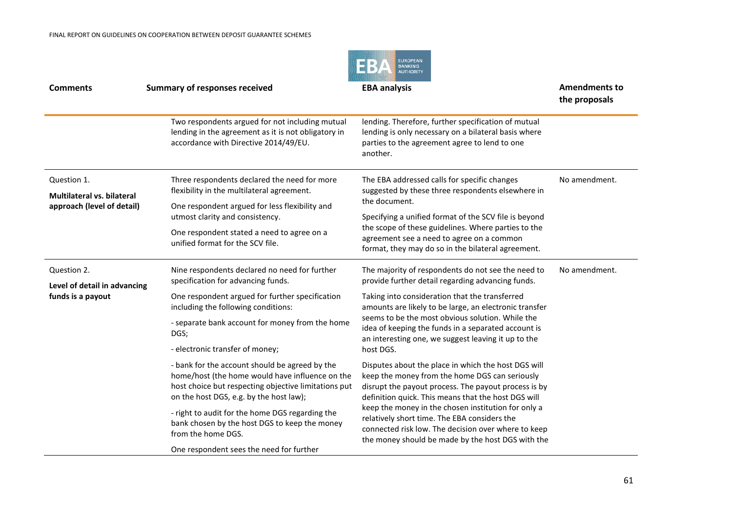| Comments | Summary of responses received | EBA analysis | Amendments to the proposals |
|---|---|---|---|
| | Two respondents argued for not including mutual lending in the agreement as it is not obligatory in accordance with Directive 2014/49/EU. | lending. Therefore, further specification of mutual lending is only necessary on a bilateral basis where parties to the agreement agree to lend to one another. | |
| Question 1. **Multilateral vs. bilateral approach (level of detail)** | Three respondents declared the need for more flexibility in the multilateral agreement. One respondent argued for less flexibility and utmost clarity and consistency. One respondent stated a need to agree on a unified format for the SCV file. | The EBA addressed calls for specific changes suggested by these three respondents elsewhere in the document. Specifying a unified format of the SCV file is beyond the scope of these guidelines. Where parties to the agreement see a need to agree on a common format, they may do so in the bilateral agreement. | No amendment. |
| Question 2. **Level of detail in advancing funds is a payout** | Nine respondents declared no need for further specification for advancing funds. One respondent argued for further specification including the following conditions: - separate bank account for money from the home DGS; - electronic transfer of money; - bank for the account should be agreed by the home/host (the home would have influence on the host choice but respecting objective limitations put on the host DGS, e.g. by the host law); - right to audit for the home DGS regarding the bank chosen by the host DGS to keep the money from the home DGS. One respondent sees the need for further | The majority of respondents do not see the need to provide further detail regarding advancing funds. Taking into consideration that the transferred amounts are likely to be large, an electronic transfer seems to be the most obvious solution. While the idea of keeping the funds in a separated account is an interesting one, we suggest leaving it up to the host DGS. Disputes about the place in which the host DGS will keep the money from the home DGS can seriously disrupt the payout process. The payout process is by definition quick. This means that the host DGS will keep the money in the chosen institution for only a relatively short time. The EBA considers the connected risk low. The decision over where to keep the money should be made by the host DGS with the | No amendment. |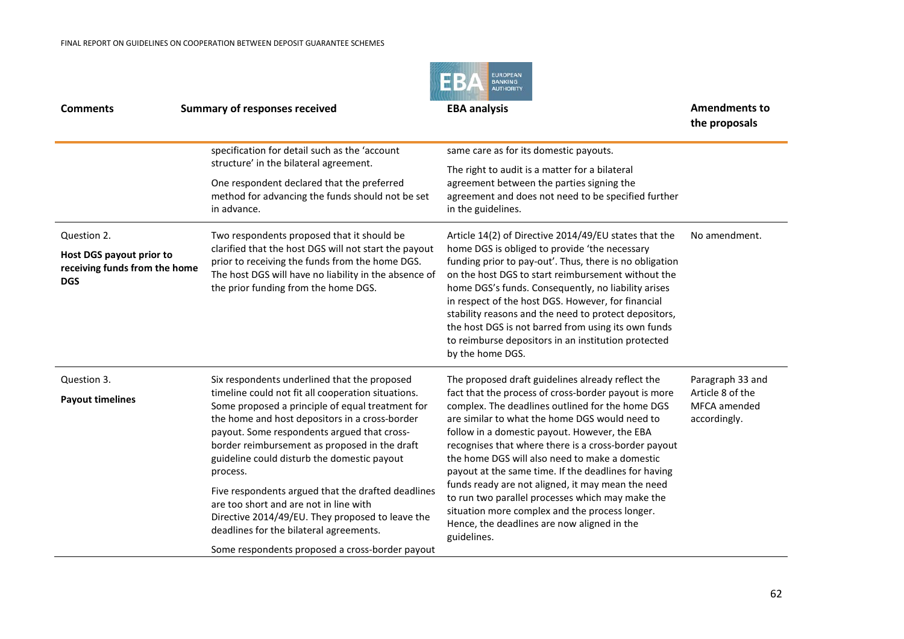| Comments | Summary of responses received | EBA analysis | Amendments to the proposals |
|---|---|---|---|
| | specification for detail such as the 'account structure' in the bilateral agreement. One respondent declared that the preferred method for advancing the funds should not be set in advance. | same care as for its domestic payouts. The right to audit is a matter for a bilateral agreement between the parties signing the agreement and does not need to be specified further in the guidelines. | |
| Question 2. **Host DGS payout prior to receiving funds from the home DGS** | Two respondents proposed that it should be clarified that the host DGS will not start the payout prior to receiving the funds from the home DGS. The host DGS will have no liability in the absence of the prior funding from the home DGS. | Article 14(2) of Directive 2014/49/EU states that the home DGS is obliged to provide 'the necessary funding prior to pay-out'. Thus, there is no obligation on the host DGS to start reimbursement without the home DGS's funds. Consequently, no liability arises in respect of the host DGS. However, for financial stability reasons and the need to protect depositors, the host DGS is not barred from using its own funds to reimburse depositors in an institution protected by the home DGS. | No amendment. |
| Question 3. **Payout timelines** | Six respondents underlined that the proposed timeline could not fit all cooperation situations. Some proposed a principle of equal treatment for the home and host depositors in a cross-border payout. Some respondents argued that cross-border reimbursement as proposed in the draft guideline could disturb the domestic payout process. Five respondents argued that the drafted deadlines are too short and are not in line with Directive 2014/49/EU. They proposed to leave the deadlines for the bilateral agreements. Some respondents proposed a cross-border payout | The proposed draft guidelines already reflect the fact that the process of cross-border payout is more complex. The deadlines outlined for the home DGS are similar to what the home DGS would need to follow in a domestic payout. However, the EBA recognises that where there is a cross-border payout the home DGS will also need to make a domestic payout at the same time. If the deadlines for having funds ready are not aligned, it may mean the need to run two parallel processes which may make the situation more complex and the process longer. Hence, the deadlines are now aligned in the guidelines. | Paragraph 33 and Article 8 of the MFCA amended accordingly. |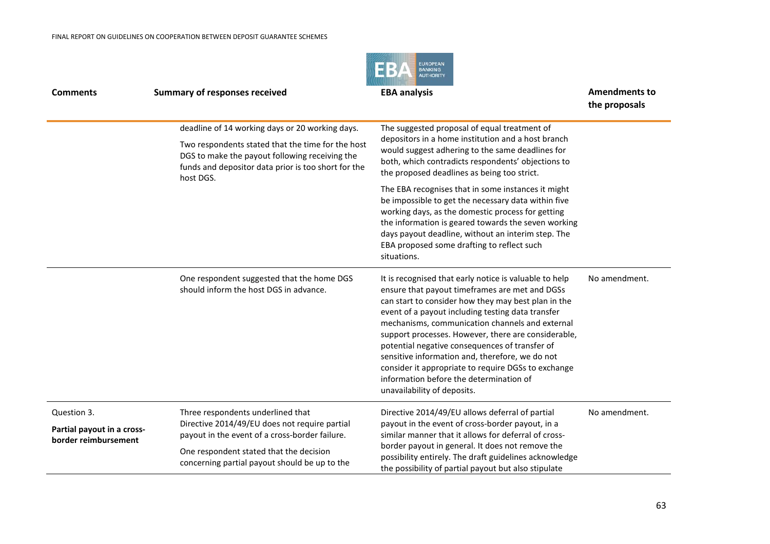| Comments | Summary of responses received | EBA analysis | Amendments to the proposals |
|---|---|---|---|
| | deadline of 14 working days or 20 working days.<br><br>Two respondents stated that the time for the host DGS to make the payout following receiving the funds and depositor data prior is too short for the host DGS. | The suggested proposal of equal treatment of depositors in a home institution and a host branch would suggest adhering to the same deadlines for both, which contradicts respondents' objections to the proposed deadlines as being too strict.<br><br>The EBA recognises that in some instances it might be impossible to get the necessary data within five working days, as the domestic process for getting the information is geared towards the seven working days payout deadline, without an interim step. The EBA proposed some drafting to reflect such situations. | |
| | One respondent suggested that the home DGS should inform the host DGS in advance. | It is recognised that early notice is valuable to help ensure that payout timeframes are met and DGSs can start to consider how they may best plan in the event of a payout including testing data transfer mechanisms, communication channels and external support processes. However, there are considerable, potential negative consequences of transfer of sensitive information and, therefore, we do not consider it appropriate to require DGSs to exchange information before the determination of unavailability of deposits. | No amendment. |
| Question 3.<br><br>**Partial payout in a cross-border reimbursement** | Three respondents underlined that Directive 2014/49/EU does not require partial payout in the event of a cross-border failure.<br><br>One respondent stated that the decision concerning partial payout should be up to the | Directive 2014/49/EU allows deferral of partial payout in the event of cross-border payout, in a similar manner that it allows for deferral of cross-border payout in general. It does not remove the possibility entirely. The draft guidelines acknowledge the possibility of partial payout but also stipulate | No amendment. |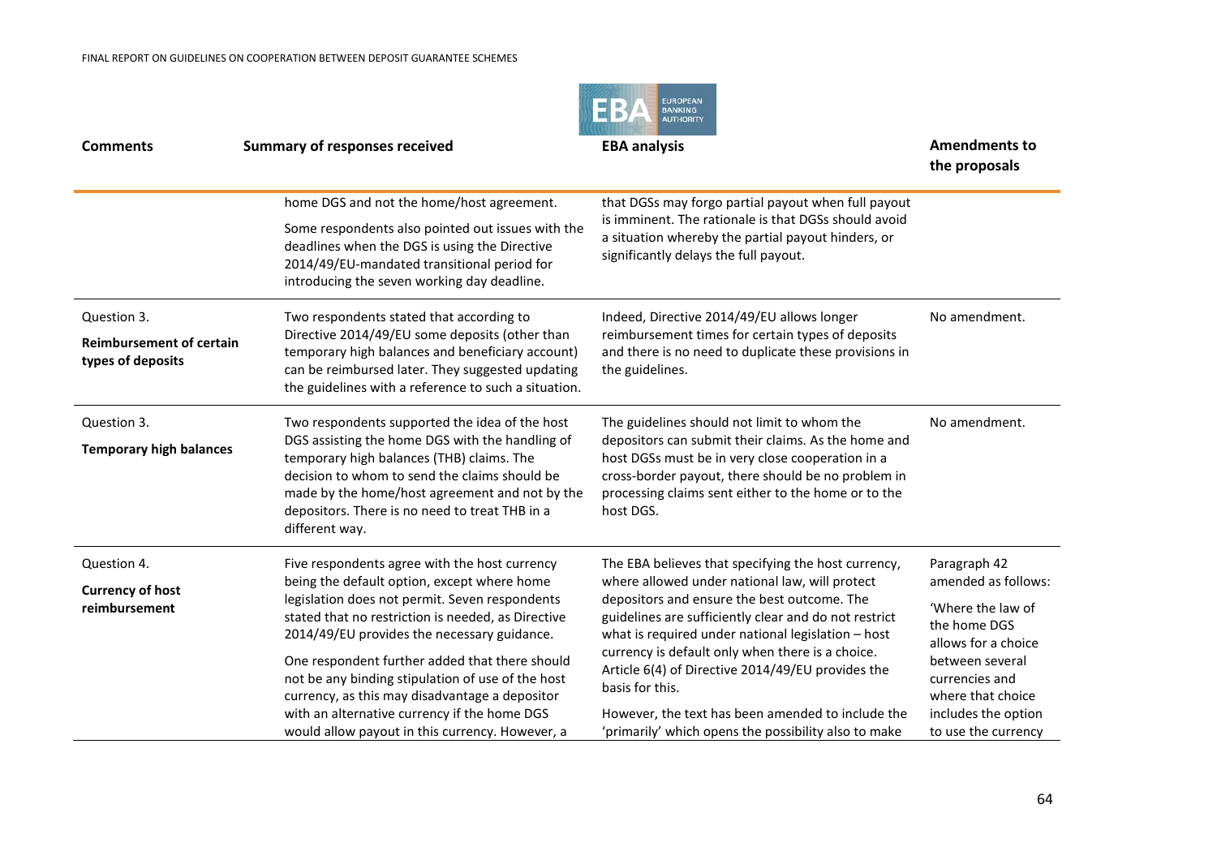| Comments | Summary of responses received | EBA analysis | Amendments to the proposals |
|---|---|---|---|
| | home DGS and not the home/host agreement. Some respondents also pointed out issues with the deadlines when the DGS is using the Directive 2014/49/EU-mandated transitional period for introducing the seven working day deadline. | that DGSs may forgo partial payout when full payout is imminent. The rationale is that DGSs should avoid a situation whereby the partial payout hinders, or significantly delays the full payout. | |
| Question 3. **Reimbursement of certain types of deposits** | Two respondents stated that according to Directive 2014/49/EU some deposits (other than temporary high balances and beneficiary account) can be reimbursed later. They suggested updating the guidelines with a reference to such a situation. | Indeed, Directive 2014/49/EU allows longer reimbursement times for certain types of deposits and there is no need to duplicate these provisions in the guidelines. | No amendment. |
| Question 3. **Temporary high balances** | Two respondents supported the idea of the host DGS assisting the home DGS with the handling of temporary high balances (THB) claims. The decision to whom to send the claims should be made by the home/host agreement and not by the depositors. There is no need to treat THB in a different way. | The guidelines should not limit to whom the depositors can submit their claims. As the home and host DGSs must be in very close cooperation in a cross-border payout, there should be no problem in processing claims sent either to the home or to the host DGS. | No amendment. |
| Question 4. **Currency of host reimbursement** | Five respondents agree with the host currency being the default option, except where home legislation does not permit. Seven respondents stated that no restriction is needed, as Directive 2014/49/EU provides the necessary guidance. One respondent further added that there should not be any binding stipulation of use of the host currency, as this may disadvantage a depositor with an alternative currency if the home DGS would allow payout in this currency. However, a | The EBA believes that specifying the host currency, where allowed under national law, will protect depositors and ensure the best outcome. The guidelines are sufficiently clear and do not restrict what is required under national legislation – host currency is default only when there is a choice. Article 6(4) of Directive 2014/49/EU provides the basis for this. However, the text has been amended to include the 'primarily' which opens the possibility also to make | Paragraph 42 amended as follows: 'Where the law of the home DGS allows for a choice between several currencies and where that choice includes the option to use the currency |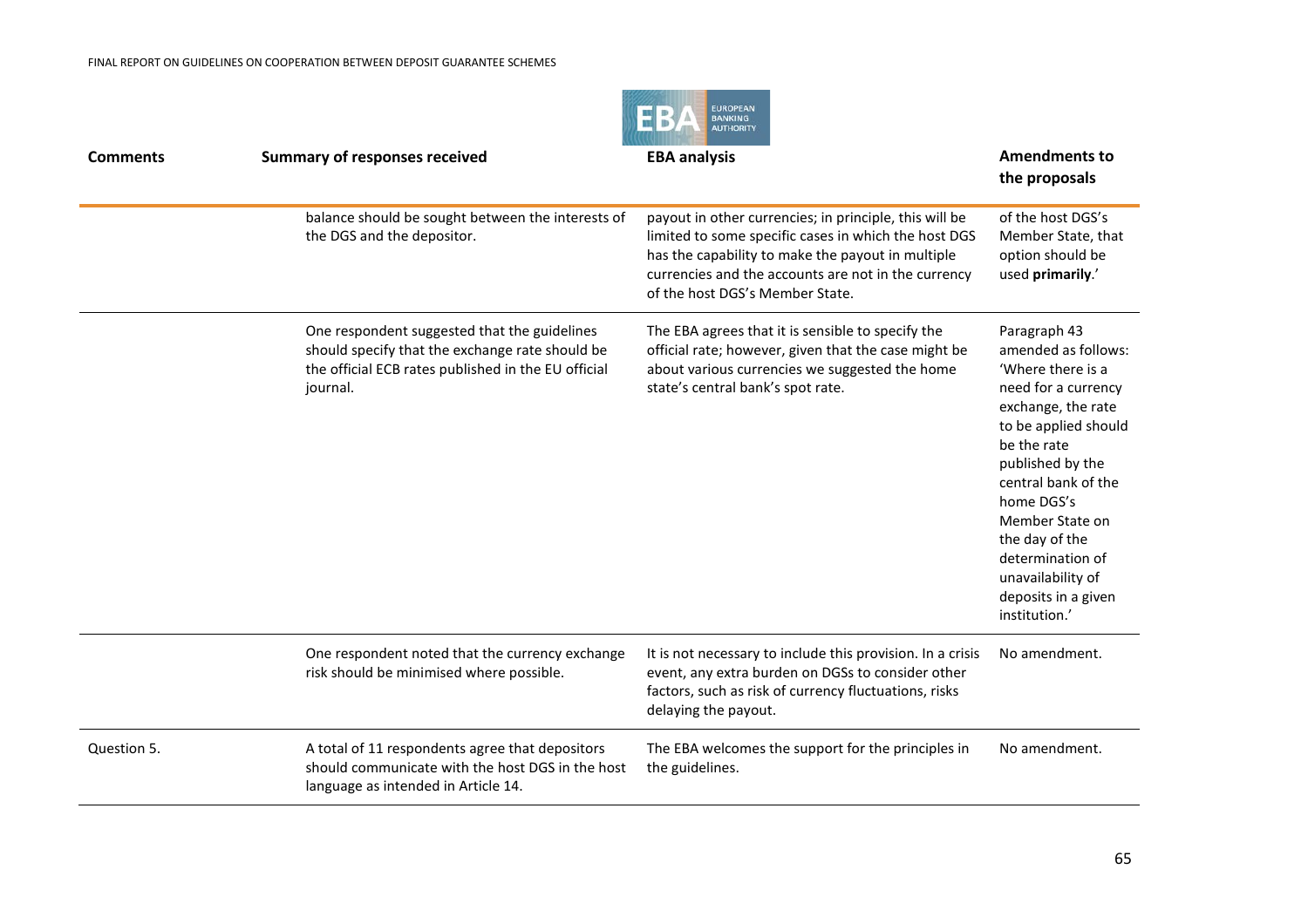| Comments | Summary of responses received | EBA analysis | Amendments to the proposals |
|---|---|---|---|
| | balance should be sought between the interests of the DGS and the depositor. | payout in other currencies; in principle, this will be limited to some specific cases in which the host DGS has the capability to make the payout in multiple currencies and the accounts are not in the currency of the host DGS's Member State. | of the host DGS's Member State, that option should be used **primarily**.' |
| | One respondent suggested that the guidelines should specify that the exchange rate should be the official ECB rates published in the EU official journal. | The EBA agrees that it is sensible to specify the official rate; however, given that the case might be about various currencies we suggested the home state's central bank's spot rate. | Paragraph 43 amended as follows: 'Where there is a need for a currency exchange, the rate to be applied should be the rate published by the central bank of the home DGS's Member State on the day of the determination of unavailability of deposits in a given institution.' |
| | One respondent noted that the currency exchange risk should be minimised where possible. | It is not necessary to include this provision. In a crisis event, any extra burden on DGSs to consider other factors, such as risk of currency fluctuations, risks delaying the payout. | No amendment. |
| Question 5. | A total of 11 respondents agree that depositors should communicate with the host DGS in the host language as intended in Article 14. | The EBA welcomes the support for the principles in the guidelines. | No amendment. |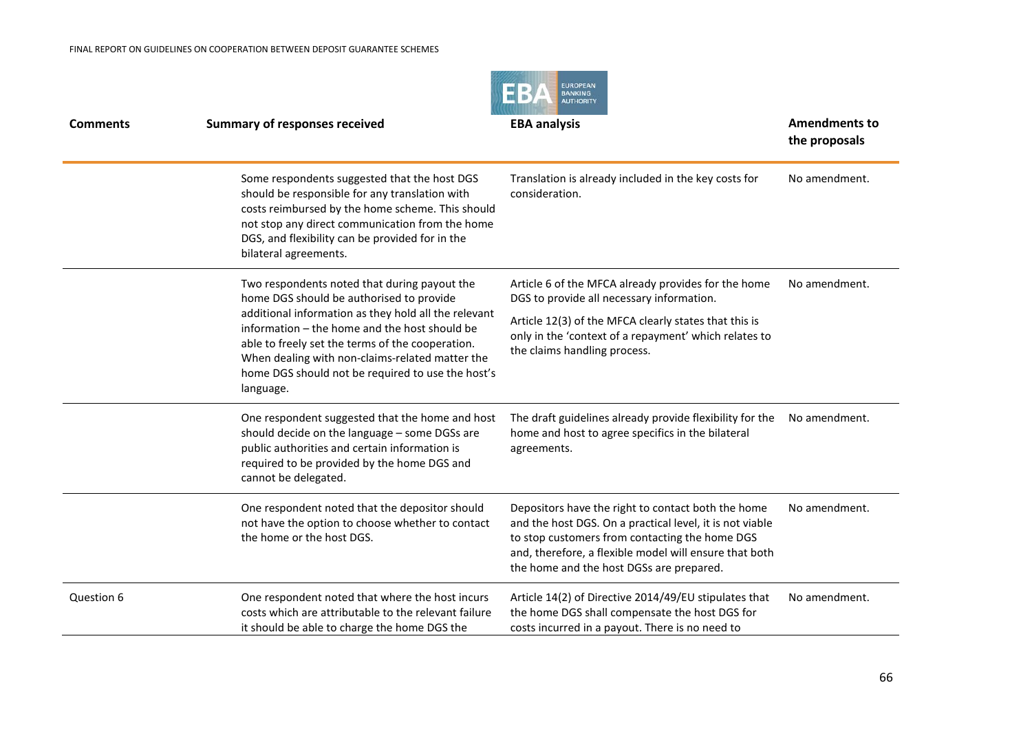| Comments | Summary of responses received | EBA analysis | Amendments to the proposals |
|---|---|---|---|
| | Some respondents suggested that the host DGS should be responsible for any translation with costs reimbursed by the home scheme. This should not stop any direct communication from the home DGS, and flexibility can be provided for in the bilateral agreements. | Translation is already included in the key costs for consideration. | No amendment. |
| | Two respondents noted that during payout the home DGS should be authorised to provide additional information as they hold all the relevant information – the home and the host should be able to freely set the terms of the cooperation. When dealing with non-claims-related matter the home DGS should not be required to use the host's language. | Article 6 of the MFCA already provides for the home DGS to provide all necessary information.<br><br>Article 12(3) of the MFCA clearly states that this is only in the 'context of a repayment' which relates to the claims handling process. | No amendment. |
| | One respondent suggested that the home and host should decide on the language – some DGSs are public authorities and certain information is required to be provided by the home DGS and cannot be delegated. | The draft guidelines already provide flexibility for the home and host to agree specifics in the bilateral agreements. | No amendment. |
| | One respondent noted that the depositor should not have the option to choose whether to contact the home or the host DGS. | Depositors have the right to contact both the home and the host DGS. On a practical level, it is not viable to stop customers from contacting the home DGS and, therefore, a flexible model will ensure that both the home and the host DGSs are prepared. | No amendment. |
| Question 6 | One respondent noted that where the host incurs costs which are attributable to the relevant failure it should be able to charge the home DGS the | Article 14(2) of Directive 2014/49/EU stipulates that the home DGS shall compensate the host DGS for costs incurred in a payout. There is no need to | No amendment. |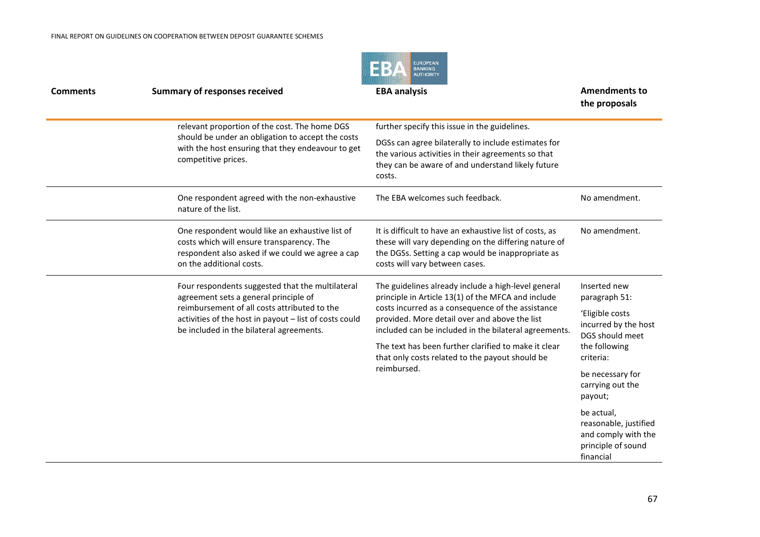| Comments | Summary of responses received | EBA analysis | Amendments to the proposals |
|---|---|---|---|
| | relevant proportion of the cost. The home DGS should be under an obligation to accept the costs with the host ensuring that they endeavour to get competitive prices. | further specify this issue in the guidelines.<br><br>DGSs can agree bilaterally to include estimates for the various activities in their agreements so that they can be aware of and understand likely future costs. | |
| | One respondent agreed with the non-exhaustive nature of the list. | The EBA welcomes such feedback. | No amendment. |
| | One respondent would like an exhaustive list of costs which will ensure transparency. The respondent also asked if we could we agree a cap on the additional costs. | It is difficult to have an exhaustive list of costs, as these will vary depending on the differing nature of the DGSs. Setting a cap would be inappropriate as costs will vary between cases. | No amendment. |
| | Four respondents suggested that the multilateral agreement sets a general principle of reimbursement of all costs attributed to the activities of the host in payout – list of costs could be included in the bilateral agreements. | The guidelines already include a high-level general principle in Article 13(1) of the MFCA and include costs incurred as a consequence of the assistance provided. More detail over and above the list included can be included in the bilateral agreements.<br><br>The text has been further clarified to make it clear that only costs related to the payout should be reimbursed. | Inserted new paragraph 51:<br><br>'Eligible costs incurred by the host DGS should meet the following criteria:<br><br>be necessary for carrying out the payout;<br><br>be actual, reasonable, justified and comply with the principle of sound financial |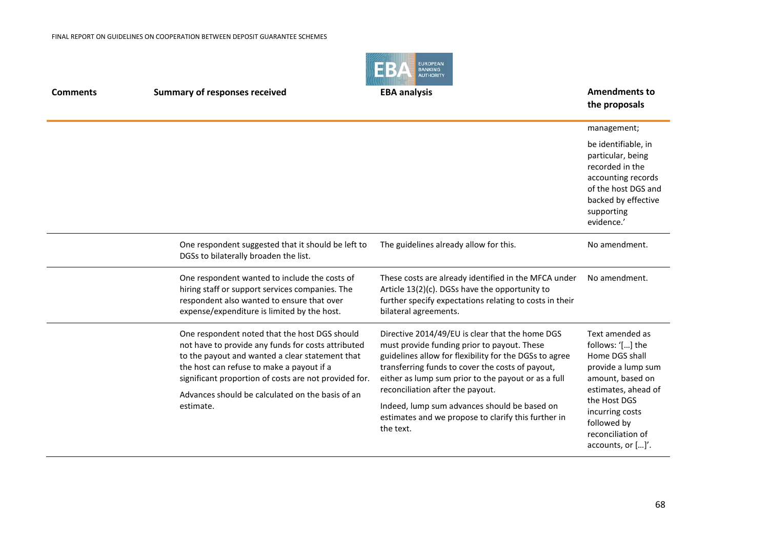| Comments | Summary of responses received | EBA analysis | Amendments to the proposals |
|---|---|---|---|
| | | | management;<br><br>be identifiable, in particular, being recorded in the accounting records of the host DGS and backed by effective supporting evidence.' |
| | One respondent suggested that it should be left to DGSs to bilaterally broaden the list. | The guidelines already allow for this. | No amendment. |
| | One respondent wanted to include the costs of hiring staff or support services companies. The respondent also wanted to ensure that over expense/expenditure is limited by the host. | These costs are already identified in the MFCA under Article 13(2)(c). DGSs have the opportunity to further specify expectations relating to costs in their bilateral agreements. | No amendment. |
| | One respondent noted that the host DGS should not have to provide any funds for costs attributed to the payout and wanted a clear statement that the host can refuse to make a payout if a significant proportion of costs are not provided for.<br><br>Advances should be calculated on the basis of an estimate. | Directive 2014/49/EU is clear that the home DGS must provide funding prior to payout. These guidelines allow for flexibility for the DGSs to agree transferring funds to cover the costs of payout, either as lump sum prior to the payout or as a full reconciliation after the payout.<br><br>Indeed, lump sum advances should be based on estimates and we propose to clarify this further in the text. | Text amended as follows: '[…] the Home DGS shall provide a lump sum amount, based on estimates, ahead of the Host DGS incurring costs followed by reconciliation of accounts, or […]'. |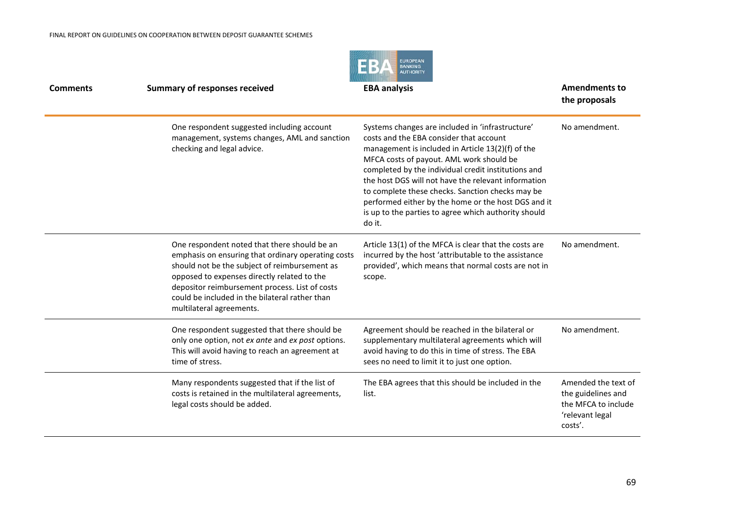| Comments | Summary of responses received | EBA analysis | Amendments to the proposals |
|---|---|---|---|
| | One respondent suggested including account management, systems changes, AML and sanction checking and legal advice. | Systems changes are included in 'infrastructure' costs and the EBA consider that account management is included in Article 13(2)(f) of the MFCA costs of payout. AML work should be completed by the individual credit institutions and the host DGS will not have the relevant information to complete these checks. Sanction checks may be performed either by the home or the host DGS and it is up to the parties to agree which authority should do it. | No amendment. |
| | One respondent noted that there should be an emphasis on ensuring that ordinary operating costs should not be the subject of reimbursement as opposed to expenses directly related to the depositor reimbursement process. List of costs could be included in the bilateral rather than multilateral agreements. | Article 13(1) of the MFCA is clear that the costs are incurred by the host 'attributable to the assistance provided', which means that normal costs are not in scope. | No amendment. |
| | One respondent suggested that there should be only one option, not *ex ante* and *ex post* options. This will avoid having to reach an agreement at time of stress. | Agreement should be reached in the bilateral or supplementary multilateral agreements which will avoid having to do this in time of stress. The EBA sees no need to limit it to just one option. | No amendment. |
| | Many respondents suggested that if the list of costs is retained in the multilateral agreements, legal costs should be added. | The EBA agrees that this should be included in the list. | Amended the text of the guidelines and the MFCA to include 'relevant legal costs'. |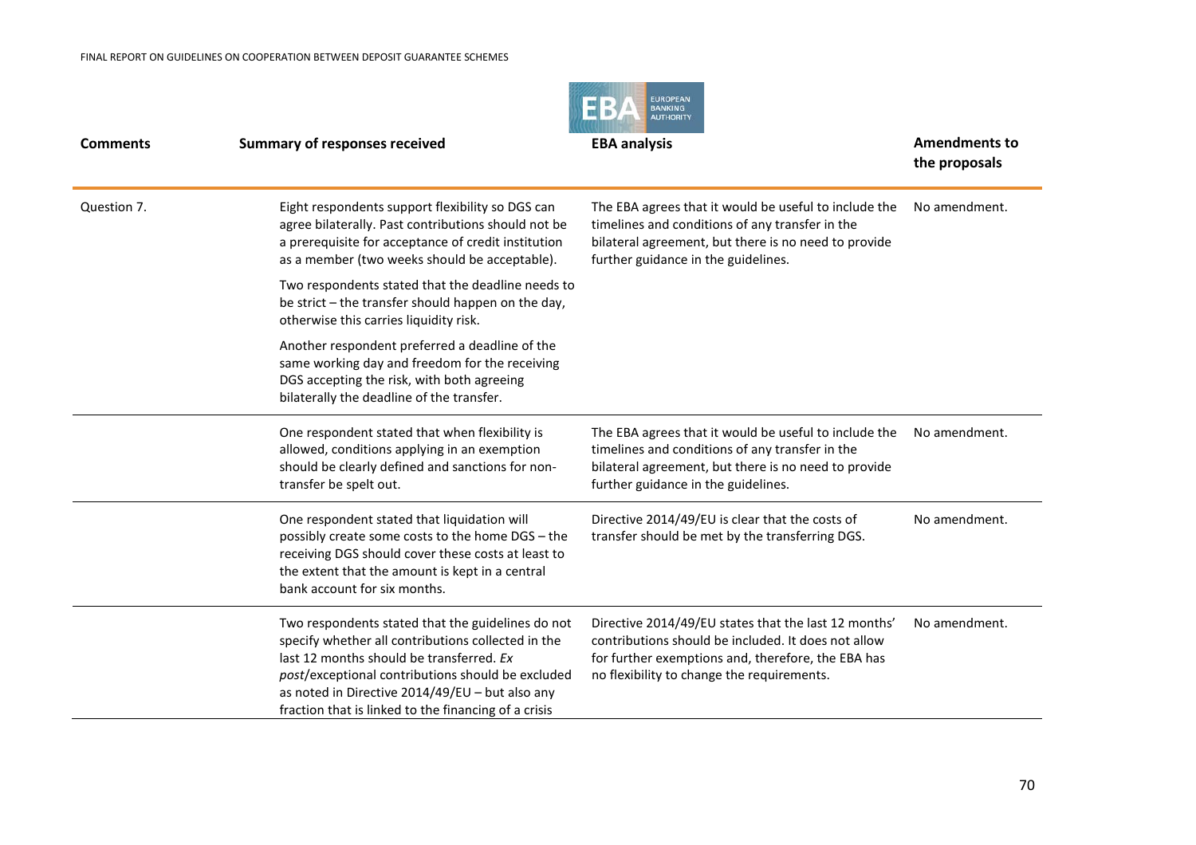| Comments | Summary of responses received | EBA analysis | Amendments to the proposals |
|---|---|---|---|
| Question 7. | Eight respondents support flexibility so DGS can agree bilaterally. Past contributions should not be a prerequisite for acceptance of credit institution as a member (two weeks should be acceptable).<br><br>Two respondents stated that the deadline needs to be strict – the transfer should happen on the day, otherwise this carries liquidity risk.<br><br>Another respondent preferred a deadline of the same working day and freedom for the receiving DGS accepting the risk, with both agreeing bilaterally the deadline of the transfer. | The EBA agrees that it would be useful to include the timelines and conditions of any transfer in the bilateral agreement, but there is no need to provide further guidance in the guidelines. | No amendment. |
| | One respondent stated that when flexibility is allowed, conditions applying in an exemption should be clearly defined and sanctions for non-transfer be spelt out. | The EBA agrees that it would be useful to include the timelines and conditions of any transfer in the bilateral agreement, but there is no need to provide further guidance in the guidelines. | No amendment. |
| | One respondent stated that liquidation will possibly create some costs to the home DGS – the receiving DGS should cover these costs at least to the extent that the amount is kept in a central bank account for six months. | Directive 2014/49/EU is clear that the costs of transfer should be met by the transferring DGS. | No amendment. |
| | Two respondents stated that the guidelines do not specify whether all contributions collected in the last 12 months should be transferred. *Ex post*/exceptional contributions should be excluded as noted in Directive 2014/49/EU – but also any fraction that is linked to the financing of a crisis | Directive 2014/49/EU states that the last 12 months' contributions should be included. It does not allow for further exemptions and, therefore, the EBA has no flexibility to change the requirements. | No amendment. |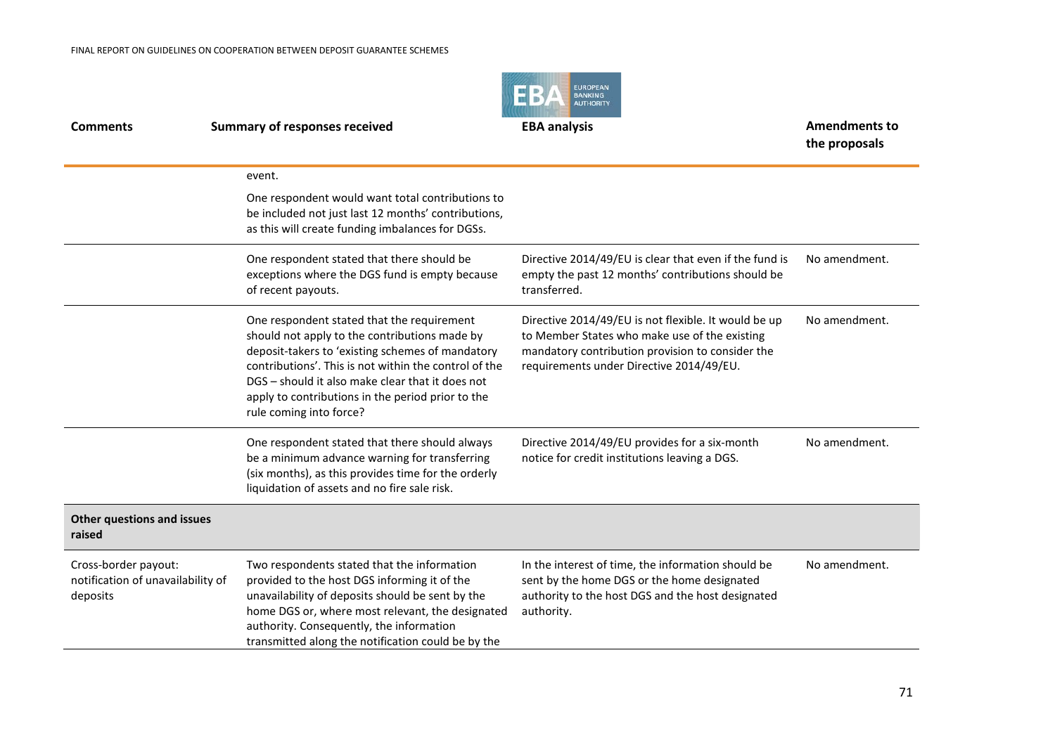| Comments | Summary of responses received | EBA analysis | Amendments to the proposals |
| --- | --- | --- | --- |
| | event.<br><br>One respondent would want total contributions to be included not just last 12 months' contributions, as this will create funding imbalances for DGSs. | | |
| | One respondent stated that there should be exceptions where the DGS fund is empty because of recent payouts. | Directive 2014/49/EU is clear that even if the fund is empty the past 12 months' contributions should be transferred. | No amendment. |
| | One respondent stated that the requirement should not apply to the contributions made by deposit-takers to 'existing schemes of mandatory contributions'. This is not within the control of the DGS – should it also make clear that it does not apply to contributions in the period prior to the rule coming into force? | Directive 2014/49/EU is not flexible. It would be up to Member States who make use of the existing mandatory contribution provision to consider the requirements under Directive 2014/49/EU. | No amendment. |
| | One respondent stated that there should always be a minimum advance warning for transferring (six months), as this provides time for the orderly liquidation of assets and no fire sale risk. | Directive 2014/49/EU provides for a six-month notice for credit institutions leaving a DGS. | No amendment. |
| **Other questions and issues raised** | | | |
| Cross-border payout: notification of unavailability of deposits | Two respondents stated that the information provided to the host DGS informing it of the unavailability of deposits should be sent by the home DGS or, where most relevant, the designated authority. Consequently, the information transmitted along the notification could be by the | In the interest of time, the information should be sent by the home DGS or the home designated authority to the host DGS and the host designated authority. | No amendment. |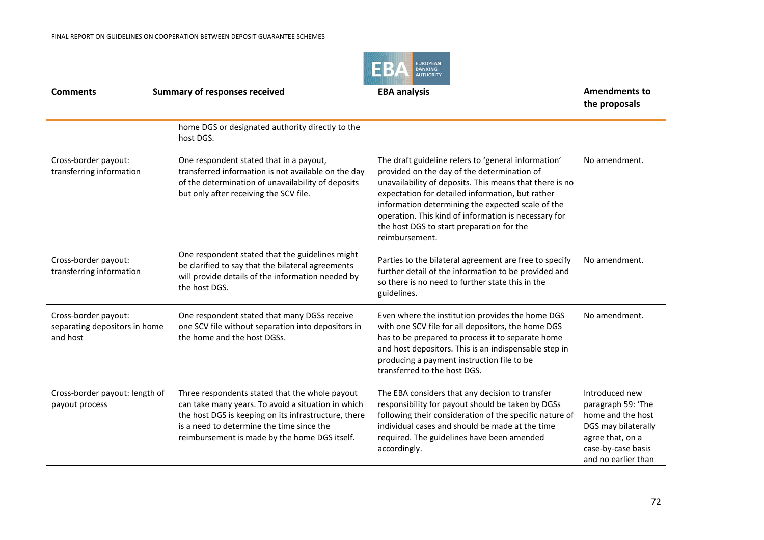| Comments | Summary of responses received | EBA analysis | Amendments to the proposals |
|---|---|---|---|
| | home DGS or designated authority directly to the host DGS. | | |
| Cross-border payout: transferring information | One respondent stated that in a payout, transferred information is not available on the day of the determination of unavailability of deposits but only after receiving the SCV file. | The draft guideline refers to 'general information' provided on the day of the determination of unavailability of deposits. This means that there is no expectation for detailed information, but rather information determining the expected scale of the operation. This kind of information is necessary for the host DGS to start preparation for the reimbursement. | No amendment. |
| Cross-border payout: transferring information | One respondent stated that the guidelines might be clarified to say that the bilateral agreements will provide details of the information needed by the host DGS. | Parties to the bilateral agreement are free to specify further detail of the information to be provided and so there is no need to further state this in the guidelines. | No amendment. |
| Cross-border payout: separating depositors in home and host | One respondent stated that many DGSs receive one SCV file without separation into depositors in the home and the host DGSs. | Even where the institution provides the home DGS with one SCV file for all depositors, the home DGS has to be prepared to process it to separate home and host depositors. This is an indispensable step in producing a payment instruction file to be transferred to the host DGS. | No amendment. |
| Cross-border payout: length of payout process | Three respondents stated that the whole payout can take many years. To avoid a situation in which the host DGS is keeping on its infrastructure, there is a need to determine the time since the reimbursement is made by the home DGS itself. | The EBA considers that any decision to transfer responsibility for payout should be taken by DGSs following their consideration of the specific nature of individual cases and should be made at the time required. The guidelines have been amended accordingly. | Introduced new paragraph 59: 'The home and the host DGS may bilaterally agree that, on a case-by-case basis and no earlier than |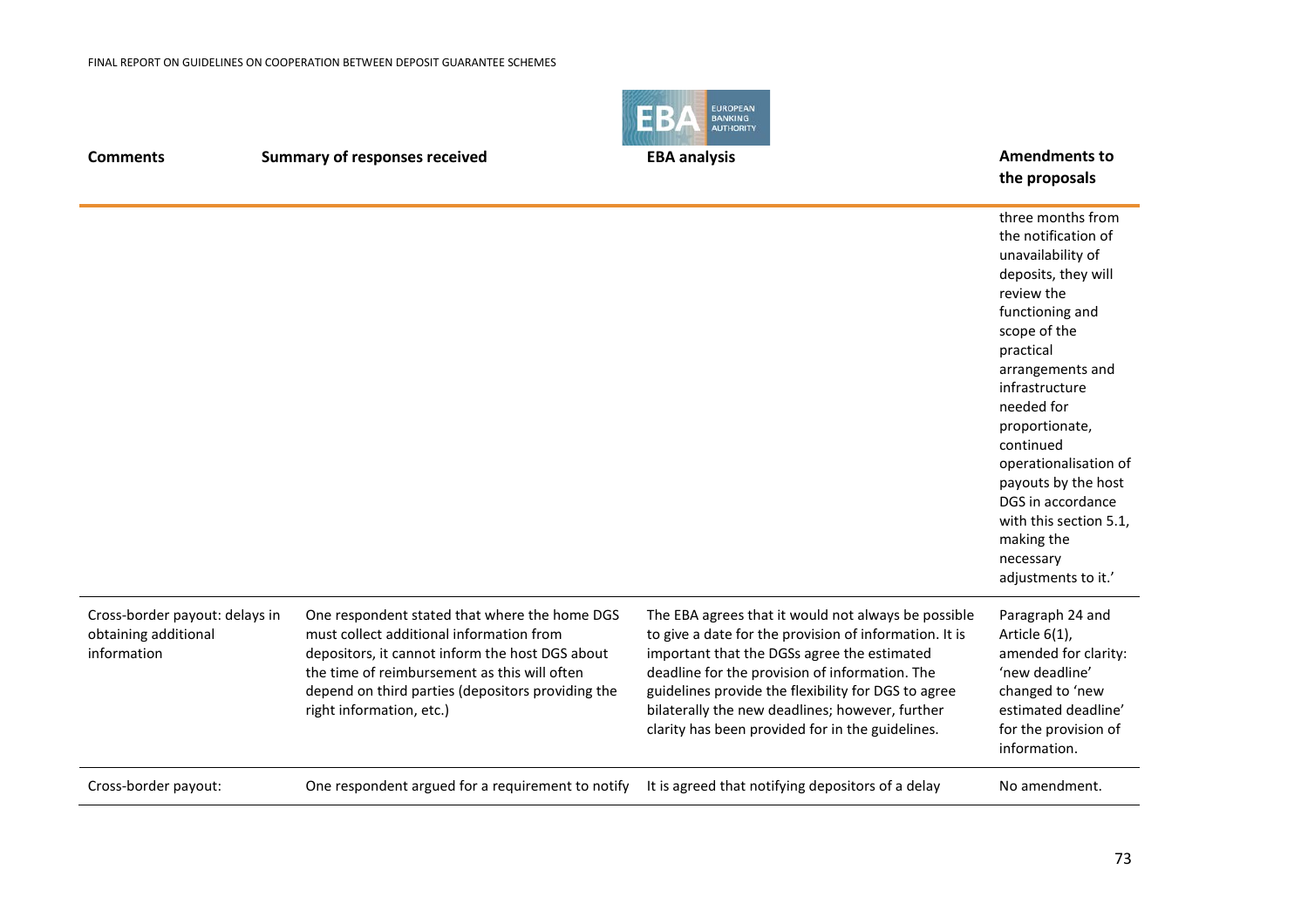| Comments | Summary of responses received | EBA analysis | Amendments to the proposals |
|---|---|---|---|
| | | | three months from the notification of unavailability of deposits, they will review the functioning and scope of the practical arrangements and infrastructure needed for proportionate, continued operationalisation of payouts by the host DGS in accordance with this section 5.1, making the necessary adjustments to it.’ |
| Cross-border payout: delays in obtaining additional information | One respondent stated that where the home DGS must collect additional information from depositors, it cannot inform the host DGS about the time of reimbursement as this will often depend on third parties (depositors providing the right information, etc.) | The EBA agrees that it would not always be possible to give a date for the provision of information. It is important that the DGSs agree the estimated deadline for the provision of information. The guidelines provide the flexibility for DGS to agree bilaterally the new deadlines; however, further clarity has been provided for in the guidelines. | Paragraph 24 and Article 6(1), amended for clarity: ‘new deadline’ changed to ‘new estimated deadline’ for the provision of information. |
| Cross-border payout: | One respondent argued for a requirement to notify | It is agreed that notifying depositors of a delay | No amendment. |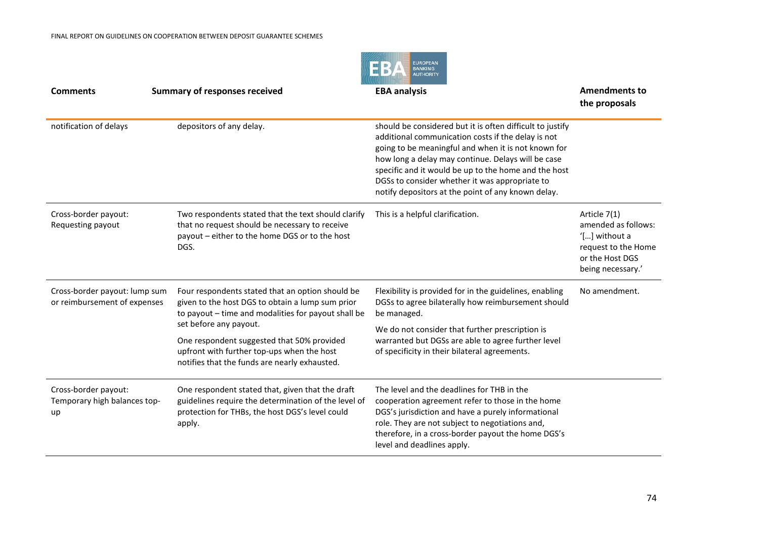| Comments | Summary of responses received | EBA analysis | Amendments to the proposals |
|---|---|---|---|
| notification of delays | depositors of any delay. | should be considered but it is often difficult to justify additional communication costs if the delay is not going to be meaningful and when it is not known for how long a delay may continue. Delays will be case specific and it would be up to the home and the host DGSs to consider whether it was appropriate to notify depositors at the point of any known delay. | |
| Cross-border payout: Requesting payout | Two respondents stated that the text should clarify that no request should be necessary to receive payout – either to the home DGS or to the host DGS. | This is a helpful clarification. | Article 7(1) amended as follows: '[…] without a request to the Home or the Host DGS being necessary.' |
| Cross-border payout: lump sum or reimbursement of expenses | Four respondents stated that an option should be given to the host DGS to obtain a lump sum prior to payout – time and modalities for payout shall be set before any payout.<br><br>One respondent suggested that 50% provided upfront with further top-ups when the host notifies that the funds are nearly exhausted. | Flexibility is provided for in the guidelines, enabling DGSs to agree bilaterally how reimbursement should be managed.<br><br>We do not consider that further prescription is warranted but DGSs are able to agree further level of specificity in their bilateral agreements. | No amendment. |
| Cross-border payout: Temporary high balances top-up | One respondent stated that, given that the draft guidelines require the determination of the level of protection for THBs, the host DGS's level could apply. | The level and the deadlines for THB in the cooperation agreement refer to those in the home DGS's jurisdiction and have a purely informational role. They are not subject to negotiations and, therefore, in a cross-border payout the home DGS's level and deadlines apply. | |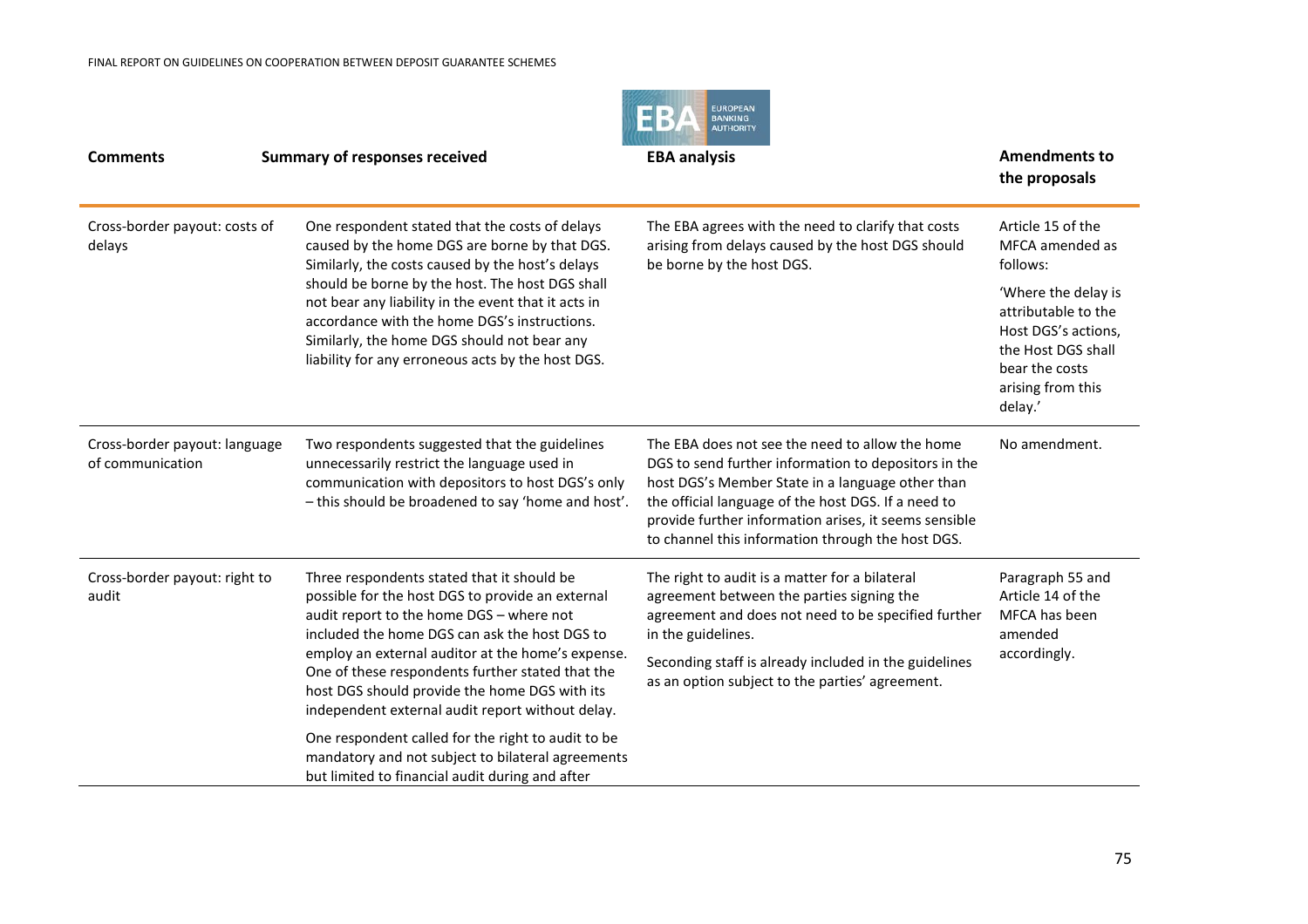| Comments | Summary of responses received | EBA analysis | Amendments to the proposals |
|---|---|---|---|
| Cross-border payout: costs of delays | One respondent stated that the costs of delays caused by the home DGS are borne by that DGS. Similarly, the costs caused by the host's delays should be borne by the host. The host DGS shall not bear any liability in the event that it acts in accordance with the home DGS's instructions. Similarly, the home DGS should not bear any liability for any erroneous acts by the host DGS. | The EBA agrees with the need to clarify that costs arising from delays caused by the host DGS should be borne by the host DGS. | Article 15 of the MFCA amended as follows: 'Where the delay is attributable to the Host DGS's actions, the Host DGS shall bear the costs arising from this delay.' |
| Cross-border payout: language of communication | Two respondents suggested that the guidelines unnecessarily restrict the language used in communication with depositors to host DGS's only – this should be broadened to say 'home and host'. | The EBA does not see the need to allow the home DGS to send further information to depositors in the host DGS's Member State in a language other than the official language of the host DGS. If a need to provide further information arises, it seems sensible to channel this information through the host DGS. | No amendment. |
| Cross-border payout: right to audit | Three respondents stated that it should be possible for the host DGS to provide an external audit report to the home DGS – where not included the home DGS can ask the host DGS to employ an external auditor at the home's expense. One of these respondents further stated that the host DGS should provide the home DGS with its independent external audit report without delay. One respondent called for the right to audit to be mandatory and not subject to bilateral agreements but limited to financial audit during and after | The right to audit is a matter for a bilateral agreement between the parties signing the agreement and does not need to be specified further in the guidelines. Seconding staff is already included in the guidelines as an option subject to the parties' agreement. | Paragraph 55 and Article 14 of the MFCA has been amended accordingly. |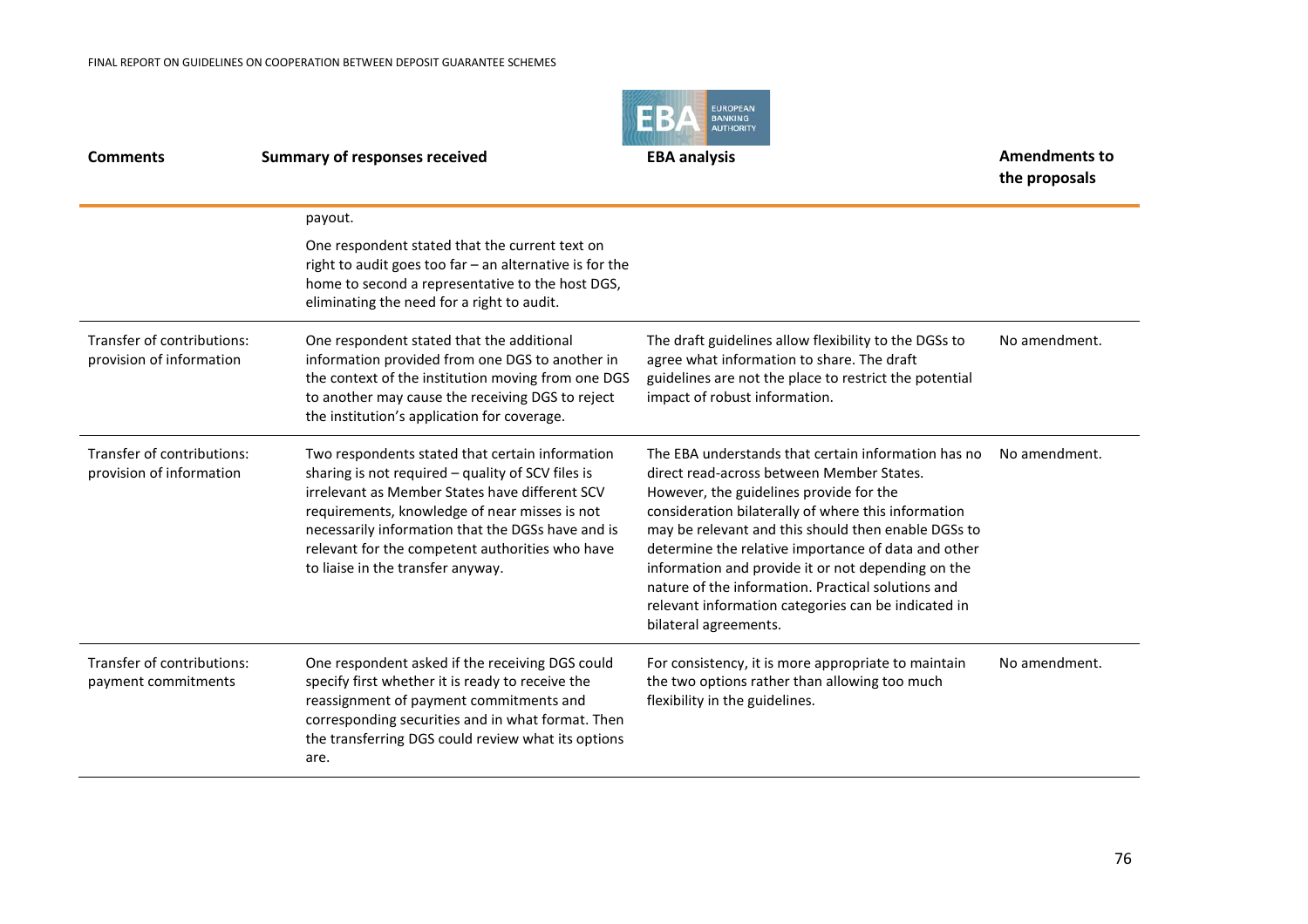| Comments | Summary of responses received | EBA analysis | Amendments to the proposals |
|---|---|---|---|
| | payout.<br><br>One respondent stated that the current text on right to audit goes too far – an alternative is for the home to second a representative to the host DGS, eliminating the need for a right to audit. | | |
| Transfer of contributions: provision of information | One respondent stated that the additional information provided from one DGS to another in the context of the institution moving from one DGS to another may cause the receiving DGS to reject the institution's application for coverage. | The draft guidelines allow flexibility to the DGSs to agree what information to share. The draft guidelines are not the place to restrict the potential impact of robust information. | No amendment. |
| Transfer of contributions: provision of information | Two respondents stated that certain information sharing is not required – quality of SCV files is irrelevant as Member States have different SCV requirements, knowledge of near misses is not necessarily information that the DGSs have and is relevant for the competent authorities who have to liaise in the transfer anyway. | The EBA understands that certain information has no direct read-across between Member States. However, the guidelines provide for the consideration bilaterally of where this information may be relevant and this should then enable DGSs to determine the relative importance of data and other information and provide it or not depending on the nature of the information. Practical solutions and relevant information categories can be indicated in bilateral agreements. | No amendment. |
| Transfer of contributions: payment commitments | One respondent asked if the receiving DGS could specify first whether it is ready to receive the reassignment of payment commitments and corresponding securities and in what format. Then the transferring DGS could review what its options are. | For consistency, it is more appropriate to maintain the two options rather than allowing too much flexibility in the guidelines. | No amendment. |